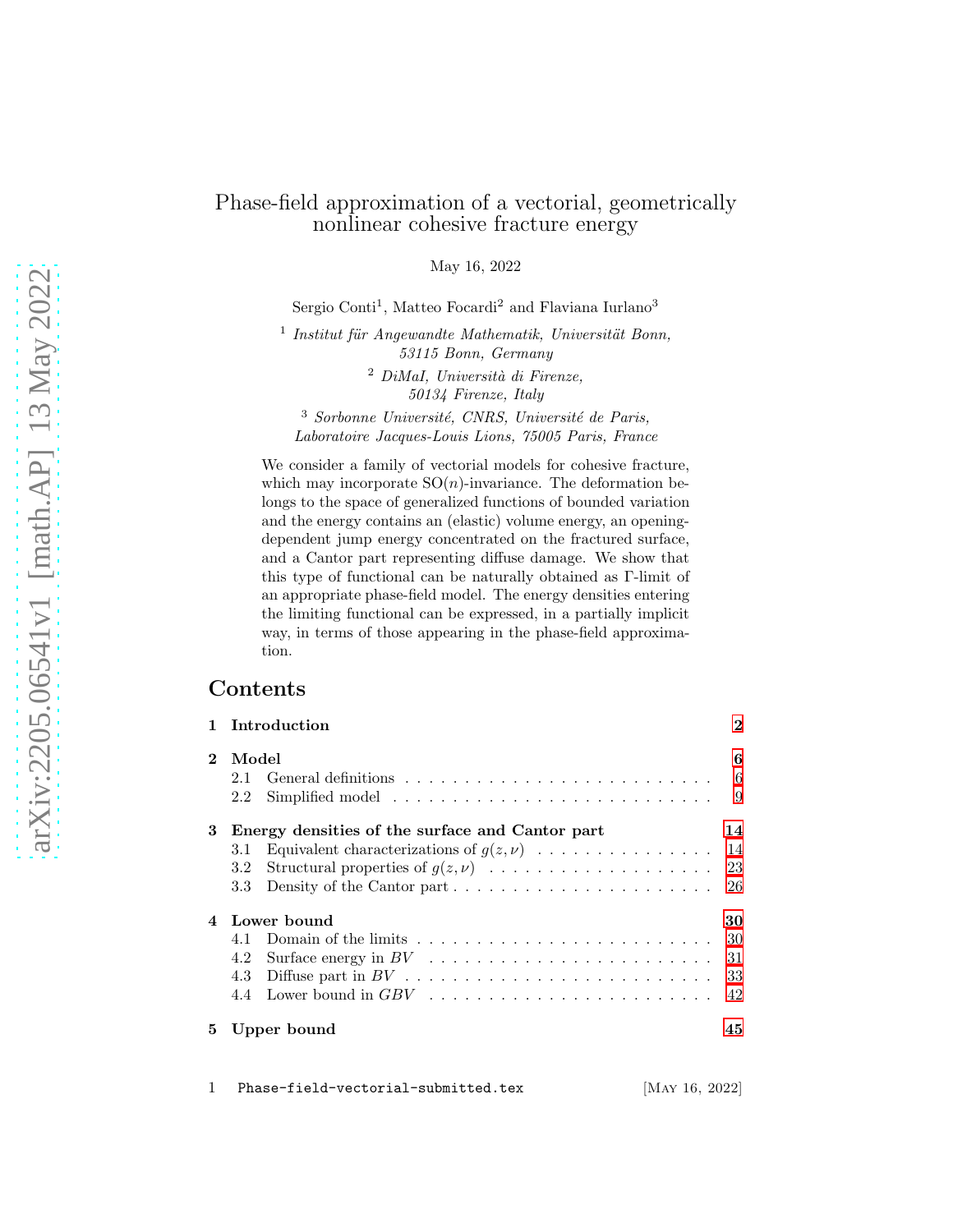# Phase-field approximation of a vectorial, geometrically nonlinear cohesive fracture energy

May 16, 2022

Sergio Conti[1], Matteo Focardi[2] and Flaviana Iurlano[3]

[1] *Institut für Angewandte Mathematik, Universität Bonn, 53115 Bonn, Germany*

[2] *DiMaI, Università di Firenze, 50134 Firenze, Italy*

[3] *Sorbonne Université, CNRS, Université de Paris, Laboratoire Jacques-Louis Lions, 75005 Paris, France*

We consider a family of vectorial models for cohesive fracture, which may incorporate $\mathrm{SO}(n)$-invariance. The deformation belongs to the space of generalized functions of bounded variation and the energy contains an (elastic) volume energy, an opening-dependent jump energy concentrated on the fractured surface, and a Cantor part representing diffuse damage. We show that this type of functional can be naturally obtained as $\Gamma$-limit of an appropriate phase-field model. The energy densities entering the limiting functional can be expressed, in a partially implicit way, in terms of those appearing in the phase-field approximation.

## Contents

- **1 Introduction** — 2
- **2 Model** — 6
  - 2.1 General definitions — 6
  - 2.2 Simplified model — 9
- **3 Energy densities of the surface and Cantor part** — 14
  - 3.1 Equivalent characterizations of $g(z, \nu)$ — 14
  - 3.2 Structural properties of $g(z, \nu)$ — 23
  - 3.3 Density of the Cantor part — 26
- **4 Lower bound** — 30
  - 4.1 Domain of the limits — 30
  - 4.2 Surface energy in $BV$ — 31
  - 4.3 Diffuse part in $BV$ — 33
  - 4.4 Lower bound in $GBV$ — 42
- **5 Upper bound** — 45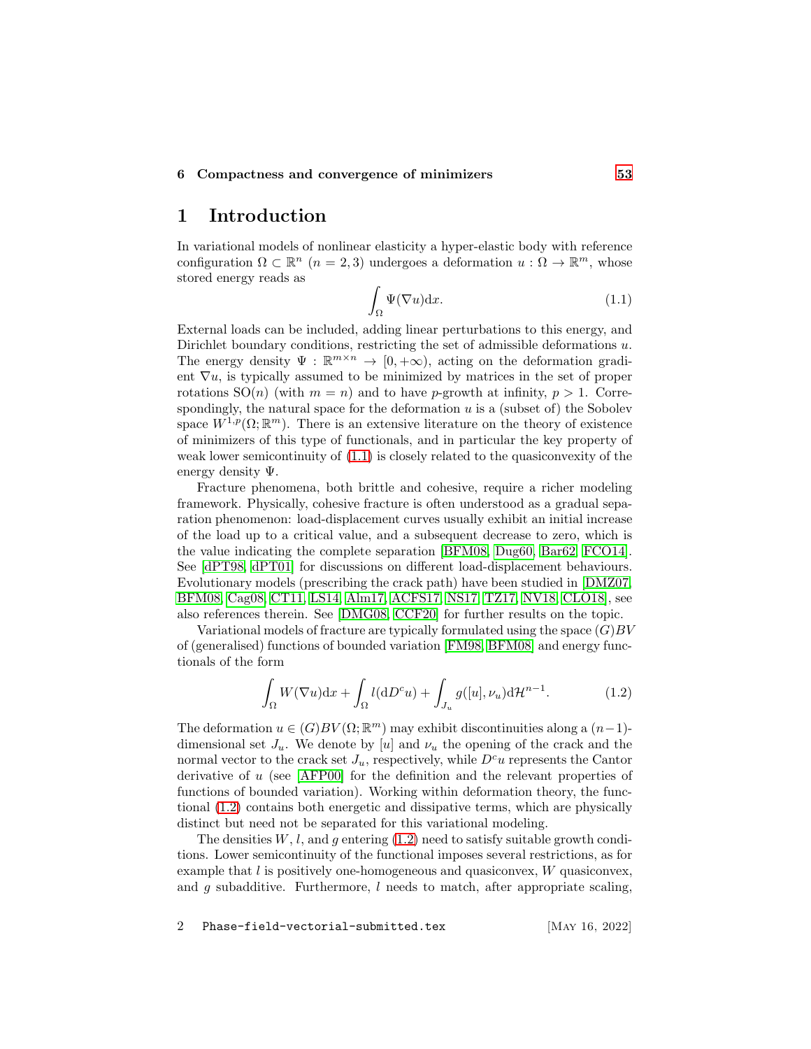6 Compactness and convergence of minimizers 53

# 1 Introduction

In variational models of nonlinear elasticity a hyper-elastic body with reference configuration $\Omega \subset \mathbb{R}^n$ ($n = 2, 3$) undergoes a deformation $u : \Omega \to \mathbb{R}^m$, whose stored energy reads as

$$\int_\Omega \Psi(\nabla u)\mathrm{d}x. \tag{1.1}$$

External loads can be included, adding linear perturbations to this energy, and Dirichlet boundary conditions, restricting the set of admissible deformations $u$. The energy density $\Psi : \mathbb{R}^{m\times n} \to [0, +\infty)$, acting on the deformation gradient $\nabla u$, is typically assumed to be minimized by matrices in the set of proper rotations $\mathrm{SO}(n)$ (with $m = n$) and to have $p$-growth at infinity, $p > 1$. Correspondingly, the natural space for the deformation $u$ is a (subset of) the Sobolev space $W^{1,p}(\Omega; \mathbb{R}^m)$. There is an extensive literature on the theory of existence of minimizers of this type of functionals, and in particular the key property of weak lower semicontinuity of (1.1) is closely related to the quasiconvexity of the energy density $\Psi$.

Fracture phenomena, both brittle and cohesive, require a richer modeling framework. Physically, cohesive fracture is often understood as a gradual separation phenomenon: load-displacement curves usually exhibit an initial increase of the load up to a critical value, and a subsequent decrease to zero, which is the value indicating the complete separation [BFM08, Dug60, Bar62, FCO14]. See [dPT98, dPT01] for discussions on different load-displacement behaviours. Evolutionary models (prescribing the crack path) have been studied in [DMZ07, BFM08, Cag08, CT11, LS14, Alm17, ACFS17, NS17, TZ17, NV18, CLO18], see also references therein. See [DMG08, CCF20] for further results on the topic.

Variational models of fracture are typically formulated using the space $(G)BV$ of (generalised) functions of bounded variation [FM98, BFM08] and energy functionals of the form

$$\int_\Omega W(\nabla u)\mathrm{d}x + \int_\Omega l(\mathrm{d}D^c u) + \int_{J_u} g([u], \nu_u)\mathrm{d}\mathcal{H}^{n-1}. \tag{1.2}$$

The deformation $u \in (G)BV(\Omega; \mathbb{R}^m)$ may exhibit discontinuities along a $(n-1)$-dimensional set $J_u$. We denote by $[u]$ and $\nu_u$ the opening of the crack and the normal vector to the crack set $J_u$, respectively, while $D^c u$ represents the Cantor derivative of $u$ (see [AFP00] for the definition and the relevant properties of functions of bounded variation). Working within deformation theory, the functional (1.2) contains both energetic and dissipative terms, which are physically distinct but need not be separated for this variational modeling.

The densities $W$, $l$, and $g$ entering (1.2) need to satisfy suitable growth conditions. Lower semicontinuity of the functional imposes several restrictions, as for example that $l$ is positively one-homogeneous and quasiconvex, $W$ quasiconvex, and $g$ subadditive. Furthermore, $l$ needs to match, after appropriate scaling,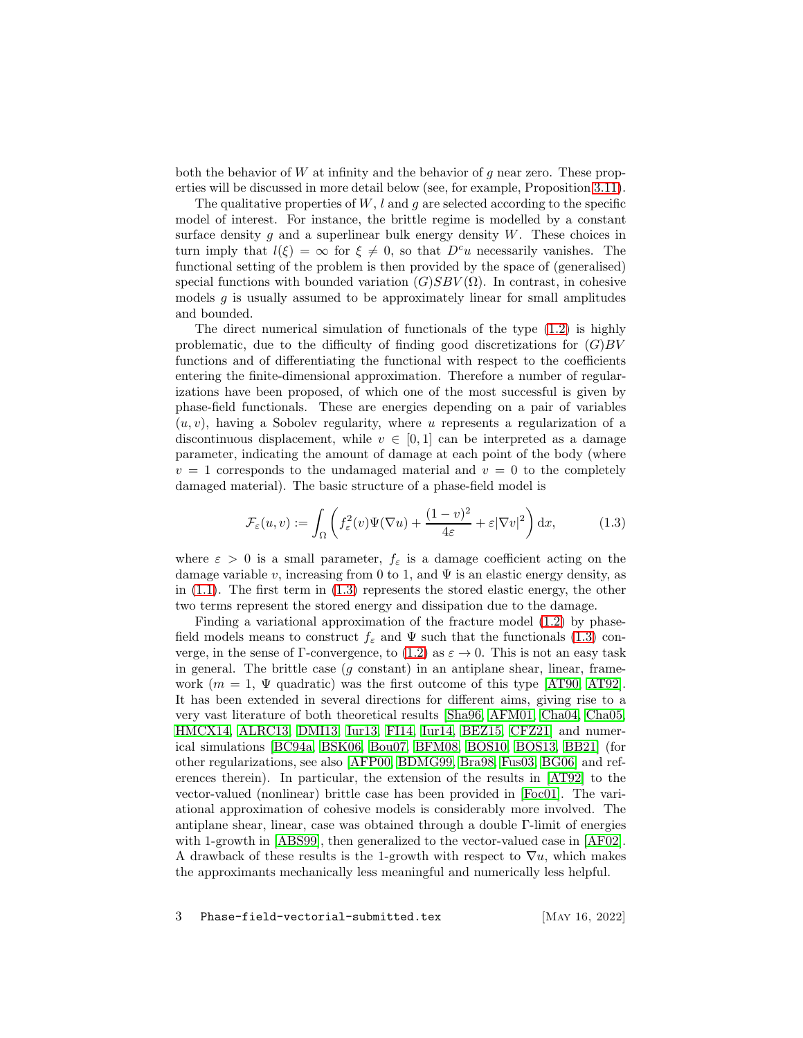both the behavior of $W$ at infinity and the behavior of $g$ near zero. These properties will be discussed in more detail below (see, for example, Proposition 3.11).

The qualitative properties of $W$, $l$ and $g$ are selected according to the specific model of interest. For instance, the brittle regime is modelled by a constant surface density $g$ and a superlinear bulk energy density $W$. These choices in turn imply that $l(\xi) = \infty$ for $\xi \neq 0$, so that $D^c u$ necessarily vanishes. The functional setting of the problem is then provided by the space of (generalised) special functions with bounded variation $(G)SBV(\Omega)$. In contrast, in cohesive models $g$ is usually assumed to be approximately linear for small amplitudes and bounded.

The direct numerical simulation of functionals of the type (1.2) is highly problematic, due to the difficulty of finding good discretizations for $(G)BV$ functions and of differentiating the functional with respect to the coefficients entering the finite-dimensional approximation. Therefore a number of regularizations have been proposed, of which one of the most successful is given by phase-field functionals. These are energies depending on a pair of variables $(u, v)$, having a Sobolev regularity, where $u$ represents a regularization of a discontinuous displacement, while $v \in [0, 1]$ can be interpreted as a damage parameter, indicating the amount of damage at each point of the body (where $v = 1$ corresponds to the undamaged material and $v = 0$ to the completely damaged material). The basic structure of a phase-field model is

$$\mathcal{F}_\varepsilon(u, v) := \int_\Omega \left( f_\varepsilon^2(v)\Psi(\nabla u) + \frac{(1-v)^2}{4\varepsilon} + \varepsilon|\nabla v|^2 \right) \mathrm{d}x, \tag{1.3}$$

where $\varepsilon > 0$ is a small parameter, $f_\varepsilon$ is a damage coefficient acting on the damage variable $v$, increasing from 0 to 1, and $\Psi$ is an elastic energy density, as in (1.1). The first term in (1.3) represents the stored elastic energy, the other two terms represent the stored energy and dissipation due to the damage.

Finding a variational approximation of the fracture model (1.2) by phase-field models means to construct $f_\varepsilon$ and $\Psi$ such that the functionals (1.3) converge, in the sense of $\Gamma$-convergence, to (1.2) as $\varepsilon \to 0$. This is not an easy task in general. The brittle case ($g$ constant) in an antiplane shear, linear, framework ($m = 1$, $\Psi$ quadratic) was the first outcome of this type [AT90, AT92]. It has been extended in several directions for different aims, giving rise to a very vast literature of both theoretical results [Sha96, AFM01, Cha04, Cha05, HMCX14, ALRC13, DMI13, Iur13, FI14, Iur14, BEZ15, CFZ21] and numerical simulations [BC94a, BSK06, Bou07, BFM08, BOS10, BOS13, BB21] (for other regularizations, see also [AFP00, BDMG99, Bra98, Fus03, BG06] and references therein). In particular, the extension of the results in [AT92] to the vector-valued (nonlinear) brittle case has been provided in [Foc01]. The variational approximation of cohesive models is considerably more involved. The antiplane shear, linear, case was obtained through a double $\Gamma$-limit of energies with 1-growth in [ABS99], then generalized to the vector-valued case in [AF02]. A drawback of these results is the 1-growth with respect to $\nabla u$, which makes the approximants mechanically less meaningful and numerically less helpful.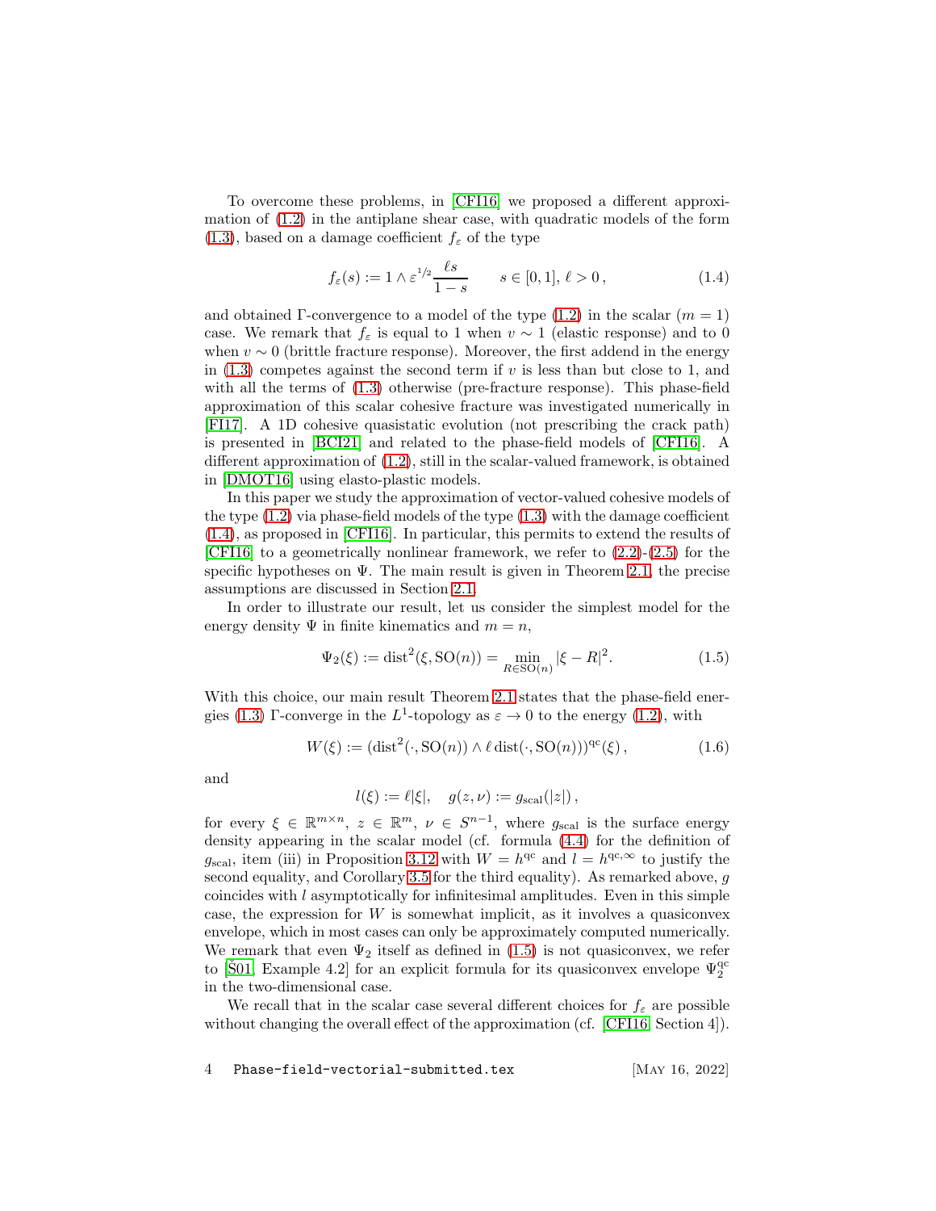To overcome these problems, in [CFI16] we proposed a different approximation of (1.2) in the antiplane shear case, with quadratic models of the form (1.3), based on a damage coefficient $f_\varepsilon$ of the type

$$f_\varepsilon(s) := 1 \wedge \varepsilon^{1/2} \frac{\ell s}{1-s} \qquad s \in [0,1],\, \ell > 0\,, \tag{1.4}$$

and obtained Γ-convergence to a model of the type (1.2) in the scalar ($m = 1$) case. We remark that $f_\varepsilon$ is equal to 1 when $v \sim 1$ (elastic response) and to 0 when $v \sim 0$ (brittle fracture response). Moreover, the first addend in the energy in (1.3) competes against the second term if $v$ is less than but close to 1, and with all the terms of (1.3) otherwise (pre-fracture response). This phase-field approximation of this scalar cohesive fracture was investigated numerically in [FI17]. A 1D cohesive quasistatic evolution (not prescribing the crack path) is presented in [BCI21] and related to the phase-field models of [CFI16]. A different approximation of (1.2), still in the scalar-valued framework, is obtained in [DMOT16] using elasto-plastic models.

In this paper we study the approximation of vector-valued cohesive models of the type (1.2) via phase-field models of the type (1.3) with the damage coefficient (1.4), as proposed in [CFI16]. In particular, this permits to extend the results of [CFI16] to a geometrically nonlinear framework, we refer to (2.2)-(2.5) for the specific hypotheses on Ψ. The main result is given in Theorem 2.1, the precise assumptions are discussed in Section 2.1.

In order to illustrate our result, let us consider the simplest model for the energy density Ψ in finite kinematics and $m = n$,

$$\Psi_2(\xi) := \operatorname{dist}^2(\xi, \mathrm{SO}(n)) = \min_{R \in \mathrm{SO}(n)} |\xi - R|^2. \tag{1.5}$$

With this choice, our main result Theorem 2.1 states that the phase-field energies (1.3) Γ-converge in the $L^1$-topology as $\varepsilon \to 0$ to the energy (1.2), with

$$W(\xi) := (\operatorname{dist}^2(\cdot, \mathrm{SO}(n)) \wedge \ell \operatorname{dist}(\cdot, \mathrm{SO}(n)))^{\mathrm{qc}}(\xi)\,, \tag{1.6}$$

and

$$l(\xi) := \ell|\xi|, \quad g(z,\nu) := g_{\mathrm{scal}}(|z|)\,,$$

for every $\xi \in \mathbb{R}^{m\times n}$, $z \in \mathbb{R}^m$, $\nu \in S^{n-1}$, where $g_{\mathrm{scal}}$ is the surface energy density appearing in the scalar model (cf. formula (4.4) for the definition of $g_{\mathrm{scal}}$, item (iii) in Proposition 3.12 with $W = h^{\mathrm{qc}}$ and $l = h^{\mathrm{qc},\infty}$ to justify the second equality, and Corollary 3.5 for the third equality). As remarked above, $g$ coincides with $l$ asymptotically for infinitesimal amplitudes. Even in this simple case, the expression for $W$ is somewhat implicit, as it involves a quasiconvex envelope, which in most cases can only be approximately computed numerically. We remark that even $\Psi_2$ itself as defined in (1.5) is not quasiconvex, we refer to [Š01, Example 4.2] for an explicit formula for its quasiconvex envelope $\Psi_2^{\mathrm{qc}}$ in the two-dimensional case.

We recall that in the scalar case several different choices for $f_\varepsilon$ are possible without changing the overall effect of the approximation (cf. [CFI16, Section 4]).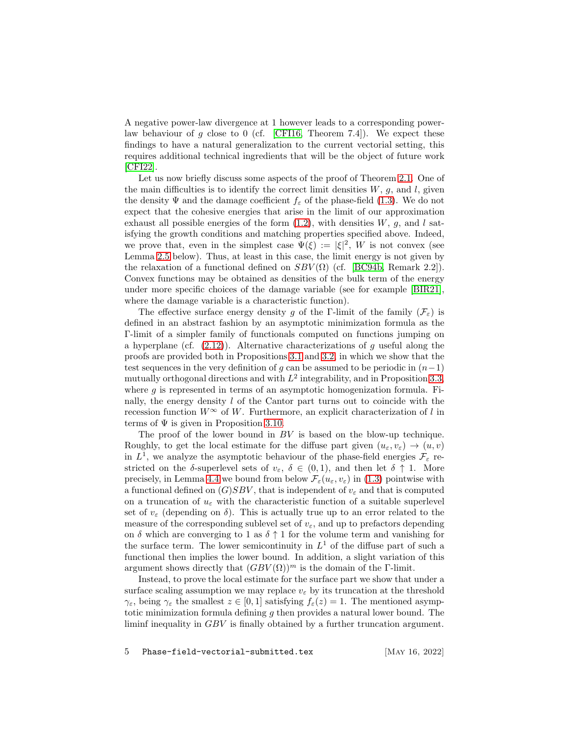A negative power-law divergence at 1 however leads to a corresponding power-law behaviour of $g$ close to 0 (cf. [CFI16, Theorem 7.4]). We expect these findings to have a natural generalization to the current vectorial setting, this requires additional technical ingredients that will be the object of future work [CFI22].

Let us now briefly discuss some aspects of the proof of Theorem 2.1. One of the main difficulties is to identify the correct limit densities $W$, $g$, and $l$, given the density $\Psi$ and the damage coefficient $f_\varepsilon$ of the phase-field (1.3). We do not expect that the cohesive energies that arise in the limit of our approximation exhaust all possible energies of the form (1.2), with densities $W$, $g$, and $l$ satisfying the growth conditions and matching properties specified above. Indeed, we prove that, even in the simplest case $\Psi(\xi) := |\xi|^2$, $W$ is not convex (see Lemma 2.5 below). Thus, at least in this case, the limit energy is not given by the relaxation of a functional defined on $SBV(\Omega)$ (cf. [BC94b, Remark 2.2]). Convex functions may be obtained as densities of the bulk term of the energy under more specific choices of the damage variable (see for example [BIR21], where the damage variable is a characteristic function).

The effective surface energy density $g$ of the $\Gamma$-limit of the family $(\mathcal{F}_\varepsilon)$ is defined in an abstract fashion by an asymptotic minimization formula as the $\Gamma$-limit of a simpler family of functionals computed on functions jumping on a hyperplane (cf. (2.12)). Alternative characterizations of $g$ useful along the proofs are provided both in Propositions 3.1 and 3.2, in which we show that the test sequences in the very definition of $g$ can be assumed to be periodic in $(n-1)$ mutually orthogonal directions and with $L^2$ integrability, and in Proposition 3.3, where $g$ is represented in terms of an asymptotic homogenization formula. Finally, the energy density $l$ of the Cantor part turns out to coincide with the recession function $W^\infty$ of $W$. Furthermore, an explicit characterization of $l$ in terms of $\Psi$ is given in Proposition 3.10.

The proof of the lower bound in $BV$ is based on the blow-up technique. Roughly, to get the local estimate for the diffuse part given $(u_\varepsilon, v_\varepsilon) \to (u, v)$ in $L^1$, we analyze the asymptotic behaviour of the phase-field energies $\mathcal{F}_\varepsilon$ restricted on the $\delta$-superlevel sets of $v_\varepsilon$, $\delta \in (0, 1)$, and then let $\delta \uparrow 1$. More precisely, in Lemma 4.4 we bound from below $\mathcal{F}_\varepsilon(u_\varepsilon, v_\varepsilon)$ in (1.3) pointwise with a functional defined on $(G)SBV$, that is independent of $v_\varepsilon$ and that is computed on a truncation of $u_\varepsilon$ with the characteristic function of a suitable superlevel set of $v_\varepsilon$ (depending on $\delta$). This is actually true up to an error related to the measure of the corresponding sublevel set of $v_\varepsilon$, and up to prefactors depending on $\delta$ which are converging to 1 as $\delta \uparrow 1$ for the volume term and vanishing for the surface term. The lower semicontinuity in $L^1$ of the diffuse part of such a functional then implies the lower bound. In addition, a slight variation of this argument shows directly that $(GBV(\Omega))^m$ is the domain of the $\Gamma$-limit.

Instead, to prove the local estimate for the surface part we show that under a surface scaling assumption we may replace $v_\varepsilon$ by its truncation at the threshold $\gamma_\varepsilon$, being $\gamma_\varepsilon$ the smallest $z \in [0, 1]$ satisfying $f_\varepsilon(z) = 1$. The mentioned asymptotic minimization formula defining $g$ then provides a natural lower bound. The liminf inequality in $GBV$ is finally obtained by a further truncation argument.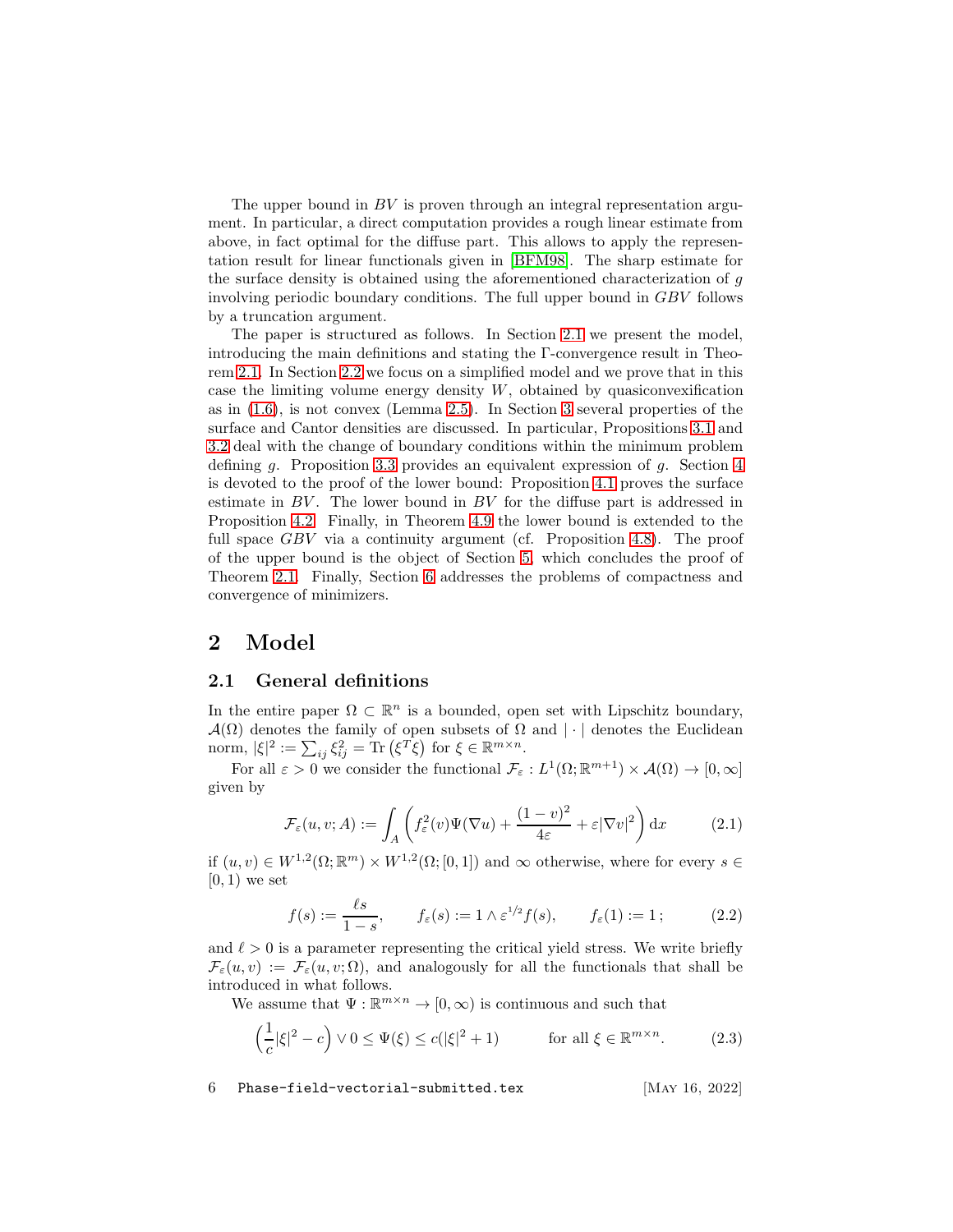The upper bound in $BV$ is proven through an integral representation argument. In particular, a direct computation provides a rough linear estimate from above, in fact optimal for the diffuse part. This allows to apply the representation result for linear functionals given in [BFM98]. The sharp estimate for the surface density is obtained using the aforementioned characterization of $g$ involving periodic boundary conditions. The full upper bound in $GBV$ follows by a truncation argument.

The paper is structured as follows. In Section 2.1 we present the model, introducing the main definitions and stating the Γ-convergence result in Theorem 2.1. In Section 2.2 we focus on a simplified model and we prove that in this case the limiting volume energy density $W$, obtained by quasiconvexification as in (1.6), is not convex (Lemma 2.5). In Section 3 several properties of the surface and Cantor densities are discussed. In particular, Propositions 3.1 and 3.2 deal with the change of boundary conditions within the minimum problem defining $g$. Proposition 3.3 provides an equivalent expression of $g$. Section 4 is devoted to the proof of the lower bound: Proposition 4.1 proves the surface estimate in $BV$. The lower bound in $BV$ for the diffuse part is addressed in Proposition 4.2. Finally, in Theorem 4.9 the lower bound is extended to the full space $GBV$ via a continuity argument (cf. Proposition 4.8). The proof of the upper bound is the object of Section 5, which concludes the proof of Theorem 2.1. Finally, Section 6 addresses the problems of compactness and convergence of minimizers.

# 2 Model

## 2.1 General definitions

In the entire paper $\Omega \subset \mathbb{R}^n$ is a bounded, open set with Lipschitz boundary, $\mathcal{A}(\Omega)$ denotes the family of open subsets of $\Omega$ and $|\cdot|$ denotes the Euclidean norm, $|\xi|^2 := \sum_{ij} \xi_{ij}^2 = \mathrm{Tr}\left(\xi^T \xi\right)$ for $\xi \in \mathbb{R}^{m\times n}$.

For all $\varepsilon > 0$ we consider the functional $\mathcal{F}_\varepsilon : L^1(\Omega;\mathbb{R}^{m+1}) \times \mathcal{A}(\Omega) \to [0,\infty]$ given by

$$\mathcal{F}_\varepsilon(u,v;A) := \int_A \left( f_\varepsilon^2(v)\Psi(\nabla u) + \frac{(1-v)^2}{4\varepsilon} + \varepsilon |\nabla v|^2 \right) \mathrm{d}x \tag{2.1}$$

if $(u,v) \in W^{1,2}(\Omega;\mathbb{R}^m) \times W^{1,2}(\Omega;[0,1])$ and $\infty$ otherwise, where for every $s \in [0,1)$ we set

$$f(s) := \frac{\ell s}{1-s}, \qquad f_\varepsilon(s) := 1 \wedge \varepsilon^{1/2} f(s), \qquad f_\varepsilon(1) := 1\,; \tag{2.2}$$

and $\ell > 0$ is a parameter representing the critical yield stress. We write briefly $\mathcal{F}_\varepsilon(u,v) := \mathcal{F}_\varepsilon(u,v;\Omega)$, and analogously for all the functionals that shall be introduced in what follows.

We assume that $\Psi : \mathbb{R}^{m\times n} \to [0,\infty)$ is continuous and such that

$$\left(\frac{1}{c}|\xi|^2 - c\right) \vee 0 \le \Psi(\xi) \le c(|\xi|^2 + 1) \qquad \text{for all } \xi \in \mathbb{R}^{m\times n}. \tag{2.3}$$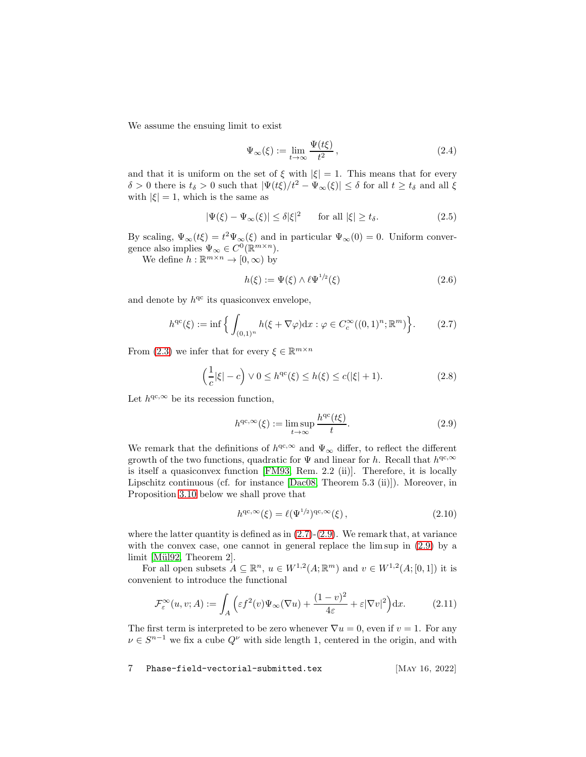We assume the ensuing limit to exist

$$\Psi_\infty(\xi) := \lim_{t\to\infty} \frac{\Psi(t\xi)}{t^2}\,, \tag{2.4}$$

and that it is uniform on the set of $\xi$ with $|\xi| = 1$. This means that for every $\delta > 0$ there is $t_\delta > 0$ such that $|\Psi(t\xi)/t^2 - \Psi_\infty(\xi)| \le \delta$ for all $t \ge t_\delta$ and all $\xi$ with $|\xi| = 1$, which is the same as

$$|\Psi(\xi) - \Psi_\infty(\xi)| \le \delta|\xi|^2 \qquad \text{for all } |\xi| \ge t_\delta. \tag{2.5}$$

By scaling, $\Psi_\infty(t\xi) = t^2\Psi_\infty(\xi)$ and in particular $\Psi_\infty(0) = 0$. Uniform convergence also implies $\Psi_\infty \in C^0(\mathbb{R}^{m\times n})$.

We define $h : \mathbb{R}^{m\times n} \to [0,\infty)$ by

$$h(\xi) := \Psi(\xi) \wedge \ell\Psi^{1/2}(\xi) \tag{2.6}$$

and denote by $h^{\mathrm{qc}}$ its quasiconvex envelope,

$$h^{\mathrm{qc}}(\xi) := \inf\Big\{ \int_{(0,1)^n} h(\xi + \nabla\varphi)\mathrm{d}x : \varphi \in C_c^\infty((0,1)^n;\mathbb{R}^m)\Big\}. \tag{2.7}$$

From (2.3) we infer that for every $\xi \in \mathbb{R}^{m\times n}$

$$\Big(\frac{1}{c}|\xi| - c\Big) \vee 0 \le h^{\mathrm{qc}}(\xi) \le h(\xi) \le c(|\xi| + 1). \tag{2.8}$$

Let $h^{\mathrm{qc},\infty}$ be its recession function,

$$h^{\mathrm{qc},\infty}(\xi) := \limsup_{t\to\infty} \frac{h^{\mathrm{qc}}(t\xi)}{t}. \tag{2.9}$$

We remark that the definitions of $h^{\mathrm{qc},\infty}$ and $\Psi_\infty$ differ, to reflect the different growth of the two functions, quadratic for $\Psi$ and linear for $h$. Recall that $h^{\mathrm{qc},\infty}$ is itself a quasiconvex function [FM93, Rem. 2.2 (ii)]. Therefore, it is locally Lipschitz continuous (cf. for instance [Dac08, Theorem 5.3 (ii)]). Moreover, in Proposition 3.10 below we shall prove that

$$h^{\mathrm{qc},\infty}(\xi) = \ell(\Psi^{1/2})^{\mathrm{qc},\infty}(\xi)\,, \tag{2.10}$$

where the latter quantity is defined as in (2.7)-(2.9). We remark that, at variance with the convex case, one cannot in general replace the lim sup in (2.9) by a limit [Mül92, Theorem 2].

For all open subsets $A \subseteq \mathbb{R}^n$, $u \in W^{1,2}(A;\mathbb{R}^m)$ and $v \in W^{1,2}(A;[0,1])$ it is convenient to introduce the functional

$$\mathcal{F}_\varepsilon^\infty(u,v;A) := \int_A \Big(\varepsilon f^2(v)\Psi_\infty(\nabla u) + \frac{(1-v)^2}{4\varepsilon} + \varepsilon|\nabla v|^2\Big)\mathrm{d}x. \tag{2.11}$$

The first term is interpreted to be zero whenever $\nabla u = 0$, even if $v = 1$. For any $\nu \in S^{n-1}$ we fix a cube $Q^\nu$ with side length 1, centered in the origin, and with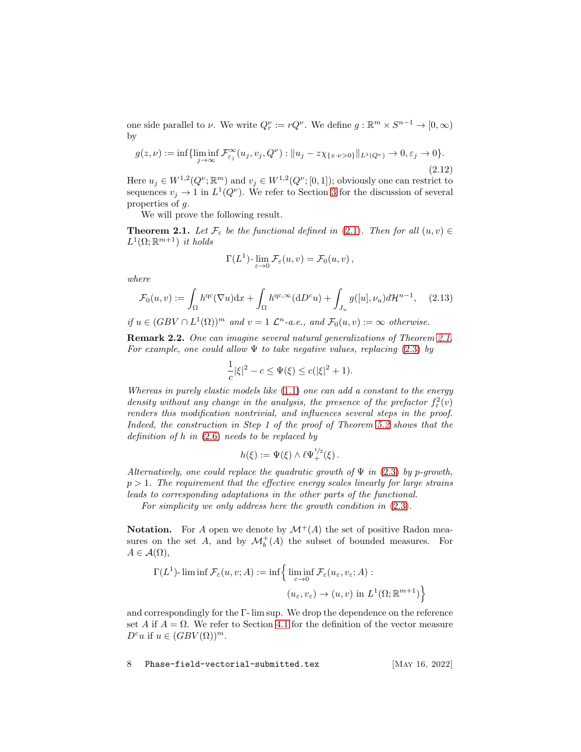one side parallel to $\nu$. We write $Q^\nu_r := rQ^\nu$. We define $g : \mathbb{R}^m \times S^{n-1} \to [0,\infty)$ by

$$g(z,\nu) := \inf\{\liminf_{j\to\infty} \mathcal{F}^\infty_{\varepsilon_j}(u_j, v_j, Q^\nu) : \|u_j - z\chi_{\{x\cdot\nu>0\}}\|_{L^1(Q^\nu)} \to 0, \varepsilon_j \to 0\}. \tag{2.12}$$

Here $u_j \in W^{1,2}(Q^\nu;\mathbb{R}^m)$ and $v_j \in W^{1,2}(Q^\nu;[0,1])$; obviously one can restrict to sequences $v_j \to 1$ in $L^1(Q^\nu)$. We refer to Section 3 for the discussion of several properties of $g$.

We will prove the following result.

**Theorem 2.1.** *Let $\mathcal{F}_\varepsilon$ be the functional defined in (2.1). Then for all $(u,v) \in L^1(\Omega;\mathbb{R}^{m+1})$ it holds*

$$\Gamma(L^1)\text{-}\lim_{\varepsilon\to 0} \mathcal{F}_\varepsilon(u,v) = \mathcal{F}_0(u,v)\,,$$

*where*

$$\mathcal{F}_0(u,v) := \int_\Omega h^{\mathrm{qc}}(\nabla u)\mathrm{d}x + \int_\Omega h^{\mathrm{qc},\infty}(\mathrm{d}D^c u) + \int_{J_u} g([u],\nu_u)d\mathcal{H}^{n-1}, \tag{2.13}$$

*if $u \in (GBV \cap L^1(\Omega))^m$ and $v = 1$ $\mathcal{L}^n$-a.e., and $\mathcal{F}_0(u,v) := \infty$ otherwise.*

**Remark 2.2.** *One can imagine several natural generalizations of Theorem 2.1. For example, one could allow $\Psi$ to take negative values, replacing (2.3) by*

$$\frac{1}{c}|\xi|^2 - c \le \Psi(\xi) \le c(|\xi|^2+1).$$

*Whereas in purely elastic models like (1.1) one can add a constant to the energy density without any change in the analysis, the presence of the prefactor $f^2_\varepsilon(v)$ renders this modification nontrivial, and influences several steps in the proof. Indeed, the construction in Step 1 of the proof of Theorem 5.2 shows that the definition of $h$ in (2.6) needs to be replaced by*

$$h(\xi) := \Psi(\xi) \wedge \ell\Psi_+^{1/2}(\xi)\,.$$

*Alternatively, one could replace the quadratic growth of $\Psi$ in (2.3) by p-growth, $p > 1$. The requirement that the effective energy scales linearly for large strains leads to corresponding adaptations in the other parts of the functional.*

*For simplicity we only address here the growth condition in (2.3).*

**Notation.** For $A$ open we denote by $\mathcal{M}^+(A)$ the set of positive Radon measures on the set $A$, and by $\mathcal{M}^+_b(A)$ the subset of bounded measures. For $A \in \mathcal{A}(\Omega)$,

$$\Gamma(L^1)\text{-}\liminf \mathcal{F}_\varepsilon(u,v;A) := \inf\Big\{ \liminf_{\varepsilon\to 0} \mathcal{F}_\varepsilon(u_\varepsilon,v_\varepsilon;A) : (u_\varepsilon,v_\varepsilon) \to (u,v) \text{ in } L^1(\Omega;\mathbb{R}^{m+1})\Big\}$$

and correspondingly for the $\Gamma$-$\limsup$. We drop the dependence on the reference set $A$ if $A = \Omega$. We refer to Section 4.1 for the definition of the vector measure $D^c u$ if $u \in (GBV(\Omega))^m$.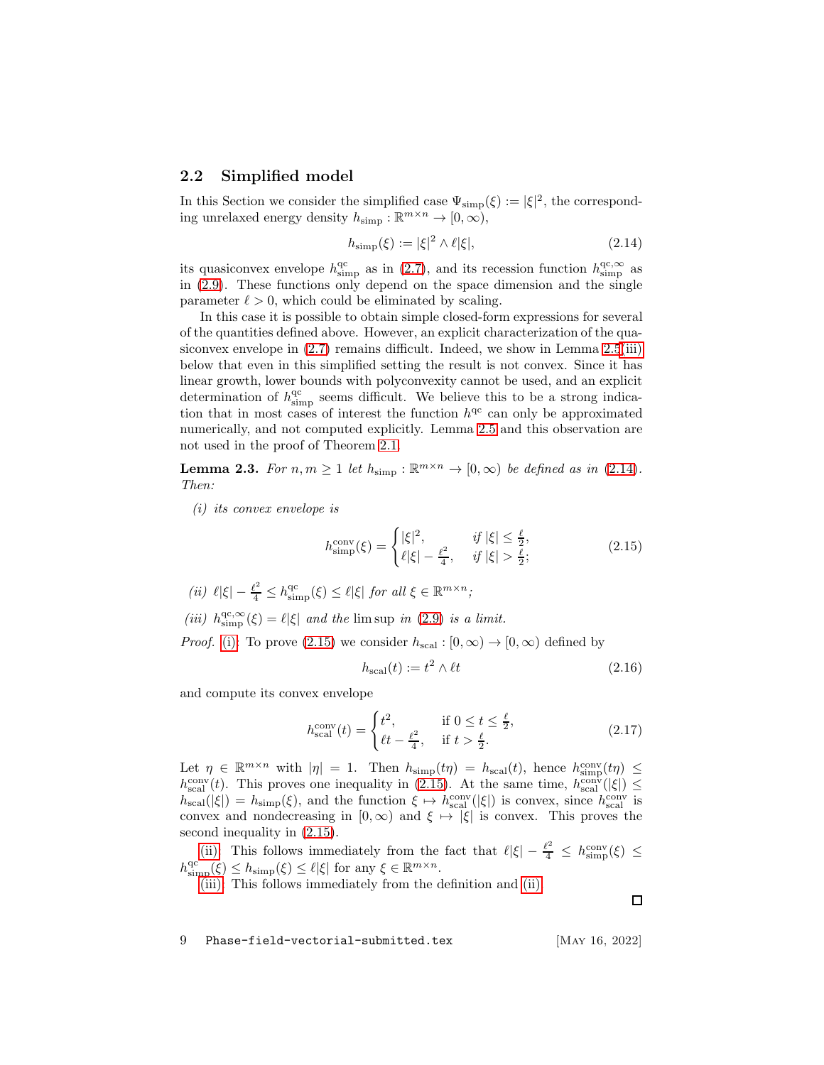## 2.2 Simplified model

In this Section we consider the simplified case $\Psi_{\mathrm{simp}}(\xi) := |\xi|^2$, the corresponding unrelaxed energy density $h_{\mathrm{simp}} : \mathbb{R}^{m\times n} \to [0,\infty)$,

$$h_{\mathrm{simp}}(\xi) := |\xi|^2 \wedge \ell|\xi|, \tag{2.14}$$

its quasiconvex envelope $h^{\mathrm{qc}}_{\mathrm{simp}}$ as in (2.7), and its recession function $h^{\mathrm{qc},\infty}_{\mathrm{simp}}$ as in (2.9). These functions only depend on the space dimension and the single parameter $\ell > 0$, which could be eliminated by scaling.

In this case it is possible to obtain simple closed-form expressions for several of the quantities defined above. However, an explicit characterization of the quasiconvex envelope in (2.7) remains difficult. Indeed, we show in Lemma 2.5(iii) below that even in this simplified setting the result is not convex. Since it has linear growth, lower bounds with polyconvexity cannot be used, and an explicit determination of $h^{\mathrm{qc}}_{\mathrm{simp}}$ seems difficult. We believe this to be a strong indication that in most cases of interest the function $h^{\mathrm{qc}}$ can only be approximated numerically, and not computed explicitly. Lemma 2.5 and this observation are not used in the proof of Theorem 2.1.

**Lemma 2.3.** *For $n, m \geq 1$ let $h_{\mathrm{simp}} : \mathbb{R}^{m\times n} \to [0,\infty)$ be defined as in (2.14). Then:*

*(i) its convex envelope is*

$$h^{\mathrm{conv}}_{\mathrm{simp}}(\xi) = \begin{cases} |\xi|^2, & \text{if } |\xi| \leq \frac{\ell}{2}, \\ \ell|\xi| - \frac{\ell^2}{4}, & \text{if } |\xi| > \frac{\ell}{2}; \end{cases} \tag{2.15}$$

*(ii) $\ell|\xi| - \frac{\ell^2}{4} \leq h^{\mathrm{qc}}_{\mathrm{simp}}(\xi) \leq \ell|\xi|$ for all $\xi \in \mathbb{R}^{m\times n}$;*

*(iii) $h^{\mathrm{qc},\infty}_{\mathrm{simp}}(\xi) = \ell|\xi|$ and the $\limsup$ in (2.9) is a limit.*

*Proof.* (i). To prove (2.15) we consider $h_{\mathrm{scal}} : [0,\infty) \to [0,\infty)$ defined by

$$h_{\mathrm{scal}}(t) := t^2 \wedge \ell t \tag{2.16}$$

and compute its convex envelope

$$h^{\mathrm{conv}}_{\mathrm{scal}}(t) = \begin{cases} t^2, & \text{if } 0 \leq t \leq \frac{\ell}{2}, \\ \ell t - \frac{\ell^2}{4}, & \text{if } t > \frac{\ell}{2}. \end{cases} \tag{2.17}$$

Let $\eta \in \mathbb{R}^{m\times n}$ with $|\eta| = 1$. Then $h_{\mathrm{simp}}(t\eta) = h_{\mathrm{scal}}(t)$, hence $h^{\mathrm{conv}}_{\mathrm{simp}}(t\eta) \leq h^{\mathrm{conv}}_{\mathrm{scal}}(t)$. This proves one inequality in (2.15). At the same time, $h^{\mathrm{conv}}_{\mathrm{scal}}(|\xi|) \leq h_{\mathrm{scal}}(|\xi|) = h_{\mathrm{simp}}(\xi)$, and the function $\xi \mapsto h^{\mathrm{conv}}_{\mathrm{scal}}(|\xi|)$ is convex, since $h^{\mathrm{conv}}_{\mathrm{scal}}$ is convex and nondecreasing in $[0,\infty)$ and $\xi \mapsto |\xi|$ is convex. This proves the second inequality in (2.15).

(ii). This follows immediately from the fact that $\ell|\xi| - \frac{\ell^2}{4} \leq h^{\mathrm{conv}}_{\mathrm{simp}}(\xi) \leq h^{\mathrm{qc}}_{\mathrm{simp}}(\xi) \leq h_{\mathrm{simp}}(\xi) \leq \ell|\xi|$ for any $\xi \in \mathbb{R}^{m\times n}$.

(iii). This follows immediately from the definition and (ii).

□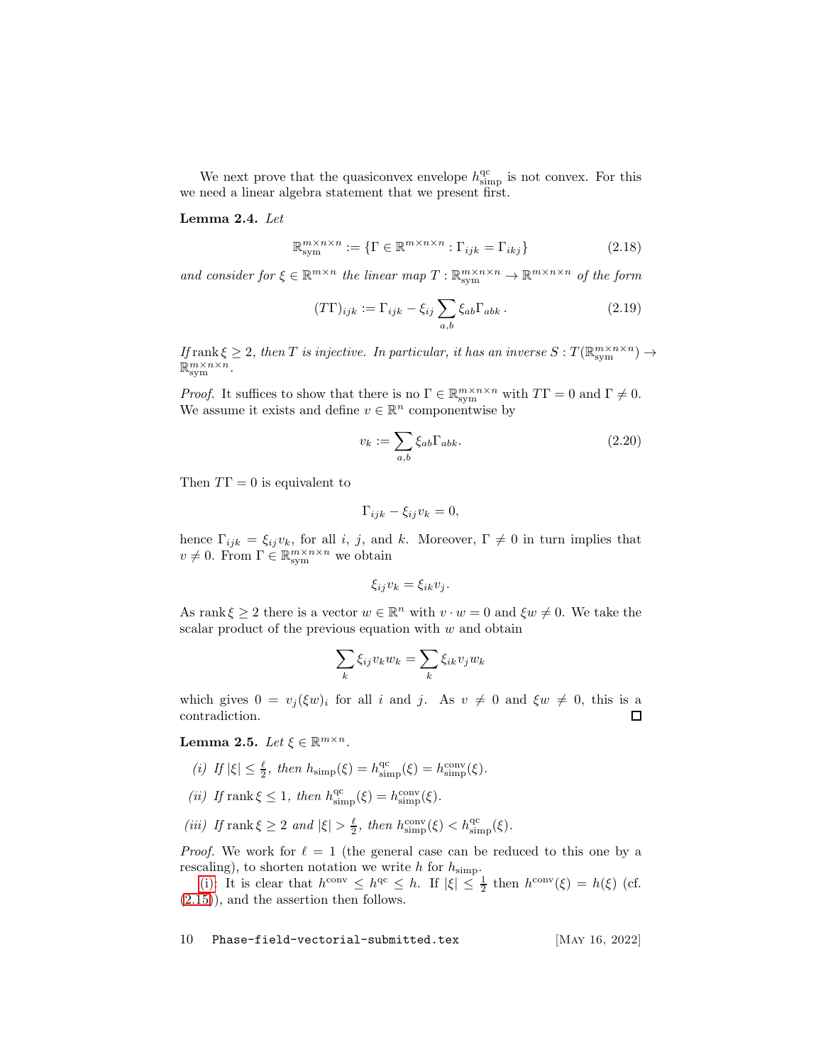We next prove that the quasiconvex envelope $h^{\mathrm{qc}}_{\mathrm{simp}}$ is not convex. For this we need a linear algebra statement that we present first.

**Lemma 2.4.** *Let*

$$\mathbb{R}^{m\times n\times n}_{\mathrm{sym}} := \{\Gamma \in \mathbb{R}^{m\times n\times n} : \Gamma_{ijk} = \Gamma_{ikj}\} \tag{2.18}$$

*and consider for $\xi \in \mathbb{R}^{m\times n}$ the linear map $T : \mathbb{R}^{m\times n\times n}_{\mathrm{sym}} \to \mathbb{R}^{m\times n\times n}$ of the form*

$$(T\Gamma)_{ijk} := \Gamma_{ijk} - \xi_{ij} \sum_{a,b} \xi_{ab}\Gamma_{abk}\,. \tag{2.19}$$

*If $\operatorname{rank} \xi \geq 2$, then $T$ is injective. In particular, it has an inverse $S : T(\mathbb{R}^{m\times n\times n}_{\mathrm{sym}}) \to \mathbb{R}^{m\times n\times n}_{\mathrm{sym}}$.*

*Proof.* It suffices to show that there is no $\Gamma \in \mathbb{R}^{m\times n\times n}_{\mathrm{sym}}$ with $T\Gamma = 0$ and $\Gamma \neq 0$. We assume it exists and define $v \in \mathbb{R}^n$ componentwise by

$$v_k := \sum_{a,b} \xi_{ab}\Gamma_{abk}. \tag{2.20}$$

Then $T\Gamma = 0$ is equivalent to

$$\Gamma_{ijk} - \xi_{ij} v_k = 0,$$

hence $\Gamma_{ijk} = \xi_{ij} v_k$, for all $i$, $j$, and $k$. Moreover, $\Gamma \neq 0$ in turn implies that $v \neq 0$. From $\Gamma \in \mathbb{R}^{m\times n\times n}_{\mathrm{sym}}$ we obtain

$$\xi_{ij} v_k = \xi_{ik} v_j.$$

As $\operatorname{rank} \xi \geq 2$ there is a vector $w \in \mathbb{R}^n$ with $v \cdot w = 0$ and $\xi w \neq 0$. We take the scalar product of the previous equation with $w$ and obtain

$$\sum_k \xi_{ij} v_k w_k = \sum_k \xi_{ik} v_j w_k$$

which gives $0 = v_j (\xi w)_i$ for all $i$ and $j$. As $v \neq 0$ and $\xi w \neq 0$, this is a contradiction. $\square$

**Lemma 2.5.** *Let $\xi \in \mathbb{R}^{m\times n}$.*

*(i) If $|\xi| \leq \frac{\ell}{2}$, then $h_{\mathrm{simp}}(\xi) = h^{\mathrm{qc}}_{\mathrm{simp}}(\xi) = h^{\mathrm{conv}}_{\mathrm{simp}}(\xi)$.*

*(ii) If $\operatorname{rank} \xi \leq 1$, then $h^{\mathrm{qc}}_{\mathrm{simp}}(\xi) = h^{\mathrm{conv}}_{\mathrm{simp}}(\xi)$.*

*(iii) If $\operatorname{rank} \xi \geq 2$ and $|\xi| > \frac{\ell}{2}$, then $h^{\mathrm{conv}}_{\mathrm{simp}}(\xi) < h^{\mathrm{qc}}_{\mathrm{simp}}(\xi)$.*

*Proof.* We work for $\ell = 1$ (the general case can be reduced to this one by a rescaling), to shorten notation we write $h$ for $h_{\mathrm{simp}}$.

(i): It is clear that $h^{\mathrm{conv}} \leq h^{\mathrm{qc}} \leq h$. If $|\xi| \leq \frac{1}{2}$ then $h^{\mathrm{conv}}(\xi) = h(\xi)$ (cf. (2.15)), and the assertion then follows.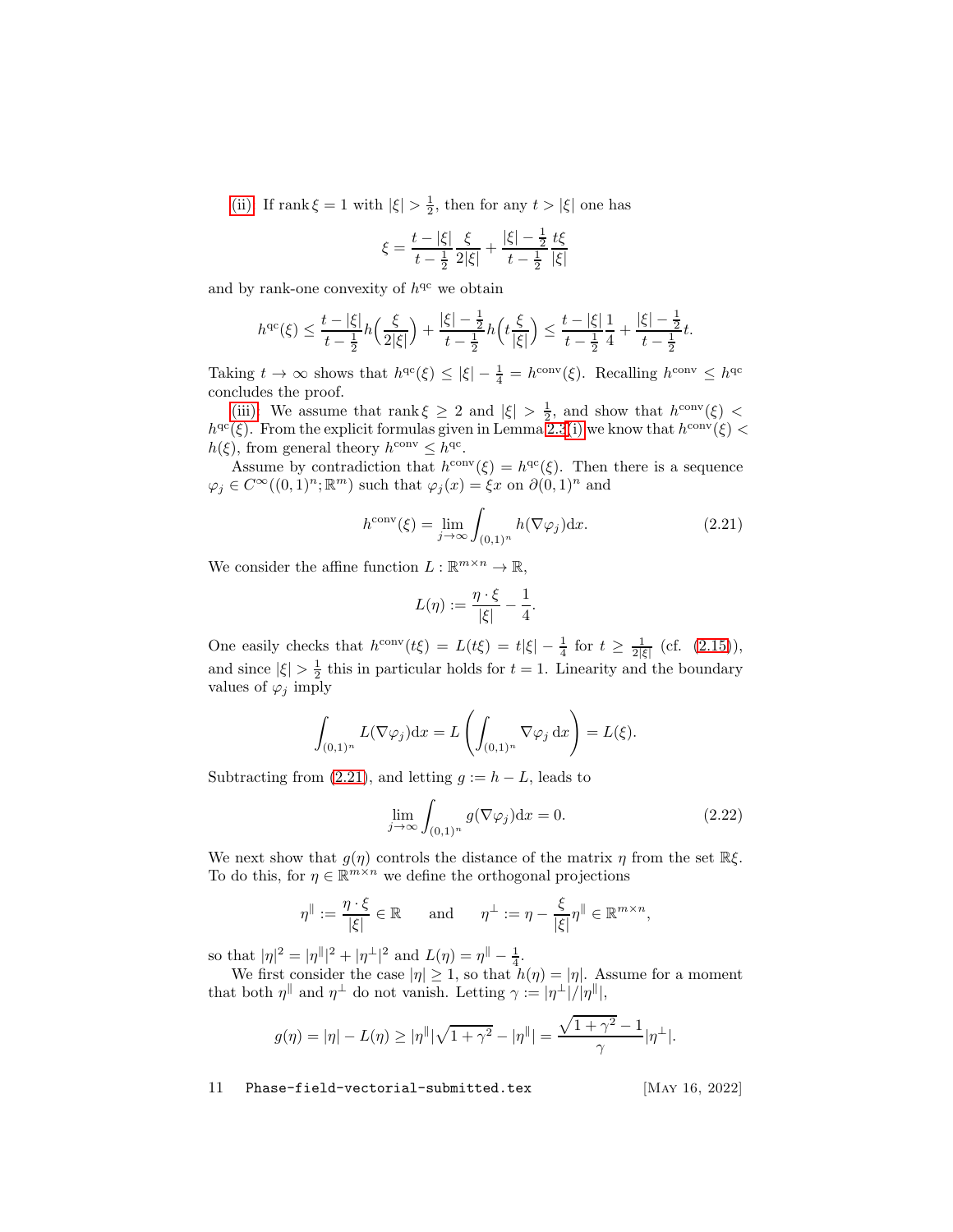(ii) If $\operatorname{rank}\xi = 1$ with $|\xi| > \frac{1}{2}$, then for any $t > |\xi|$ one has

$$\xi = \frac{t - |\xi|}{t - \frac{1}{2}} \frac{\xi}{2|\xi|} + \frac{|\xi| - \frac{1}{2}}{t - \frac{1}{2}} \frac{t\xi}{|\xi|}$$

and by rank-one convexity of $h^{\text{qc}}$ we obtain

$$h^{\text{qc}}(\xi) \leq \frac{t - |\xi|}{t - \frac{1}{2}} h\Big(\frac{\xi}{2|\xi|}\Big) + \frac{|\xi| - \frac{1}{2}}{t - \frac{1}{2}} h\Big(t\frac{\xi}{|\xi|}\Big) \leq \frac{t - |\xi|}{t - \frac{1}{2}} \frac{1}{4} + \frac{|\xi| - \frac{1}{2}}{t - \frac{1}{2}} t.$$

Taking $t \to \infty$ shows that $h^{\text{qc}}(\xi) \leq |\xi| - \frac{1}{4} = h^{\text{conv}}(\xi)$. Recalling $h^{\text{conv}} \leq h^{\text{qc}}$ concludes the proof.

(iii) We assume that $\operatorname{rank}\xi \geq 2$ and $|\xi| > \frac{1}{2}$, and show that $h^{\text{conv}}(\xi) < h^{\text{qc}}(\xi)$. From the explicit formulas given in Lemma 2.3(i) we know that $h^{\text{conv}}(\xi) < h(\xi)$, from general theory $h^{\text{conv}} \leq h^{\text{qc}}$.

Assume by contradiction that $h^{\text{conv}}(\xi) = h^{\text{qc}}(\xi)$. Then there is a sequence $\varphi_j \in C^\infty((0,1)^n; \mathbb{R}^m)$ such that $\varphi_j(x) = \xi x$ on $\partial(0,1)^n$ and

$$h^{\text{conv}}(\xi) = \lim_{j\to\infty} \int_{(0,1)^n} h(\nabla\varphi_j) \mathrm{d}x. \tag{2.21}$$

We consider the affine function $L : \mathbb{R}^{m\times n} \to \mathbb{R}$,

$$L(\eta) := \frac{\eta \cdot \xi}{|\xi|} - \frac{1}{4}.$$

One easily checks that $h^{\text{conv}}(t\xi) = L(t\xi) = t|\xi| - \frac{1}{4}$ for $t \geq \frac{1}{2|\xi|}$ (cf. (2.15)), and since $|\xi| > \frac{1}{2}$ this in particular holds for $t = 1$. Linearity and the boundary values of $\varphi_j$ imply

$$\int_{(0,1)^n} L(\nabla\varphi_j) \mathrm{d}x = L\left(\int_{(0,1)^n} \nabla\varphi_j \, \mathrm{d}x\right) = L(\xi).$$

Subtracting from (2.21), and letting $g := h - L$, leads to

$$\lim_{j\to\infty} \int_{(0,1)^n} g(\nabla\varphi_j) \mathrm{d}x = 0. \tag{2.22}$$

We next show that $g(\eta)$ controls the distance of the matrix $\eta$ from the set $\mathbb{R}\xi$. To do this, for $\eta \in \mathbb{R}^{m\times n}$ we define the orthogonal projections

$$\eta^\parallel := \frac{\eta \cdot \xi}{|\xi|} \in \mathbb{R} \qquad \text{and} \qquad \eta^\perp := \eta - \frac{\xi}{|\xi|}\eta^\parallel \in \mathbb{R}^{m\times n},$$

so that $|\eta|^2 = |\eta^\parallel|^2 + |\eta^\perp|^2$ and $L(\eta) = \eta^\parallel - \frac{1}{4}$.

We first consider the case $|\eta| \geq 1$, so that $h(\eta) = |\eta|$. Assume for a moment that both $\eta^\parallel$ and $\eta^\perp$ do not vanish. Letting $\gamma := |\eta^\perp|/|\eta^\parallel|$,

$$g(\eta) = |\eta| - L(\eta) \geq |\eta^\parallel|\sqrt{1+\gamma^2} - |\eta^\parallel| = \frac{\sqrt{1+\gamma^2} - 1}{\gamma} |\eta^\perp|.$$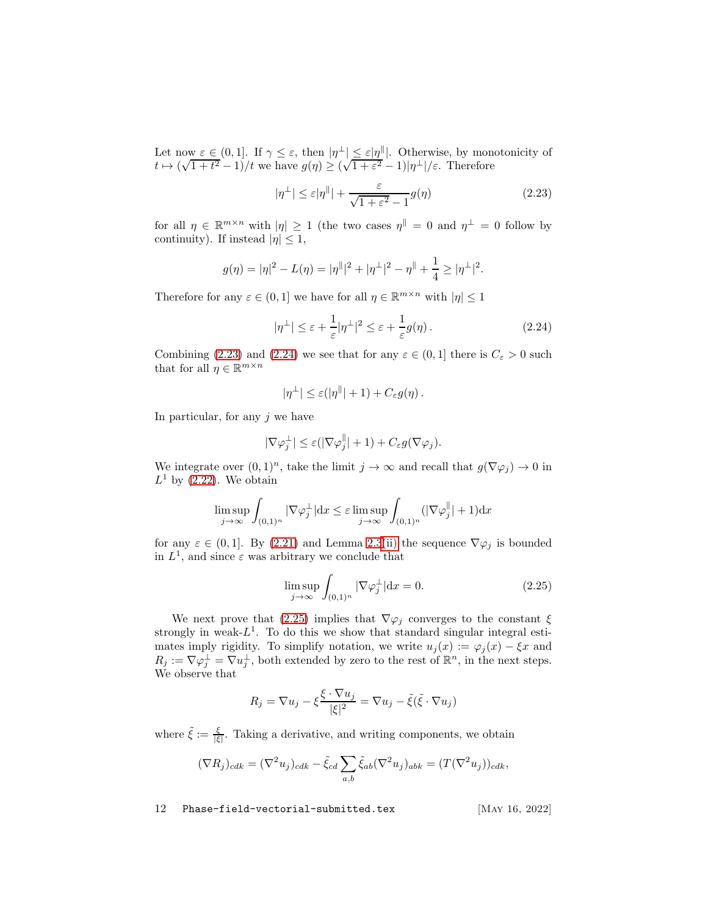Let now $\varepsilon \in (0,1]$. If $\gamma \le \varepsilon$, then $|\eta^\perp| \le \varepsilon |\eta^\parallel|$. Otherwise, by monotonicity of $t \mapsto (\sqrt{1+t^2}-1)/t$ we have $g(\eta) \ge (\sqrt{1+\varepsilon^2}-1)|\eta^\perp|/\varepsilon$. Therefore

$$|\eta^\perp| \le \varepsilon |\eta^\parallel| + \frac{\varepsilon}{\sqrt{1+\varepsilon^2}-1} g(\eta) \tag{2.23}$$

for all $\eta \in \mathbb{R}^{m\times n}$ with $|\eta| \ge 1$ (the two cases $\eta^\parallel = 0$ and $\eta^\perp = 0$ follow by continuity). If instead $|\eta| \le 1$,

$$g(\eta) = |\eta|^2 - L(\eta) = |\eta^\parallel|^2 + |\eta^\perp|^2 - \eta^\parallel + \frac{1}{4} \ge |\eta^\perp|^2.$$

Therefore for any $\varepsilon \in (0,1]$ we have for all $\eta \in \mathbb{R}^{m\times n}$ with $|\eta| \le 1$

$$|\eta^\perp| \le \varepsilon + \frac{1}{\varepsilon}|\eta^\perp|^2 \le \varepsilon + \frac{1}{\varepsilon} g(\eta)\,. \tag{2.24}$$

Combining (2.23) and (2.24) we see that for any $\varepsilon \in (0,1]$ there is $C_\varepsilon > 0$ such that for all $\eta \in \mathbb{R}^{m\times n}$

$$|\eta^\perp| \le \varepsilon(|\eta^\parallel| + 1) + C_\varepsilon g(\eta)\,.$$

In particular, for any $j$ we have

$$|\nabla \varphi_j^\perp| \le \varepsilon(|\nabla \varphi_j^\parallel| + 1) + C_\varepsilon g(\nabla \varphi_j).$$

We integrate over $(0,1)^n$, take the limit $j \to \infty$ and recall that $g(\nabla\varphi_j) \to 0$ in $L^1$ by (2.22). We obtain

$$\limsup_{j\to\infty} \int_{(0,1)^n} |\nabla \varphi_j^\perp| \mathrm{d}x \le \varepsilon \limsup_{j\to\infty} \int_{(0,1)^n} (|\nabla \varphi_j^\parallel| + 1)\mathrm{d}x$$

for any $\varepsilon \in (0,1]$. By (2.21) and Lemma 2.3(ii) the sequence $\nabla\varphi_j$ is bounded in $L^1$, and since $\varepsilon$ was arbitrary we conclude that

$$\limsup_{j\to\infty} \int_{(0,1)^n} |\nabla \varphi_j^\perp| \mathrm{d}x = 0. \tag{2.25}$$

We next prove that (2.25) implies that $\nabla\varphi_j$ converges to the constant $\xi$ strongly in weak-$L^1$. To do this we show that standard singular integral estimates imply rigidity. To simplify notation, we write $u_j(x) := \varphi_j(x) - \xi x$ and $R_j := \nabla \varphi_j^\perp = \nabla u_j^\perp$, both extended by zero to the rest of $\mathbb{R}^n$, in the next steps. We observe that

$$R_j = \nabla u_j - \xi \frac{\xi \cdot \nabla u_j}{|\xi|^2} = \nabla u_j - \tilde\xi(\tilde\xi \cdot \nabla u_j)$$

where $\tilde\xi := \frac{\xi}{|\xi|}$. Taking a derivative, and writing components, we obtain

$$(\nabla R_j)_{cdk} = (\nabla^2 u_j)_{cdk} - \tilde\xi_{cd} \sum_{a,b} \tilde\xi_{ab} (\nabla^2 u_j)_{abk} = (T(\nabla^2 u_j))_{cdk},$$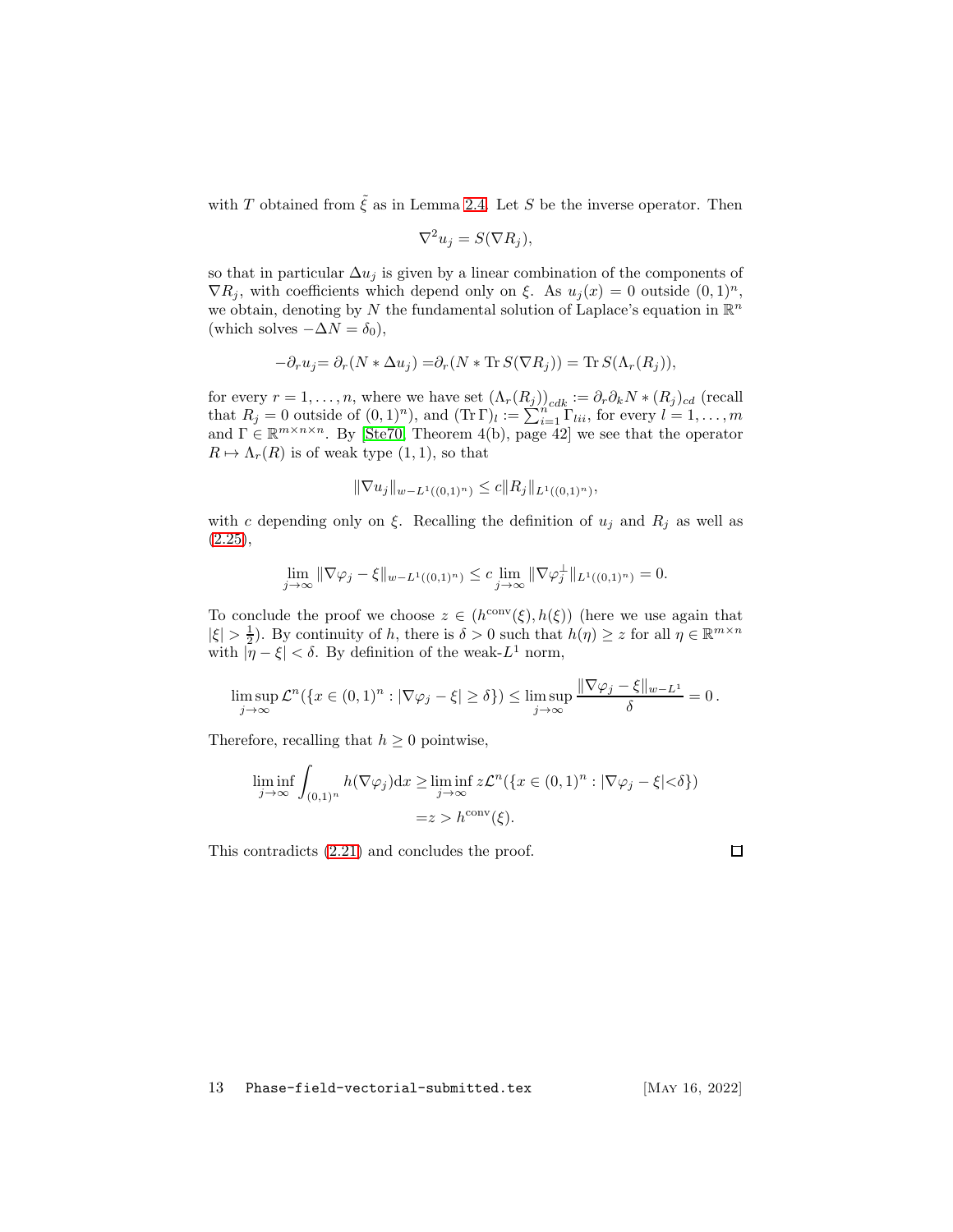with $T$ obtained from $\tilde{\xi}$ as in Lemma 2.4. Let $S$ be the inverse operator. Then

$$\nabla^2 u_j = S(\nabla R_j),$$

so that in particular $\Delta u_j$ is given by a linear combination of the components of $\nabla R_j$, with coefficients which depend only on $\xi$. As $u_j(x) = 0$ outside $(0,1)^n$, we obtain, denoting by $N$ the fundamental solution of Laplace's equation in $\mathbb{R}^n$ (which solves $-\Delta N = \delta_0$),

$$-\partial_r u_j = \partial_r (N * \Delta u_j) = \partial_r (N * \operatorname{Tr} S(\nabla R_j)) = \operatorname{Tr} S(\Lambda_r(R_j)),$$

for every $r = 1, \dots, n$, where we have set $(\Lambda_r(R_j))_{cdk} := \partial_r \partial_k N * (R_j)_{cd}$ (recall that $R_j = 0$ outside of $(0,1)^n$), and $(\operatorname{Tr} \Gamma)_l := \sum_{i=1}^n \Gamma_{lii}$, for every $l = 1, \dots, m$ and $\Gamma \in \mathbb{R}^{m \times n \times n}$. By [Ste70, Theorem 4(b), page 42] we see that the operator $R \mapsto \Lambda_r(R)$ is of weak type $(1,1)$, so that

$$\|\nabla u_j\|_{w-L^1((0,1)^n)} \le c \|R_j\|_{L^1((0,1)^n)},$$

with $c$ depending only on $\xi$. Recalling the definition of $u_j$ and $R_j$ as well as (2.25),

$$\lim_{j \to \infty} \|\nabla \varphi_j - \xi\|_{w-L^1((0,1)^n)} \le c \lim_{j \to \infty} \|\nabla \varphi_j^\perp\|_{L^1((0,1)^n)} = 0.$$

To conclude the proof we choose $z \in (h^{\mathrm{conv}}(\xi), h(\xi))$ (here we use again that $|\xi| > \frac{1}{2}$). By continuity of $h$, there is $\delta > 0$ such that $h(\eta) \ge z$ for all $\eta \in \mathbb{R}^{m \times n}$ with $|\eta - \xi| < \delta$. By definition of the weak-$L^1$ norm,

$$\limsup_{j \to \infty} \mathcal{L}^n(\{x \in (0,1)^n : |\nabla \varphi_j - \xi| \ge \delta\}) \le \limsup_{j \to \infty} \frac{\|\nabla \varphi_j - \xi\|_{w-L^1}}{\delta} = 0\,.$$

Therefore, recalling that $h \ge 0$ pointwise,

$$\begin{aligned}
\liminf_{j \to \infty} \int_{(0,1)^n} h(\nabla \varphi_j) \mathrm{d}x &\ge \liminf_{j \to \infty} z \mathcal{L}^n(\{x \in (0,1)^n : |\nabla \varphi_j - \xi| < \delta\}) \\
&= z > h^{\mathrm{conv}}(\xi).
\end{aligned}$$

This contradicts (2.21) and concludes the proof. □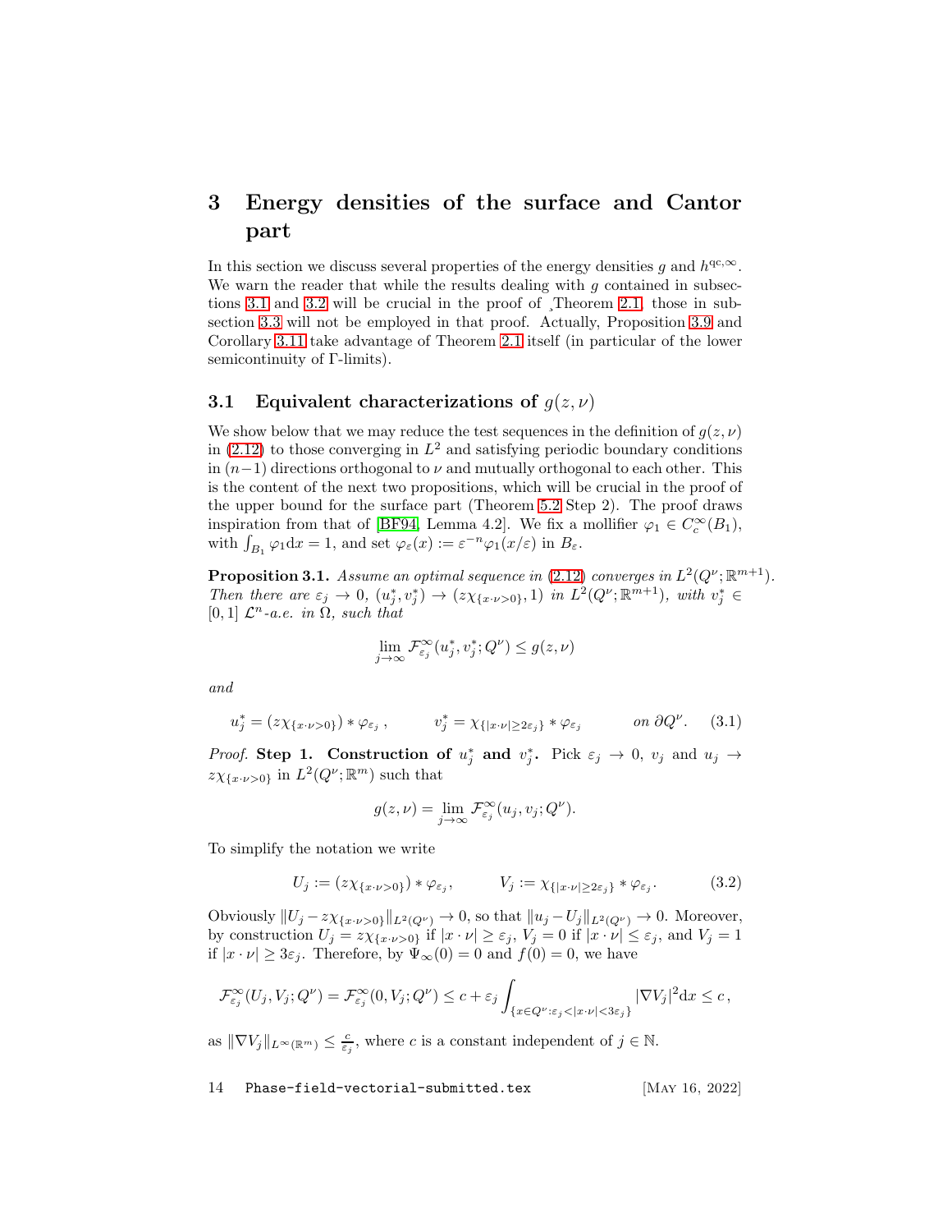# 3 Energy densities of the surface and Cantor part

In this section we discuss several properties of the energy densities $g$ and $h^{\mathrm{qc},\infty}$. We warn the reader that while the results dealing with $g$ contained in subsections 3.1 and 3.2 will be crucial in the proof of ¸Theorem 2.1, those in subsection 3.3 will not be employed in that proof. Actually, Proposition 3.9 and Corollary 3.11 take advantage of Theorem 2.1 itself (in particular of the lower semicontinuity of Γ-limits).

## 3.1 Equivalent characterizations of $g(z,\nu)$

We show below that we may reduce the test sequences in the definition of $g(z,\nu)$ in (2.12) to those converging in $L^2$ and satisfying periodic boundary conditions in $(n-1)$ directions orthogonal to $\nu$ and mutually orthogonal to each other. This is the content of the next two propositions, which will be crucial in the proof of the upper bound for the surface part (Theorem 5.2 Step 2). The proof draws inspiration from that of [BF94, Lemma 4.2]. We fix a mollifier $\varphi_1 \in C_c^\infty(B_1)$, with $\int_{B_1} \varphi_1 \mathrm{d}x = 1$, and set $\varphi_\varepsilon(x) := \varepsilon^{-n}\varphi_1(x/\varepsilon)$ in $B_\varepsilon$.

**Proposition 3.1.** *Assume an optimal sequence in (2.12) converges in $L^2(Q^\nu;\mathbb{R}^{m+1})$. Then there are $\varepsilon_j \to 0$, $(u_j^*, v_j^*) \to (z\chi_{\{x\cdot\nu>0\}}, 1)$ in $L^2(Q^\nu;\mathbb{R}^{m+1})$, with $v_j^* \in [0,1]$ $\mathcal{L}^n$-a.e. in $\Omega$, such that*

$$\lim_{j\to\infty} \mathcal{F}^\infty_{\varepsilon_j}(u_j^*, v_j^*; Q^\nu) \le g(z,\nu)$$

*and*

$$u_j^* = (z\chi_{\{x\cdot\nu>0\}}) * \varphi_{\varepsilon_j}\,, \qquad v_j^* = \chi_{\{|x\cdot\nu|\ge 2\varepsilon_j\}} * \varphi_{\varepsilon_j} \qquad \text{on } \partial Q^\nu. \tag{3.1}$$

*Proof.* **Step 1. Construction of $u_j^*$ and $v_j^*$.** Pick $\varepsilon_j \to 0$, $v_j$ and $u_j \to z\chi_{\{x\cdot\nu>0\}}$ in $L^2(Q^\nu;\mathbb{R}^m)$ such that

$$g(z,\nu) = \lim_{j\to\infty} \mathcal{F}^\infty_{\varepsilon_j}(u_j, v_j; Q^\nu).$$

To simplify the notation we write

$$U_j := (z\chi_{\{x\cdot\nu>0\}}) * \varphi_{\varepsilon_j}, \qquad V_j := \chi_{\{|x\cdot\nu|\ge 2\varepsilon_j\}} * \varphi_{\varepsilon_j}. \tag{3.2}$$

Obviously $\|U_j - z\chi_{\{x\cdot\nu>0\}}\|_{L^2(Q^\nu)} \to 0$, so that $\|u_j - U_j\|_{L^2(Q^\nu)} \to 0$. Moreover, by construction $U_j = z\chi_{\{x\cdot\nu>0\}}$ if $|x\cdot\nu| \ge \varepsilon_j$, $V_j = 0$ if $|x\cdot\nu| \le \varepsilon_j$, and $V_j = 1$ if $|x\cdot\nu| \ge 3\varepsilon_j$. Therefore, by $\Psi_\infty(0) = 0$ and $f(0) = 0$, we have

$$\mathcal{F}^\infty_{\varepsilon_j}(U_j, V_j; Q^\nu) = \mathcal{F}^\infty_{\varepsilon_j}(0, V_j; Q^\nu) \le c + \varepsilon_j \int_{\{x\in Q^\nu : \varepsilon_j < |x\cdot\nu| < 3\varepsilon_j\}} |\nabla V_j|^2 \mathrm{d}x \le c\,,$$

as $\|\nabla V_j\|_{L^\infty(\mathbb{R}^m)} \le \frac{c}{\varepsilon_j}$, where $c$ is a constant independent of $j \in \mathbb{N}$.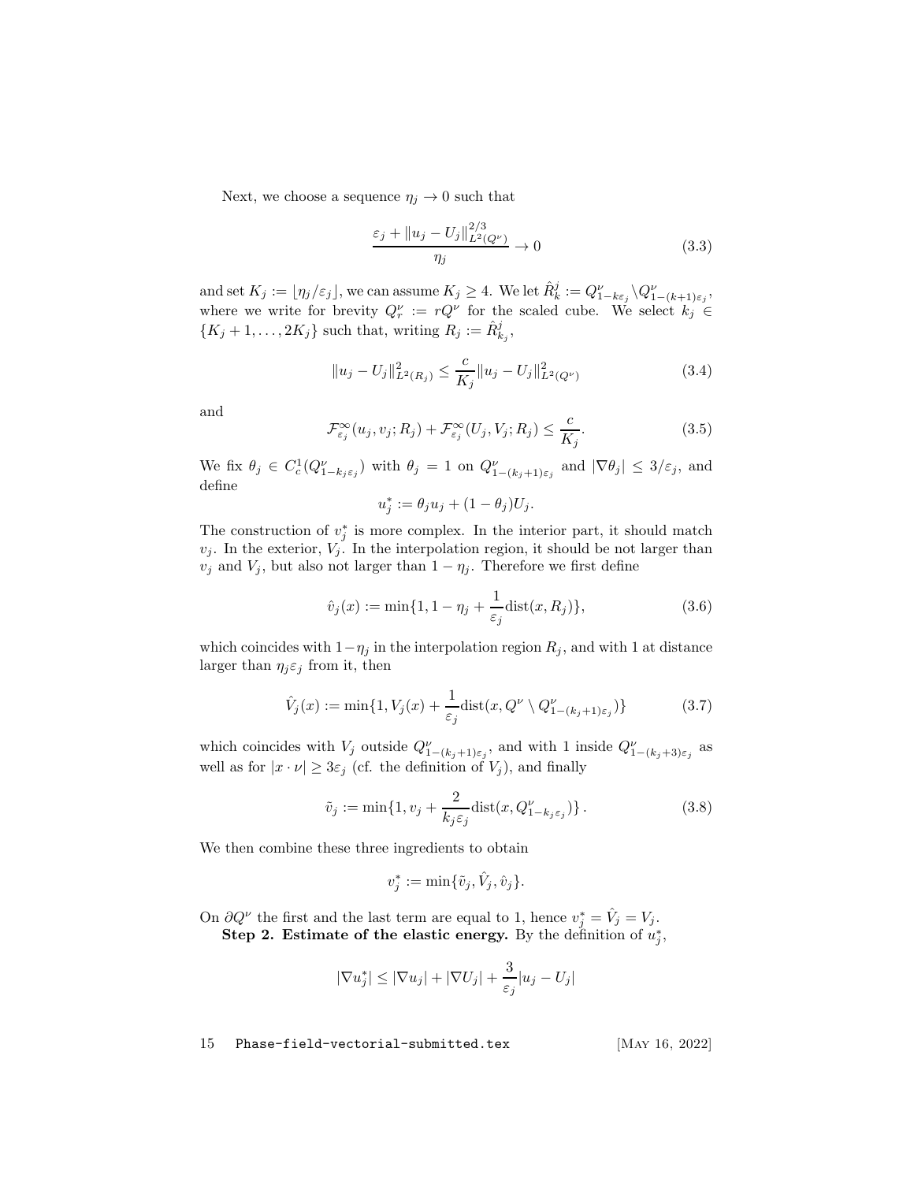Next, we choose a sequence $\eta_j \to 0$ such that

$$\frac{\varepsilon_j + \|u_j - U_j\|_{L^2(Q^\nu)}^{2/3}}{\eta_j} \to 0 \tag{3.3}$$

and set $K_j := \lfloor \eta_j/\varepsilon_j \rfloor$, we can assume $K_j \geq 4$. We let $\hat{R}_k^j := Q^\nu_{1-k\varepsilon_j} \setminus Q^\nu_{1-(k+1)\varepsilon_j}$, where we write for brevity $Q^\nu_r := rQ^\nu$ for the scaled cube. We select $k_j \in \{K_j+1, \dots, 2K_j\}$ such that, writing $R_j := \hat{R}^j_{k_j}$,

$$\|u_j - U_j\|^2_{L^2(R_j)} \leq \frac{c}{K_j} \|u_j - U_j\|^2_{L^2(Q^\nu)} \tag{3.4}$$

and

$$\mathcal{F}^\infty_{\varepsilon_j}(u_j, v_j; R_j) + \mathcal{F}^\infty_{\varepsilon_j}(U_j, V_j; R_j) \leq \frac{c}{K_j}. \tag{3.5}$$

We fix $\theta_j \in C^1_c(Q^\nu_{1-k_j\varepsilon_j})$ with $\theta_j = 1$ on $Q^\nu_{1-(k_j+1)\varepsilon_j}$ and $|\nabla \theta_j| \leq 3/\varepsilon_j$, and define

$$u_j^* := \theta_j u_j + (1-\theta_j) U_j.$$

The construction of $v_j^*$ is more complex. In the interior part, it should match $v_j$. In the exterior, $V_j$. In the interpolation region, it should be not larger than $v_j$ and $V_j$, but also not larger than $1-\eta_j$. Therefore we first define

$$\hat{v}_j(x) := \min\{1, 1-\eta_j + \frac{1}{\varepsilon_j} \mathrm{dist}(x, R_j)\}, \tag{3.6}$$

which coincides with $1-\eta_j$ in the interpolation region $R_j$, and with 1 at distance larger than $\eta_j \varepsilon_j$ from it, then

$$\hat{V}_j(x) := \min\{1, V_j(x) + \frac{1}{\varepsilon_j} \mathrm{dist}(x, Q^\nu \setminus Q^\nu_{1-(k_j+1)\varepsilon_j})\} \tag{3.7}$$

which coincides with $V_j$ outside $Q^\nu_{1-(k_j+1)\varepsilon_j}$, and with 1 inside $Q^\nu_{1-(k_j+3)\varepsilon_j}$ as well as for $|x \cdot \nu| \geq 3\varepsilon_j$ (cf. the definition of $V_j$), and finally

$$\tilde{v}_j := \min\{1, v_j + \frac{2}{k_j \varepsilon_j} \mathrm{dist}(x, Q^\nu_{1-k_j\varepsilon_j})\}. \tag{3.8}$$

We then combine these three ingredients to obtain

$$v_j^* := \min\{\tilde{v}_j, \hat{V}_j, \hat{v}_j\}.$$

On $\partial Q^\nu$ the first and the last term are equal to 1, hence $v_j^* = \hat{V}_j = V_j$.

**Step 2. Estimate of the elastic energy.** By the definition of $u_j^*$,

$$|\nabla u_j^*| \leq |\nabla u_j| + |\nabla U_j| + \frac{3}{\varepsilon_j} |u_j - U_j|$$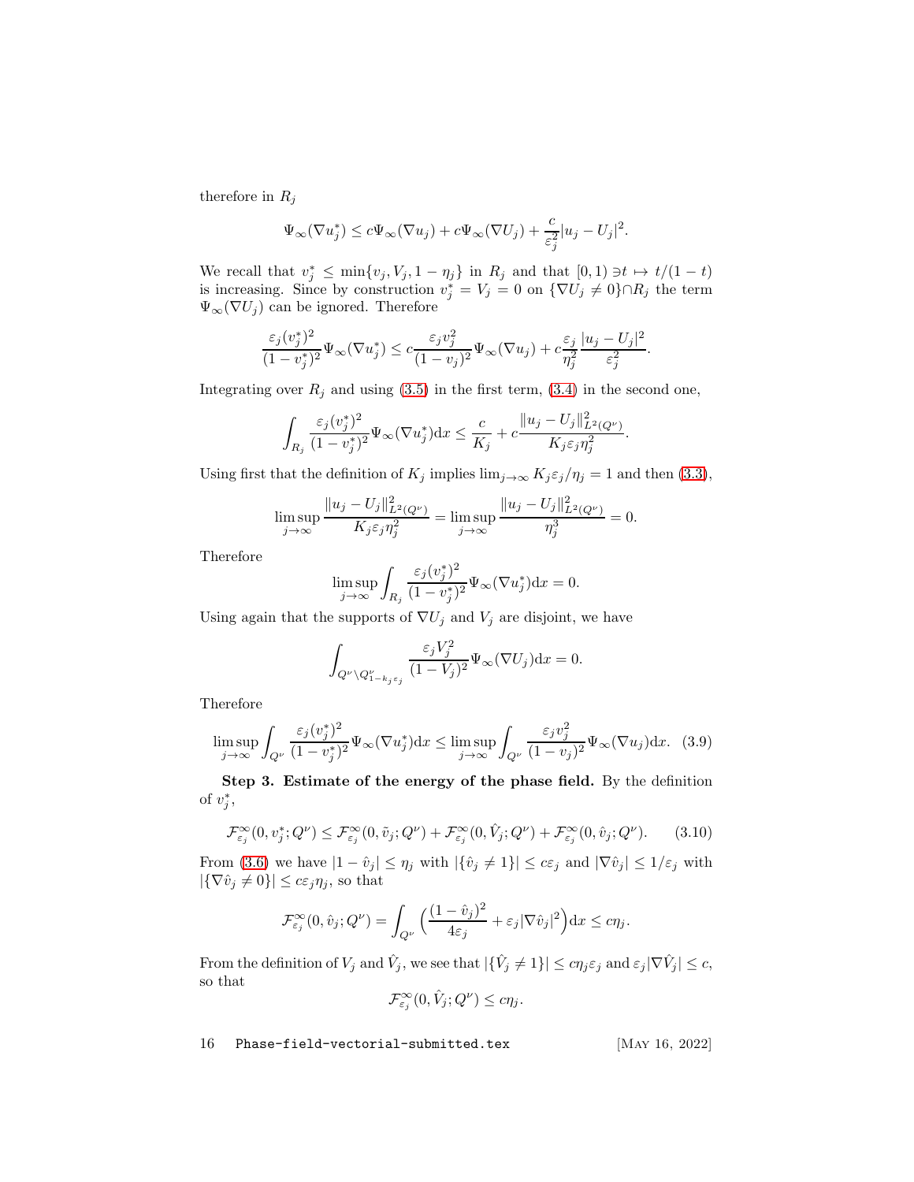therefore in $R_j$

$$\Psi_\infty(\nabla u_j^*) \le c\Psi_\infty(\nabla u_j) + c\Psi_\infty(\nabla U_j) + \frac{c}{\varepsilon_j^2}|u_j - U_j|^2.$$

We recall that $v_j^* \le \min\{v_j, V_j, 1-\eta_j\}$ in $R_j$ and that $[0,1) \ni t \mapsto t/(1-t)$ is increasing. Since by construction $v_j^* = V_j = 0$ on $\{\nabla U_j \neq 0\} \cap R_j$ the term $\Psi_\infty(\nabla U_j)$ can be ignored. Therefore

$$\frac{\varepsilon_j (v_j^*)^2}{(1-v_j^*)^2}\Psi_\infty(\nabla u_j^*) \le c\frac{\varepsilon_j v_j^2}{(1-v_j)^2}\Psi_\infty(\nabla u_j) + c\frac{\varepsilon_j}{\eta_j^2}\frac{|u_j - U_j|^2}{\varepsilon_j^2}.$$

Integrating over $R_j$ and using (3.5) in the first term, (3.4) in the second one,

$$\int_{R_j} \frac{\varepsilon_j (v_j^*)^2}{(1-v_j^*)^2}\Psi_\infty(\nabla u_j^*)\mathrm{d}x \le \frac{c}{K_j} + c\frac{\|u_j - U_j\|^2_{L^2(Q^\nu)}}{K_j \varepsilon_j \eta_j^2}.$$

Using first that the definition of $K_j$ implies $\lim_{j\to\infty} K_j\varepsilon_j/\eta_j = 1$ and then (3.3),

$$\limsup_{j\to\infty} \frac{\|u_j - U_j\|^2_{L^2(Q^\nu)}}{K_j \varepsilon_j \eta_j^2} = \limsup_{j\to\infty} \frac{\|u_j - U_j\|^2_{L^2(Q^\nu)}}{\eta_j^3} = 0.$$

Therefore

$$\limsup_{j\to\infty} \int_{R_j} \frac{\varepsilon_j (v_j^*)^2}{(1-v_j^*)^2}\Psi_\infty(\nabla u_j^*)\mathrm{d}x = 0.$$

Using again that the supports of $\nabla U_j$ and $V_j$ are disjoint, we have

$$\int_{Q^\nu \setminus Q^\nu_{1-k_j\varepsilon_j}} \frac{\varepsilon_j V_j^2}{(1-V_j)^2}\Psi_\infty(\nabla U_j)\mathrm{d}x = 0.$$

Therefore

$$\limsup_{j\to\infty} \int_{Q^\nu} \frac{\varepsilon_j (v_j^*)^2}{(1-v_j^*)^2}\Psi_\infty(\nabla u_j^*)\mathrm{d}x \le \limsup_{j\to\infty} \int_{Q^\nu} \frac{\varepsilon_j v_j^2}{(1-v_j)^2}\Psi_\infty(\nabla u_j)\mathrm{d}x. \quad (3.9)$$

**Step 3. Estimate of the energy of the phase field.** By the definition of $v_j^*$,

$$\mathcal{F}^\infty_{\varepsilon_j}(0, v_j^*; Q^\nu) \le \mathcal{F}^\infty_{\varepsilon_j}(0, \tilde v_j; Q^\nu) + \mathcal{F}^\infty_{\varepsilon_j}(0, \hat V_j; Q^\nu) + \mathcal{F}^\infty_{\varepsilon_j}(0, \hat v_j; Q^\nu). \quad (3.10)$$

From (3.6) we have $|1-\hat v_j| \le \eta_j$ with $|\{\hat v_j \neq 1\}| \le c\varepsilon_j$ and $|\nabla \hat v_j| \le 1/\varepsilon_j$ with $|\{\nabla \hat v_j \neq 0\}| \le c\varepsilon_j\eta_j$, so that

$$\mathcal{F}^\infty_{\varepsilon_j}(0, \hat v_j; Q^\nu) = \int_{Q^\nu} \Big(\frac{(1-\hat v_j)^2}{4\varepsilon_j} + \varepsilon_j |\nabla \hat v_j|^2\Big)\mathrm{d}x \le c\eta_j.$$

From the definition of $V_j$ and $\hat V_j$, we see that $|\{\hat V_j \neq 1\}| \le c\eta_j\varepsilon_j$ and $\varepsilon_j|\nabla \hat V_j| \le c$, so that

$$\mathcal{F}^\infty_{\varepsilon_j}(0, \hat V_j; Q^\nu) \le c\eta_j.$$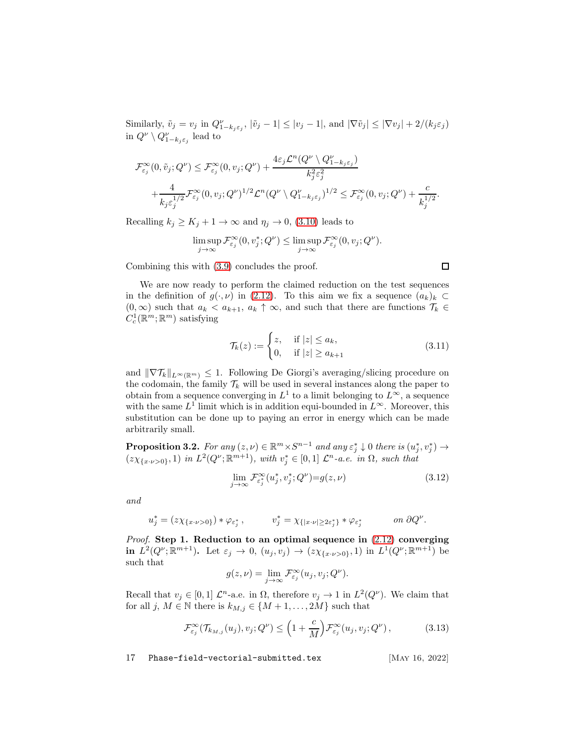Similarly, $\tilde v_j = v_j$ in $Q^\nu_{1-k_j\varepsilon_j}$, $|\tilde v_j - 1| \le |v_j - 1|$, and $|\nabla \tilde v_j| \le |\nabla v_j| + 2/(k_j\varepsilon_j)$ in $Q^\nu \setminus Q^\nu_{1-k_j\varepsilon_j}$ lead to

$$
\mathcal{F}^\infty_{\varepsilon_j}(0,\tilde v_j;Q^\nu) \le \mathcal{F}^\infty_{\varepsilon_j}(0,v_j;Q^\nu) + \frac{4\varepsilon_j \mathcal{L}^n(Q^\nu\setminus Q^\nu_{1-k_j\varepsilon_j})}{k_j^2\varepsilon_j^2}
$$

$$
+\frac{4}{k_j\varepsilon_j^{1/2}}\mathcal{F}^\infty_{\varepsilon_j}(0,v_j;Q^\nu)^{1/2}\mathcal{L}^n(Q^\nu\setminus Q^\nu_{1-k_j\varepsilon_j})^{1/2} \le \mathcal{F}^\infty_{\varepsilon_j}(0,v_j;Q^\nu) + \frac{c}{k_j^{1/2}}.
$$

Recalling $k_j \ge K_j + 1 \to \infty$ and $\eta_j \to 0$, (3.10) leads to

$$
\limsup_{j\to\infty} \mathcal{F}^\infty_{\varepsilon_j}(0,v_j^*;Q^\nu) \le \limsup_{j\to\infty} \mathcal{F}^\infty_{\varepsilon_j}(0,v_j;Q^\nu).
$$

Combining this with (3.9) concludes the proof. □

We are now ready to perform the claimed reduction on the test sequences in the definition of $g(\cdot,\nu)$ in (2.12). To this aim we fix a sequence $(a_k)_k \subset (0,\infty)$ such that $a_k < a_{k+1}$, $a_k \uparrow \infty$, and such that there are functions $\mathcal{T}_k \in C^1_c(\mathbb{R}^m;\mathbb{R}^m)$ satisfying

$$
\mathcal{T}_k(z) := \begin{cases} z, & \text{if } |z| \le a_k, \\ 0, & \text{if } |z| \ge a_{k+1} \end{cases} \tag{3.11}
$$

and $\|\nabla \mathcal{T}_k\|_{L^\infty(\mathbb{R}^m)} \le 1$. Following De Giorgi's averaging/slicing procedure on the codomain, the family $\mathcal{T}_k$ will be used in several instances along the paper to obtain from a sequence converging in $L^1$ to a limit belonging to $L^\infty$, a sequence with the same $L^1$ limit which is in addition equi-bounded in $L^\infty$. Moreover, this substitution can be done up to paying an error in energy which can be made arbitrarily small.

**Proposition 3.2.** *For any $(z,\nu) \in \mathbb{R}^m \times S^{n-1}$ and any $\varepsilon_j^* \downarrow 0$ there is $(u_j^*,v_j^*) \to (z\chi_{\{x\cdot\nu>0\}},1)$ in $L^2(Q^\nu;\mathbb{R}^{m+1})$, with $v_j^* \in [0,1]$ $\mathcal{L}^n$-a.e. in $\Omega$, such that*

$$
\lim_{j\to\infty} \mathcal{F}^\infty_{\varepsilon_j^*}(u_j^*,v_j^*;Q^\nu) = g(z,\nu) \tag{3.12}
$$

*and*

$$
u_j^* = (z\chi_{\{x\cdot\nu>0\}}) * \varphi_{\varepsilon_j^*}, \qquad v_j^* = \chi_{\{|x\cdot\nu|\ge 2\varepsilon_j^*\}} * \varphi_{\varepsilon_j^*} \qquad \text{on } \partial Q^\nu.
$$

*Proof.* **Step 1. Reduction to an optimal sequence in (2.12) converging in $L^2(Q^\nu;\mathbb{R}^{m+1})$.** Let $\varepsilon_j \to 0$, $(u_j,v_j) \to (z\chi_{\{x\cdot\nu>0\}},1)$ in $L^1(Q^\nu;\mathbb{R}^{m+1})$ be such that

$$
g(z,\nu) = \lim_{j\to\infty} \mathcal{F}^\infty_{\varepsilon_j}(u_j,v_j;Q^\nu).
$$

Recall that $v_j \in [0,1]$ $\mathcal{L}^n$-a.e. in $\Omega$, therefore $v_j \to 1$ in $L^2(Q^\nu)$. We claim that for all $j$, $M \in \mathbb{N}$ there is $k_{M,j} \in \{M+1,\dots,2M\}$ such that

$$
\mathcal{F}^\infty_{\varepsilon_j}(\mathcal{T}_{k_{M,j}}(u_j),v_j;Q^\nu) \le \Big(1+\frac{c}{M}\Big)\mathcal{F}^\infty_{\varepsilon_j}(u_j,v_j;Q^\nu), \tag{3.13}
$$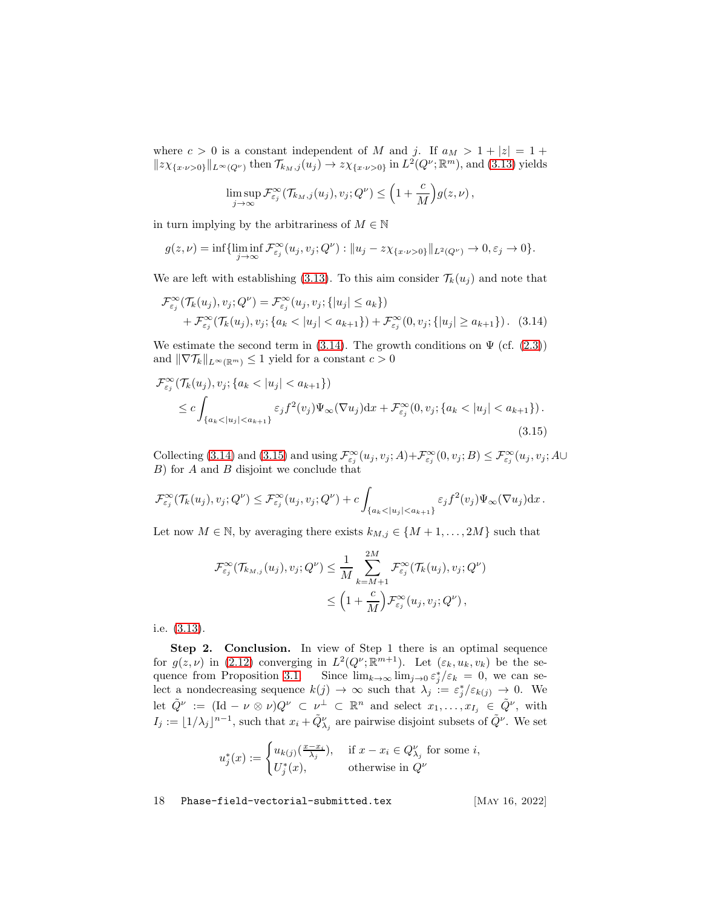where $c > 0$ is a constant independent of $M$ and $j$. If $a_M > 1 + |z| = 1 + \|z\chi_{\{x\cdot\nu>0\}}\|_{L^\infty(Q^\nu)}$ then $\mathcal{T}_{k_M,j}(u_j) \to z\chi_{\{x\cdot\nu>0\}}$ in $L^2(Q^\nu;\mathbb{R}^m)$, and (3.13) yields

$$\limsup_{j\to\infty} \mathcal{F}^\infty_{\varepsilon_j}(\mathcal{T}_{k_M,j}(u_j), v_j; Q^\nu) \leq \Big(1 + \frac{c}{M}\Big) g(z,\nu)\,,$$

in turn implying by the arbitrariness of $M \in \mathbb{N}$

$$g(z,\nu) = \inf\{\liminf_{j\to\infty} \mathcal{F}^\infty_{\varepsilon_j}(u_j, v_j; Q^\nu) : \|u_j - z\chi_{\{x\cdot\nu>0\}}\|_{L^2(Q^\nu)} \to 0, \varepsilon_j \to 0\}.$$

We are left with establishing (3.13). To this aim consider $\mathcal{T}_k(u_j)$ and note that

$$\begin{aligned}\mathcal{F}^\infty_{\varepsilon_j}(\mathcal{T}_k(u_j), v_j; Q^\nu) &= \mathcal{F}^\infty_{\varepsilon_j}(u_j, v_j; \{|u_j| \leq a_k\}) \\ &\quad + \mathcal{F}^\infty_{\varepsilon_j}(\mathcal{T}_k(u_j), v_j; \{a_k < |u_j| < a_{k+1}\}) + \mathcal{F}^\infty_{\varepsilon_j}(0, v_j; \{|u_j| \geq a_{k+1}\})\,. \quad (3.14)\end{aligned}$$

We estimate the second term in (3.14). The growth conditions on $\Psi$ (cf. (2.3)) and $\|\nabla\mathcal{T}_k\|_{L^\infty(\mathbb{R}^m)} \leq 1$ yield for a constant $c > 0$

$$\begin{aligned}&\mathcal{F}^\infty_{\varepsilon_j}(\mathcal{T}_k(u_j), v_j; \{a_k < |u_j| < a_{k+1}\}) \\ &\quad \leq c\int_{\{a_k<|u_j|<a_{k+1}\}} \varepsilon_j f^2(v_j)\Psi_\infty(\nabla u_j)\mathrm{d}x + \mathcal{F}^\infty_{\varepsilon_j}(0, v_j; \{a_k < |u_j| < a_{k+1}\})\,.\end{aligned} \quad (3.15)$$

Collecting (3.14) and (3.15) and using $\mathcal{F}^\infty_{\varepsilon_j}(u_j, v_j; A) + \mathcal{F}^\infty_{\varepsilon_j}(0, v_j; B) \leq \mathcal{F}^\infty_{\varepsilon_j}(u_j, v_j; A \cup B)$ for $A$ and $B$ disjoint we conclude that

$$\mathcal{F}^\infty_{\varepsilon_j}(\mathcal{T}_k(u_j), v_j; Q^\nu) \leq \mathcal{F}^\infty_{\varepsilon_j}(u_j, v_j; Q^\nu) + c\int_{\{a_k<|u_j|<a_{k+1}\}} \varepsilon_j f^2(v_j)\Psi_\infty(\nabla u_j)\mathrm{d}x\,.$$

Let now $M \in \mathbb{N}$, by averaging there exists $k_{M,j} \in \{M+1, \ldots, 2M\}$ such that

$$\begin{aligned}\mathcal{F}^\infty_{\varepsilon_j}(\mathcal{T}_{k_{M,j}}(u_j), v_j; Q^\nu) &\leq \frac{1}{M}\sum_{k=M+1}^{2M} \mathcal{F}^\infty_{\varepsilon_j}(\mathcal{T}_k(u_j), v_j; Q^\nu) \\ &\leq \Big(1 + \frac{c}{M}\Big)\mathcal{F}^\infty_{\varepsilon_j}(u_j, v_j; Q^\nu)\,,\end{aligned}$$

i.e. (3.13).

**Step 2. Conclusion.** In view of Step 1 there is an optimal sequence for $g(z,\nu)$ in (2.12) converging in $L^2(Q^\nu;\mathbb{R}^{m+1})$. Let $(\varepsilon_k, u_k, v_k)$ be the sequence from Proposition 3.1. Since $\lim_{k\to\infty}\lim_{j\to 0} \varepsilon^*_j/\varepsilon_k = 0$, we can select a nondecreasing sequence $k(j) \to \infty$ such that $\lambda_j := \varepsilon^*_j/\varepsilon_{k(j)} \to 0$. We let $\tilde{Q}^\nu := (\mathrm{Id} - \nu\otimes\nu)Q^\nu \subset \nu^\perp \subset \mathbb{R}^n$ and select $x_1, \ldots, x_{I_j} \in \tilde{Q}^\nu$, with $I_j := \lfloor 1/\lambda_j\rfloor^{n-1}$, such that $x_i + \tilde{Q}^\nu_{\lambda_j}$ are pairwise disjoint subsets of $\tilde{Q}^\nu$. We set

$$u^*_j(x) := \begin{cases} u_{k(j)}(\frac{x-x_i}{\lambda_j}), & \text{if } x - x_i \in Q^\nu_{\lambda_j} \text{ for some } i, \\ U^*_j(x), & \text{otherwise in } Q^\nu \end{cases}$$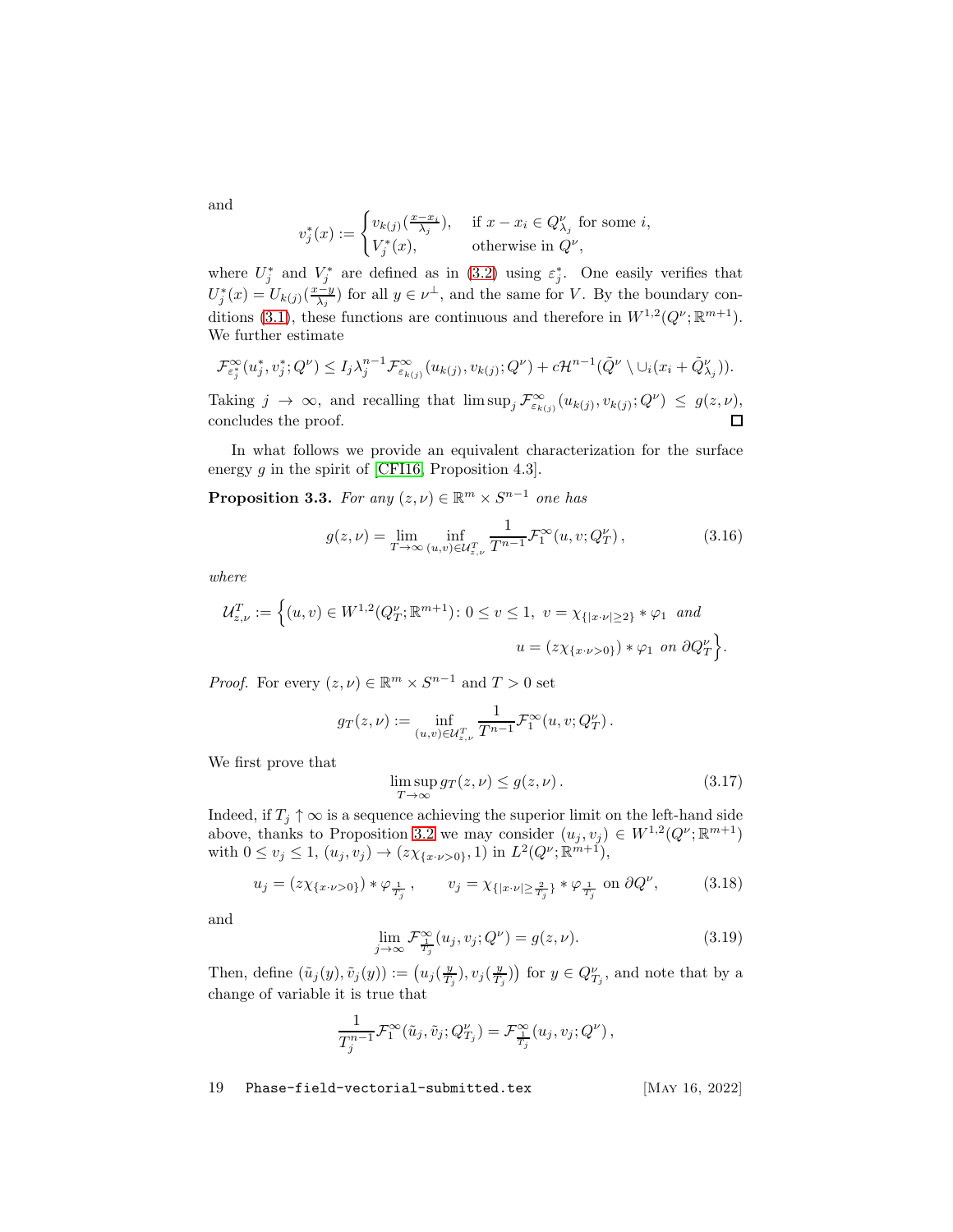and

$$v_j^*(x) := \begin{cases} v_{k(j)}(\frac{x-x_i}{\lambda_j}), & \text{if } x - x_i \in Q^\nu_{\lambda_j} \text{ for some } i, \\ V_j^*(x), & \text{otherwise in } Q^\nu, \end{cases}$$

where $U_j^*$ and $V_j^*$ are defined as in (3.2) using $\varepsilon_j^*$. One easily verifies that $U_j^*(x) = U_{k(j)}(\frac{x-y}{\lambda_j})$ for all $y \in \nu^\perp$, and the same for $V$. By the boundary conditions (3.1), these functions are continuous and therefore in $W^{1,2}(Q^\nu;\mathbb{R}^{m+1})$. We further estimate

$$\mathcal{F}^\infty_{\varepsilon_j^*}(u_j^*, v_j^*; Q^\nu) \le I_j \lambda_j^{n-1} \mathcal{F}^\infty_{\varepsilon_{k(j)}}(u_{k(j)}, v_{k(j)}; Q^\nu) + c\mathcal{H}^{n-1}(\tilde{Q}^\nu \setminus \cup_i (x_i + \tilde{Q}^\nu_{\lambda_j})).$$

Taking $j \to \infty$, and recalling that $\limsup_j \mathcal{F}^\infty_{\varepsilon_{k(j)}}(u_{k(j)}, v_{k(j)}; Q^\nu) \le g(z,\nu)$, concludes the proof. □

In what follows we provide an equivalent characterization for the surface energy $g$ in the spirit of [CFI16, Proposition 4.3].

**Proposition 3.3.** *For any $(z,\nu) \in \mathbb{R}^m \times S^{n-1}$ one has*

$$g(z,\nu) = \lim_{T\to\infty} \inf_{(u,v)\in\mathcal{U}^T_{z,\nu}} \frac{1}{T^{n-1}} \mathcal{F}^\infty_1(u,v;Q^\nu_T), \tag{3.16}$$

*where*

$$\mathcal{U}^T_{z,\nu} := \Big\{(u,v) \in W^{1,2}(Q^\nu_T;\mathbb{R}^{m+1}) \colon 0 \le v \le 1,\ v = \chi_{\{|x\cdot\nu|\ge 2\}} * \varphi_1 \text{ and } u = (z\chi_{\{x\cdot\nu>0\}}) * \varphi_1 \text{ on } \partial Q^\nu_T\Big\}.$$

*Proof.* For every $(z,\nu) \in \mathbb{R}^m \times S^{n-1}$ and $T > 0$ set

$$g_T(z,\nu) := \inf_{(u,v)\in\mathcal{U}^T_{z,\nu}} \frac{1}{T^{n-1}} \mathcal{F}^\infty_1(u,v;Q^\nu_T).$$

We first prove that

$$\limsup_{T\to\infty} g_T(z,\nu) \le g(z,\nu). \tag{3.17}$$

Indeed, if $T_j \uparrow \infty$ is a sequence achieving the superior limit on the left-hand side above, thanks to Proposition 3.2 we may consider $(u_j, v_j) \in W^{1,2}(Q^\nu;\mathbb{R}^{m+1})$ with $0 \le v_j \le 1$, $(u_j, v_j) \to (z\chi_{\{x\cdot\nu>0\}}, 1)$ in $L^2(Q^\nu;\mathbb{R}^{m+1})$,

$$u_j = (z\chi_{\{x\cdot\nu>0\}}) * \varphi_{\frac{1}{T_j}}, \qquad v_j = \chi_{\{|x\cdot\nu|\ge\frac{2}{T_j}\}} * \varphi_{\frac{1}{T_j}} \text{ on } \partial Q^\nu, \tag{3.18}$$

and

$$\lim_{j\to\infty} \mathcal{F}^\infty_{\frac{1}{T_j}}(u_j, v_j; Q^\nu) = g(z,\nu). \tag{3.19}$$

Then, define $(\tilde{u}_j(y), \tilde{v}_j(y)) := \big(u_j(\frac{y}{T_j}), v_j(\frac{y}{T_j})\big)$ for $y \in Q^\nu_{T_j}$, and note that by a change of variable it is true that

$$\frac{1}{T_j^{n-1}} \mathcal{F}^\infty_1(\tilde{u}_j, \tilde{v}_j; Q^\nu_{T_j}) = \mathcal{F}^\infty_{\frac{1}{T_j}}(u_j, v_j; Q^\nu),$$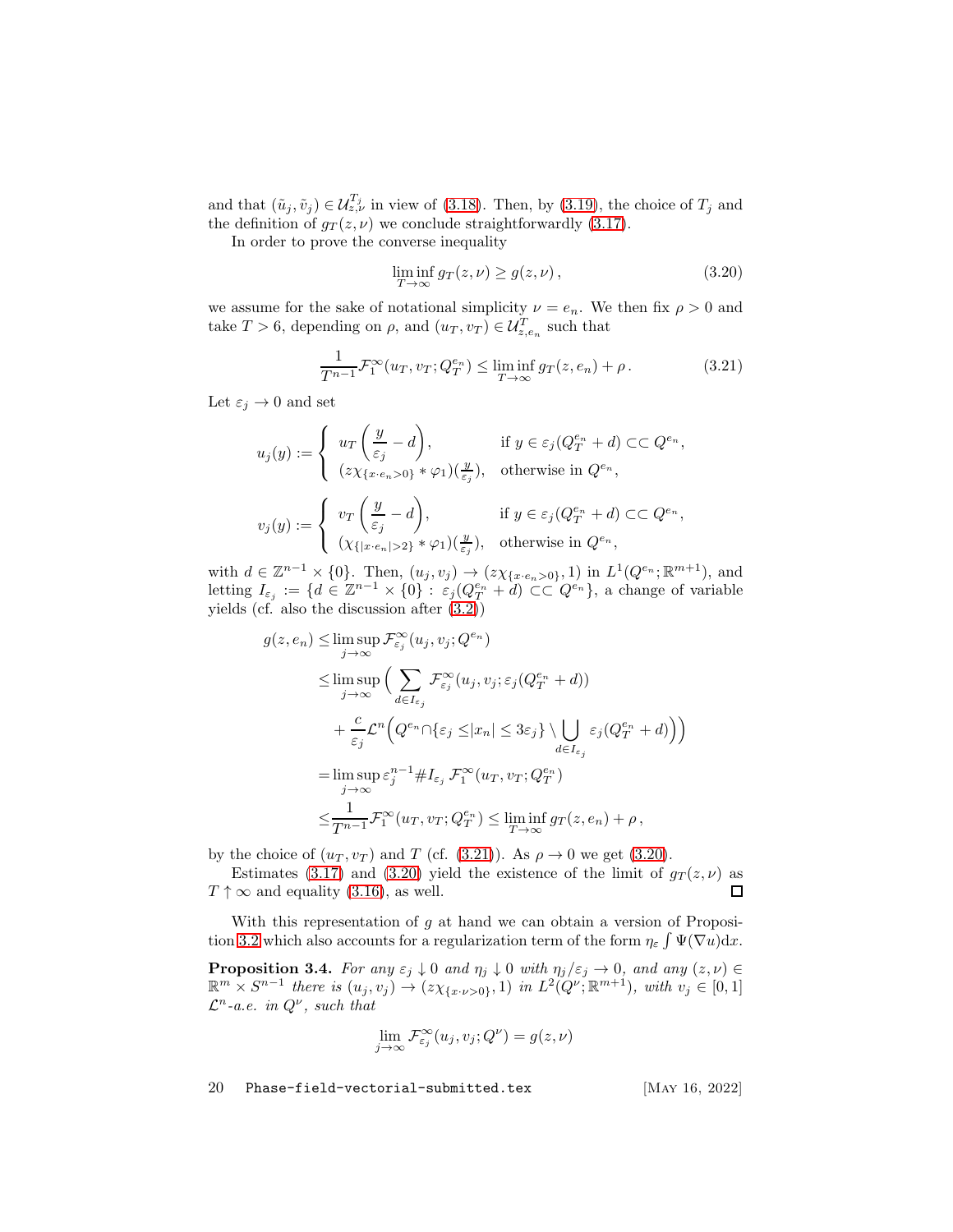and that $(\tilde{u}_j, \tilde{v}_j) \in \mathcal{U}^{T_j}_{z,\nu}$ in view of (3.18). Then, by (3.19), the choice of $T_j$ and the definition of $g_T(z,\nu)$ we conclude straightforwardly (3.17).

In order to prove the converse inequality

$$
\liminf_{T\to\infty} g_T(z,\nu) \geq g(z,\nu)\,, \tag{3.20}
$$

we assume for the sake of notational simplicity $\nu = e_n$. We then fix $\rho > 0$ and take $T > 6$, depending on $\rho$, and $(u_T, v_T) \in \mathcal{U}^T_{z,e_n}$ such that

$$
\frac{1}{T^{n-1}} \mathcal{F}^\infty_1(u_T, v_T; Q^{e_n}_T) \leq \liminf_{T\to\infty} g_T(z,e_n) + \rho\,. \tag{3.21}
$$

Let $\varepsilon_j \to 0$ and set

$$
u_j(y) := \begin{cases} u_T\left(\dfrac{y}{\varepsilon_j} - d\right), & \text{if } y \in \varepsilon_j(Q^{e_n}_T + d) \subset\subset Q^{e_n}, \\ (z\chi_{\{x\cdot e_n > 0\}} * \varphi_1)(\frac{y}{\varepsilon_j}), & \text{otherwise in } Q^{e_n}, \end{cases}
$$

$$
v_j(y) := \begin{cases} v_T\left(\dfrac{y}{\varepsilon_j} - d\right), & \text{if } y \in \varepsilon_j(Q^{e_n}_T + d) \subset\subset Q^{e_n}, \\ (\chi_{\{|x\cdot e_n| > 2\}} * \varphi_1)(\frac{y}{\varepsilon_j}), & \text{otherwise in } Q^{e_n}, \end{cases}
$$

with $d \in \mathbb{Z}^{n-1} \times \{0\}$. Then, $(u_j, v_j) \to (z\chi_{\{x\cdot e_n > 0\}}, 1)$ in $L^1(Q^{e_n}; \mathbb{R}^{m+1})$, and letting $I_{\varepsilon_j} := \{d \in \mathbb{Z}^{n-1} \times \{0\} : \varepsilon_j(Q^{e_n}_T + d) \subset\subset Q^{e_n}\}$, a change of variable yields (cf. also the discussion after (3.2))

$$
\begin{aligned}
g(z,e_n) \leq& \limsup_{j\to\infty} \mathcal{F}^\infty_{\varepsilon_j}(u_j, v_j; Q^{e_n}) \\
\leq& \limsup_{j\to\infty} \Big( \sum_{d\in I_{\varepsilon_j}} \mathcal{F}^\infty_{\varepsilon_j}(u_j, v_j; \varepsilon_j(Q^{e_n}_T + d)) \\
&+ \frac{c}{\varepsilon_j} \mathcal{L}^n\Big(Q^{e_n} \cap \{\varepsilon_j \leq |x_n| \leq 3\varepsilon_j\} \setminus \bigcup_{d\in I_{\varepsilon_j}} \varepsilon_j(Q^{e_n}_T + d)\Big)\Big) \\
=& \limsup_{j\to\infty} \varepsilon_j^{n-1} \# I_{\varepsilon_j}\, \mathcal{F}^\infty_1(u_T, v_T; Q^{e_n}_T) \\
\leq& \frac{1}{T^{n-1}} \mathcal{F}^\infty_1(u_T, v_T; Q^{e_n}_T) \leq \liminf_{T\to\infty} g_T(z,e_n) + \rho\,,
\end{aligned}
$$

by the choice of $(u_T, v_T)$ and $T$ (cf. (3.21)). As $\rho \to 0$ we get (3.20).

Estimates (3.17) and (3.20) yield the existence of the limit of $g_T(z,\nu)$ as $T \uparrow \infty$ and equality (3.16), as well. □

With this representation of $g$ at hand we can obtain a version of Proposition 3.2 which also accounts for a regularization term of the form $\eta_\varepsilon \int \Psi(\nabla u)\mathrm{d}x$.

**Proposition 3.4.** *For any $\varepsilon_j \downarrow 0$ and $\eta_j \downarrow 0$ with $\eta_j/\varepsilon_j \to 0$, and any $(z,\nu) \in \mathbb{R}^m \times S^{n-1}$ there is $(u_j, v_j) \to (z\chi_{\{x\cdot\nu>0\}}, 1)$ in $L^2(Q^\nu; \mathbb{R}^{m+1})$, with $v_j \in [0,1]$ $\mathcal{L}^n$-a.e. in $Q^\nu$, such that*

$$
\lim_{j\to\infty} \mathcal{F}^\infty_{\varepsilon_j}(u_j, v_j; Q^\nu) = g(z,\nu)
$$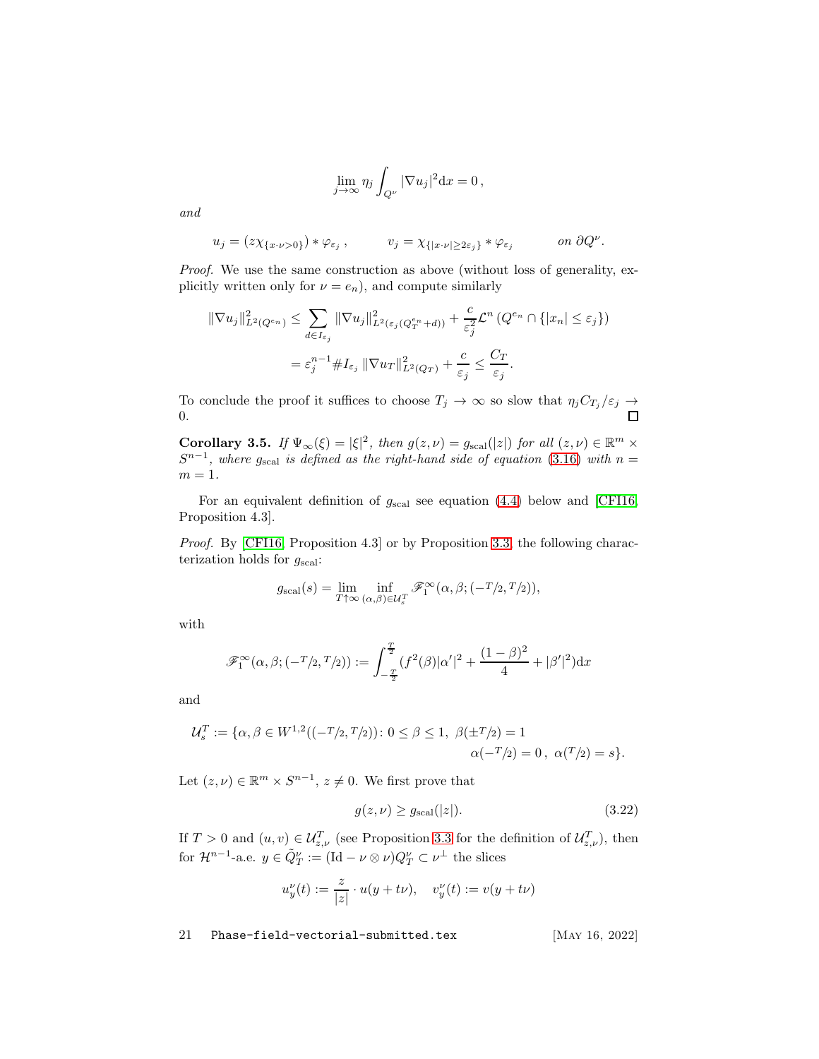$$\lim_{j\to\infty} \eta_j \int_{Q^\nu} |\nabla u_j|^2 \mathrm{d}x = 0\,,$$

*and*

$$u_j = (z\chi_{\{x\cdot\nu>0\}}) * \varphi_{\varepsilon_j}\,, \qquad v_j = \chi_{\{|x\cdot\nu|\geq 2\varepsilon_j\}} * \varphi_{\varepsilon_j} \qquad \text{on } \partial Q^\nu.$$

*Proof.* We use the same construction as above (without loss of generality, explicitly written only for $\nu = e_n$), and compute similarly

$$\begin{aligned}
\|\nabla u_j\|^2_{L^2(Q^{e_n})} &\leq \sum_{d\in I_{\varepsilon_j}} \|\nabla u_j\|^2_{L^2(\varepsilon_j(Q_T^{e_n}+d))} + \frac{c}{\varepsilon_j^2}\mathcal{L}^n\left(Q^{e_n}\cap\{|x_n|\leq\varepsilon_j\}\right)\\
&= \varepsilon_j^{n-1}\#I_{\varepsilon_j}\|\nabla u_T\|^2_{L^2(Q_T)} + \frac{c}{\varepsilon_j} \leq \frac{C_T}{\varepsilon_j}.
\end{aligned}$$

To conclude the proof it suffices to choose $T_j\to\infty$ so slow that $\eta_j C_{T_j}/\varepsilon_j \to 0$. ☐

**Corollary 3.5.** *If $\Psi_\infty(\xi) = |\xi|^2$, then $g(z,\nu) = g_{\mathrm{scal}}(|z|)$ for all $(z,\nu)\in\mathbb{R}^m\times S^{n-1}$, where $g_{\mathrm{scal}}$ is defined as the right-hand side of equation (3.16) with $n = m = 1$.*

For an equivalent definition of $g_{\mathrm{scal}}$ see equation (4.4) below and [CFI16, Proposition 4.3].

*Proof.* By [CFI16, Proposition 4.3] or by Proposition 3.3, the following characterization holds for $g_{\mathrm{scal}}$:

$$g_{\mathrm{scal}}(s) = \lim_{T\uparrow\infty} \inf_{(\alpha,\beta)\in\mathcal{U}_s^T} \mathscr{F}_1^\infty(\alpha,\beta;(-{}^T\!/2,{}^T\!/2)),$$

with

$$\mathscr{F}_1^\infty(\alpha,\beta;(-{}^T\!/2,{}^T\!/2)) := \int_{-\frac{T}{2}}^{\frac{T}{2}} (f^2(\beta)|\alpha'|^2 + \frac{(1-\beta)^2}{4} + |\beta'|^2)\mathrm{d}x$$

and

$$\begin{aligned}
\mathcal{U}_s^T := \{\alpha,\beta\in W^{1,2}((-{}^T\!/2,{}^T\!/2))\colon 0\leq\beta\leq 1,\ &\beta(\pm{}^T\!/2) = 1\\
&\alpha(-{}^T\!/2) = 0\,,\ \alpha({}^T\!/2) = s\}.
\end{aligned}$$

Let $(z,\nu)\in\mathbb{R}^m\times S^{n-1}$, $z\neq 0$. We first prove that

$$g(z,\nu)\geq g_{\mathrm{scal}}(|z|). \tag{3.22}$$

If $T>0$ and $(u,v)\in\mathcal{U}_{z,\nu}^T$ (see Proposition 3.3 for the definition of $\mathcal{U}_{z,\nu}^T$), then for $\mathcal{H}^{n-1}$-a.e. $y\in\tilde{Q}_T^\nu := (\mathrm{Id}-\nu\otimes\nu)Q_T^\nu\subset\nu^\perp$ the slices

$$u_y^\nu(t) := \frac{z}{|z|}\cdot u(y+t\nu), \quad v_y^\nu(t) := v(y+t\nu)$$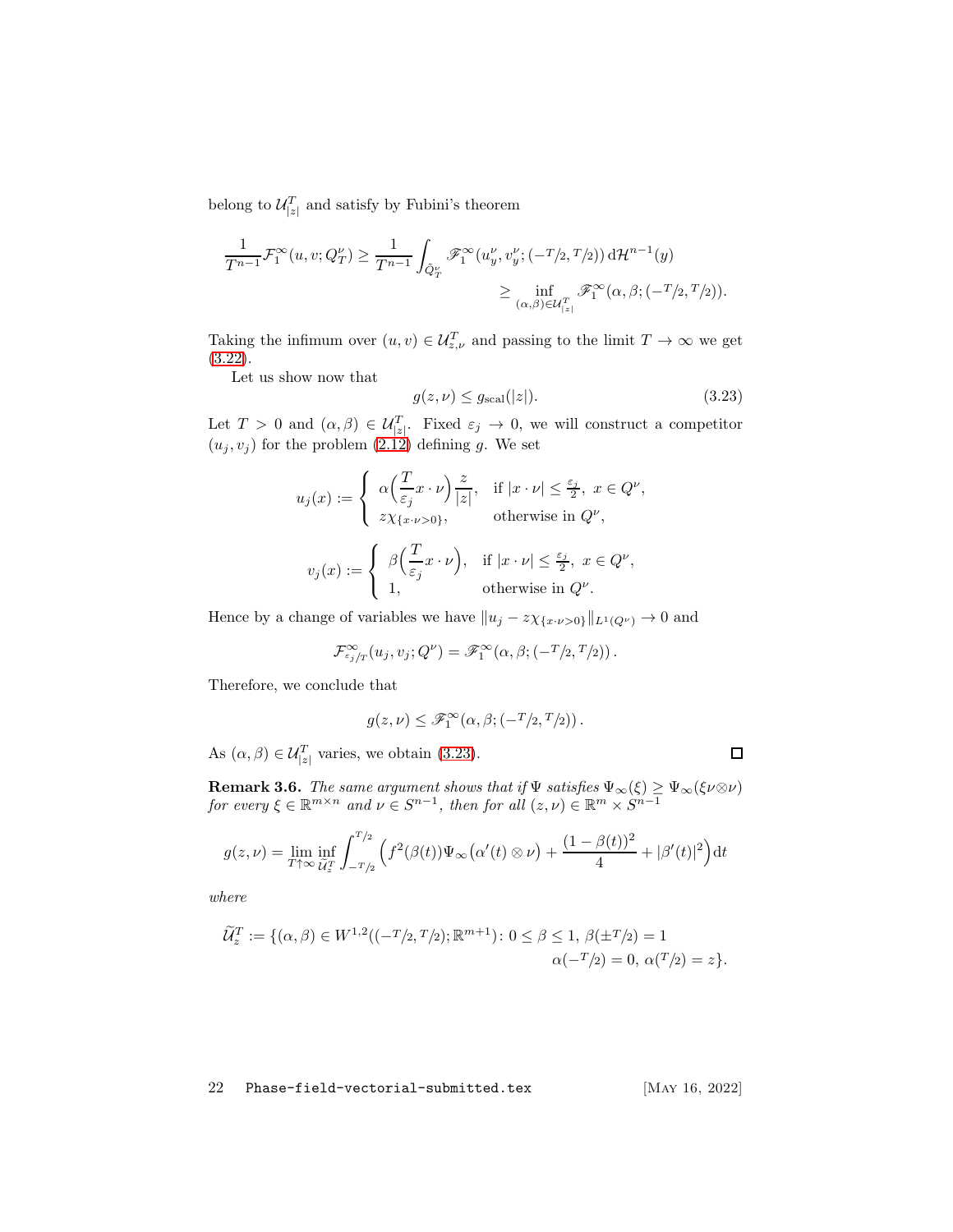belong to $\mathcal{U}^T_{|z|}$ and satisfy by Fubini's theorem

$$
\frac{1}{T^{n-1}}\mathcal{F}^\infty_1(u,v;Q^\nu_T) \geq \frac{1}{T^{n-1}}\int_{\tilde{Q}^\nu_T} \mathscr{F}^\infty_1(u^\nu_y, v^\nu_y; (-T/2, T/2))\,\mathrm{d}\mathcal{H}^{n-1}(y)
$$

$$
\geq \inf_{(\alpha,\beta)\in\mathcal{U}^T_{|z|}} \mathscr{F}^\infty_1(\alpha,\beta;(-T/2,T/2)).
$$

Taking the infimum over $(u,v)\in\mathcal{U}^T_{z,\nu}$ and passing to the limit $T\to\infty$ we get (3.22).

Let us show now that

$$
g(z,\nu) \leq g_{\mathrm{scal}}(|z|). \tag{3.23}
$$

Let $T>0$ and $(\alpha,\beta)\in\mathcal{U}^T_{|z|}$. Fixed $\varepsilon_j\to 0$, we will construct a competitor $(u_j,v_j)$ for the problem (2.12) defining $g$. We set

$$
u_j(x) := \begin{cases} \alpha\Big(\dfrac{T}{\varepsilon_j}x\cdot\nu\Big)\dfrac{z}{|z|}, & \text{if } |x\cdot\nu|\leq\frac{\varepsilon_j}{2},\ x\in Q^\nu, \\ z\chi_{\{x\cdot\nu>0\}}, & \text{otherwise in } Q^\nu, \end{cases}
$$

$$
v_j(x) := \begin{cases} \beta\Big(\dfrac{T}{\varepsilon_j}x\cdot\nu\Big), & \text{if } |x\cdot\nu|\leq\frac{\varepsilon_j}{2},\ x\in Q^\nu, \\ 1, & \text{otherwise in } Q^\nu. \end{cases}
$$

Hence by a change of variables we have $\|u_j - z\chi_{\{x\cdot\nu>0\}}\|_{L^1(Q^\nu)}\to 0$ and

$$
\mathcal{F}^\infty_{\varepsilon_j/T}(u_j,v_j;Q^\nu) = \mathscr{F}^\infty_1(\alpha,\beta;(-T/2,T/2)).
$$

Therefore, we conclude that

$$
g(z,\nu) \leq \mathscr{F}^\infty_1(\alpha,\beta;(-T/2,T/2)).
$$

As $(\alpha,\beta)\in\mathcal{U}^T_{|z|}$ varies, we obtain (3.23). □

**Remark 3.6.** *The same argument shows that if $\Psi$ satisfies $\Psi_\infty(\xi)\geq\Psi_\infty(\xi\nu\otimes\nu)$ for every $\xi\in\mathbb{R}^{m\times n}$ and $\nu\in S^{n-1}$, then for all $(z,\nu)\in\mathbb{R}^m\times S^{n-1}$*

$$
g(z,\nu) = \lim_{T\uparrow\infty}\inf_{\widetilde{\mathcal{U}}^T_z}\int_{-T/2}^{T/2}\Big(f^2(\beta(t))\Psi_\infty\big(\alpha'(t)\otimes\nu\big) + \frac{(1-\beta(t))^2}{4} + |\beta'(t)|^2\Big)\mathrm{d}t
$$

*where*

$$
\widetilde{\mathcal{U}}^T_z := \{(\alpha,\beta)\in W^{1,2}((-T/2,T/2);\mathbb{R}^{m+1})\colon 0\leq\beta\leq 1,\ \beta(\pm T/2)=1
$$
$$
\alpha(-T/2)=0,\ \alpha(T/2)=z\}.
$$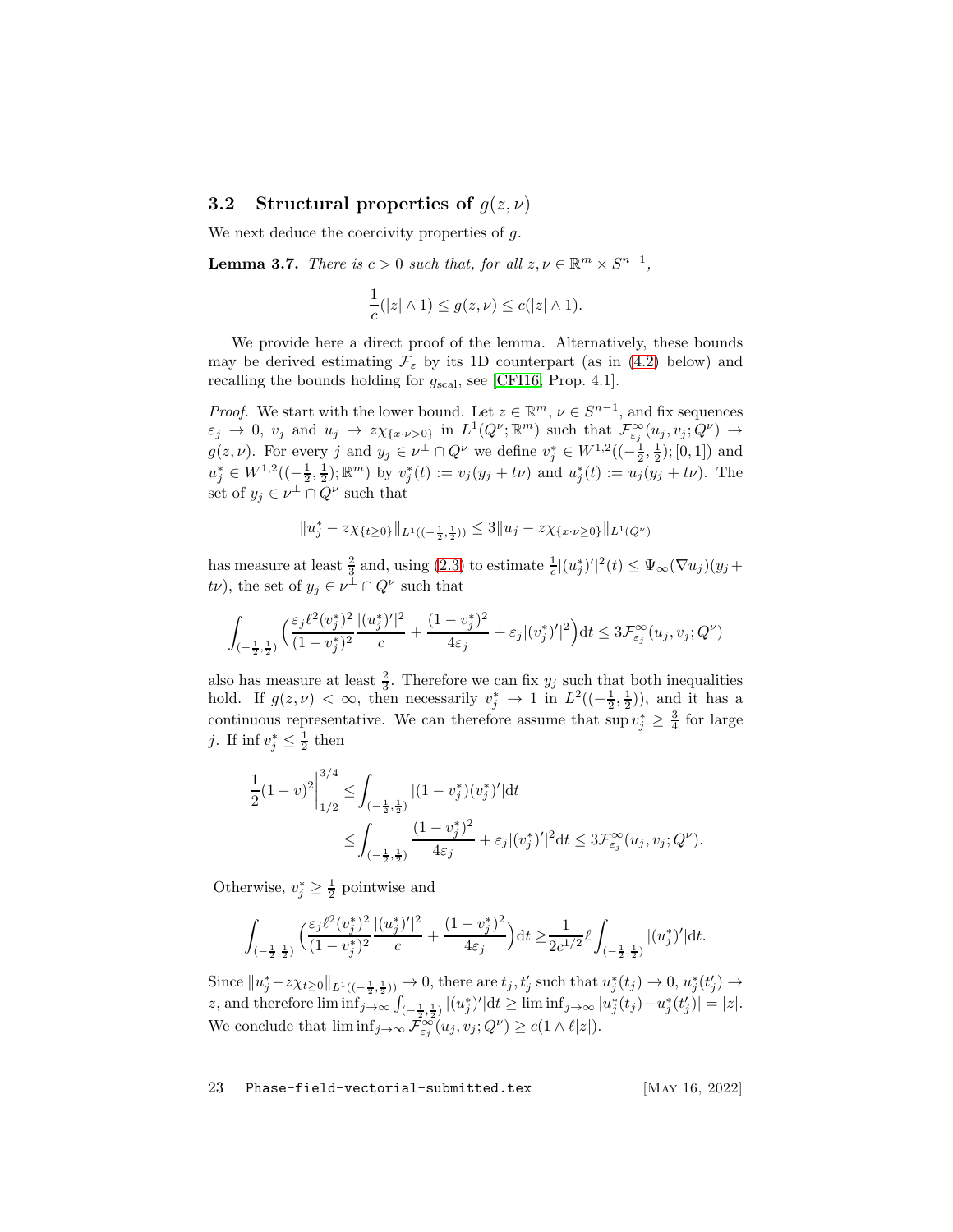### 3.2 Structural properties of $g(z,\nu)$

We next deduce the coercivity properties of $g$.

**Lemma 3.7.** *There is $c > 0$ such that, for all $z, \nu \in \mathbb{R}^m \times S^{n-1}$,*

$$\frac{1}{c}(|z| \wedge 1) \leq g(z,\nu) \leq c(|z| \wedge 1).$$

We provide here a direct proof of the lemma. Alternatively, these bounds may be derived estimating $\mathcal{F}_\varepsilon$ by its 1D counterpart (as in (4.2) below) and recalling the bounds holding for $g_{\mathrm{scal}}$, see [CFI16, Prop. 4.1].

*Proof.* We start with the lower bound. Let $z \in \mathbb{R}^m$, $\nu \in S^{n-1}$, and fix sequences $\varepsilon_j \to 0$, $v_j$ and $u_j \to z\chi_{\{x\cdot\nu>0\}}$ in $L^1(Q^\nu;\mathbb{R}^m)$ such that $\mathcal{F}^\infty_{\varepsilon_j}(u_j, v_j; Q^\nu) \to g(z,\nu)$. For every $j$ and $y_j \in \nu^\perp \cap Q^\nu$ we define $v_j^* \in W^{1,2}((-\frac{1}{2},\frac{1}{2});[0,1])$ and $u_j^* \in W^{1,2}((-\frac{1}{2},\frac{1}{2});\mathbb{R}^m)$ by $v_j^*(t) := v_j(y_j + t\nu)$ and $u_j^*(t) := u_j(y_j + t\nu)$. The set of $y_j \in \nu^\perp \cap Q^\nu$ such that

$$\|u_j^* - z\chi_{\{t\geq 0\}}\|_{L^1((-\frac{1}{2},\frac{1}{2}))} \leq 3\|u_j - z\chi_{\{x\cdot\nu\geq 0\}}\|_{L^1(Q^\nu)}$$

has measure at least $\frac{2}{3}$ and, using (2.3) to estimate $\frac{1}{c}|(u_j^*)'|^2(t) \leq \Psi_\infty(\nabla u_j)(y_j + t\nu)$, the set of $y_j \in \nu^\perp \cap Q^\nu$ such that

$$\int_{(-\frac{1}{2},\frac{1}{2})} \Big(\frac{\varepsilon_j \ell^2 (v_j^*)^2}{(1-v_j^*)^2}\frac{|(u_j^*)'|^2}{c} + \frac{(1-v_j^*)^2}{4\varepsilon_j} + \varepsilon_j|(v_j^*)'|^2\Big)\mathrm{d}t \leq 3\mathcal{F}^\infty_{\varepsilon_j}(u_j, v_j; Q^\nu)$$

also has measure at least $\frac{2}{3}$. Therefore we can fix $y_j$ such that both inequalities hold. If $g(z,\nu) < \infty$, then necessarily $v_j^* \to 1$ in $L^2((-\frac{1}{2},\frac{1}{2}))$, and it has a continuous representative. We can therefore assume that $\sup v_j^* \geq \frac{3}{4}$ for large $j$. If $\inf v_j^* \leq \frac{1}{2}$ then

$$\begin{aligned}
\frac{1}{2}(1-v)^2\Big|_{1/2}^{3/4} &\leq \int_{(-\frac{1}{2},\frac{1}{2})} |(1-v_j^*)(v_j^*)'|\mathrm{d}t \\
&\leq \int_{(-\frac{1}{2},\frac{1}{2})} \frac{(1-v_j^*)^2}{4\varepsilon_j} + \varepsilon_j|(v_j^*)'|^2\mathrm{d}t \leq 3\mathcal{F}^\infty_{\varepsilon_j}(u_j, v_j; Q^\nu).
\end{aligned}$$

Otherwise, $v_j^* \geq \frac{1}{2}$ pointwise and

$$\int_{(-\frac{1}{2},\frac{1}{2})} \Big(\frac{\varepsilon_j \ell^2 (v_j^*)^2}{(1-v_j^*)^2}\frac{|(u_j^*)'|^2}{c} + \frac{(1-v_j^*)^2}{4\varepsilon_j}\Big)\mathrm{d}t \geq \frac{1}{2c^{1/2}}\ell\int_{(-\frac{1}{2},\frac{1}{2})} |(u_j^*)'|\mathrm{d}t.$$

Since $\|u_j^* - z\chi_{t\geq 0}\|_{L^1((-\frac{1}{2},\frac{1}{2}))} \to 0$, there are $t_j, t_j'$ such that $u_j^*(t_j) \to 0$, $u_j^*(t_j') \to z$, and therefore $\liminf_{j\to\infty} \int_{(-\frac{1}{2},\frac{1}{2})} |(u_j^*)'|\mathrm{d}t \geq \liminf_{j\to\infty} |u_j^*(t_j) - u_j^*(t_j')| = |z|$. We conclude that $\liminf_{j\to\infty} \mathcal{F}^\infty_{\varepsilon_j}(u_j, v_j; Q^\nu) \geq c(1 \wedge \ell|z|)$.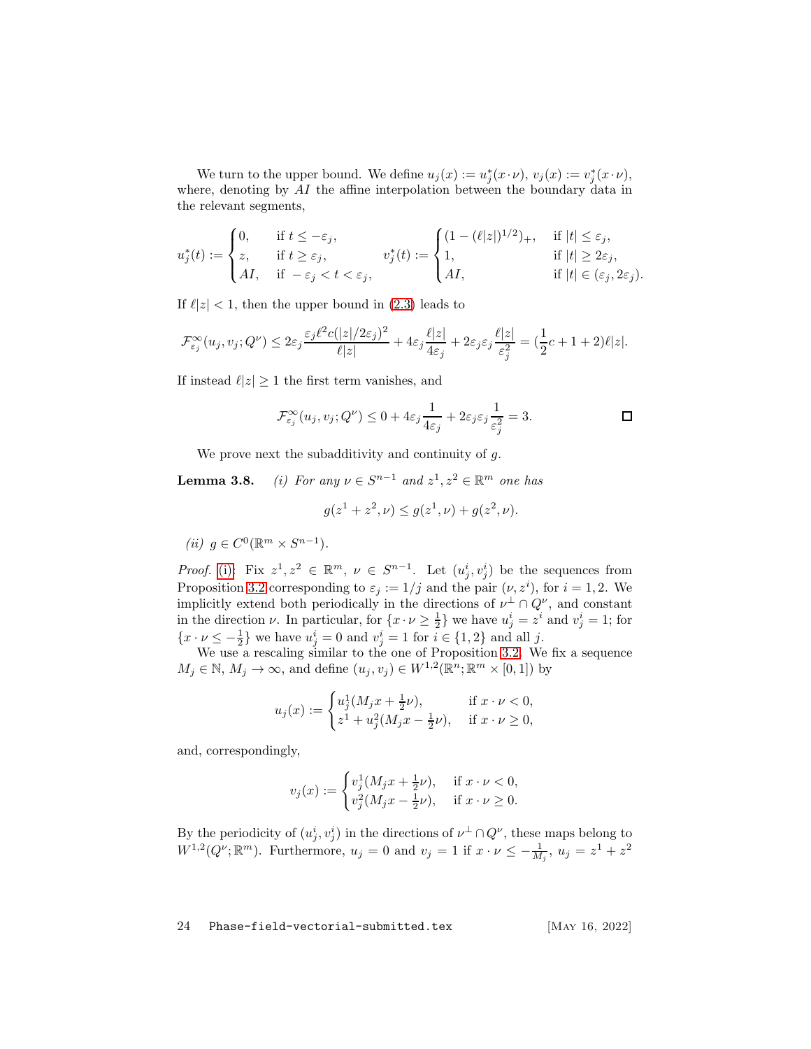We turn to the upper bound. We define $u_j(x) := u_j^*(x\cdot\nu)$, $v_j(x) := v_j^*(x\cdot\nu)$, where, denoting by $AI$ the affine interpolation between the boundary data in the relevant segments,

$$
u_j^*(t) := \begin{cases} 0, & \text{if } t \le -\varepsilon_j, \\ z, & \text{if } t \ge \varepsilon_j, \\ AI, & \text{if } -\varepsilon_j < t < \varepsilon_j, \end{cases} \qquad v_j^*(t) := \begin{cases} (1-(\ell|z|)^{1/2})_+, & \text{if } |t| \le \varepsilon_j, \\ 1, & \text{if } |t| \ge 2\varepsilon_j, \\ AI, & \text{if } |t| \in (\varepsilon_j, 2\varepsilon_j). \end{cases}
$$

If $\ell|z| < 1$, then the upper bound in (2.3) leads to

$$
\mathcal{F}^\infty_{\varepsilon_j}(u_j, v_j; Q^\nu) \le 2\varepsilon_j \frac{\varepsilon_j \ell^2 c(|z|/2\varepsilon_j)^2}{\ell|z|} + 4\varepsilon_j \frac{\ell|z|}{4\varepsilon_j} + 2\varepsilon_j \varepsilon_j \frac{\ell|z|}{\varepsilon_j^2} = (\frac{1}{2}c + 1 + 2)\ell|z|.
$$

If instead $\ell|z| \ge 1$ the first term vanishes, and

$$
\mathcal{F}^\infty_{\varepsilon_j}(u_j, v_j; Q^\nu) \le 0 + 4\varepsilon_j \frac{1}{4\varepsilon_j} + 2\varepsilon_j \varepsilon_j \frac{1}{\varepsilon_j^2} = 3. \qquad \square
$$

We prove next the subadditivity and continuity of $g$.

**Lemma 3.8.** *(i) For any $\nu \in S^{n-1}$ and $z^1, z^2 \in \mathbb{R}^m$ one has*

$$
g(z^1 + z^2, \nu) \le g(z^1, \nu) + g(z^2, \nu).
$$

*(ii) $g \in C^0(\mathbb{R}^m \times S^{n-1})$.*

*Proof.* (i) Fix $z^1, z^2 \in \mathbb{R}^m$, $\nu \in S^{n-1}$. Let $(u_j^i, v_j^i)$ be the sequences from Proposition 3.2 corresponding to $\varepsilon_j := 1/j$ and the pair $(\nu, z^i)$, for $i = 1, 2$. We implicitly extend both periodically in the directions of $\nu^\perp \cap Q^\nu$, and constant in the direction $\nu$. In particular, for $\{x \cdot \nu \ge \frac{1}{2}\}$ we have $u_j^i = z^i$ and $v_j^i = 1$; for $\{x \cdot \nu \le -\frac{1}{2}\}$ we have $u_j^i = 0$ and $v_j^i = 1$ for $i \in \{1, 2\}$ and all $j$.

We use a rescaling similar to the one of Proposition 3.2. We fix a sequence $M_j \in \mathbb{N}$, $M_j \to \infty$, and define $(u_j, v_j) \in W^{1,2}(\mathbb{R}^n; \mathbb{R}^m \times [0,1])$ by

$$
u_j(x) := \begin{cases} u_j^1(M_j x + \frac{1}{2}\nu), & \text{if } x \cdot \nu < 0, \\ z^1 + u_j^2(M_j x - \frac{1}{2}\nu), & \text{if } x \cdot \nu \ge 0, \end{cases}
$$

and, correspondingly,

$$
v_j(x) := \begin{cases} v_j^1(M_j x + \frac{1}{2}\nu), & \text{if } x \cdot \nu < 0, \\ v_j^2(M_j x - \frac{1}{2}\nu), & \text{if } x \cdot \nu \ge 0. \end{cases}
$$

By the periodicity of $(u_j^i, v_j^i)$ in the directions of $\nu^\perp \cap Q^\nu$, these maps belong to $W^{1,2}(Q^\nu; \mathbb{R}^m)$. Furthermore, $u_j = 0$ and $v_j = 1$ if $x \cdot \nu \le -\frac{1}{M_j}$, $u_j = z^1 + z^2$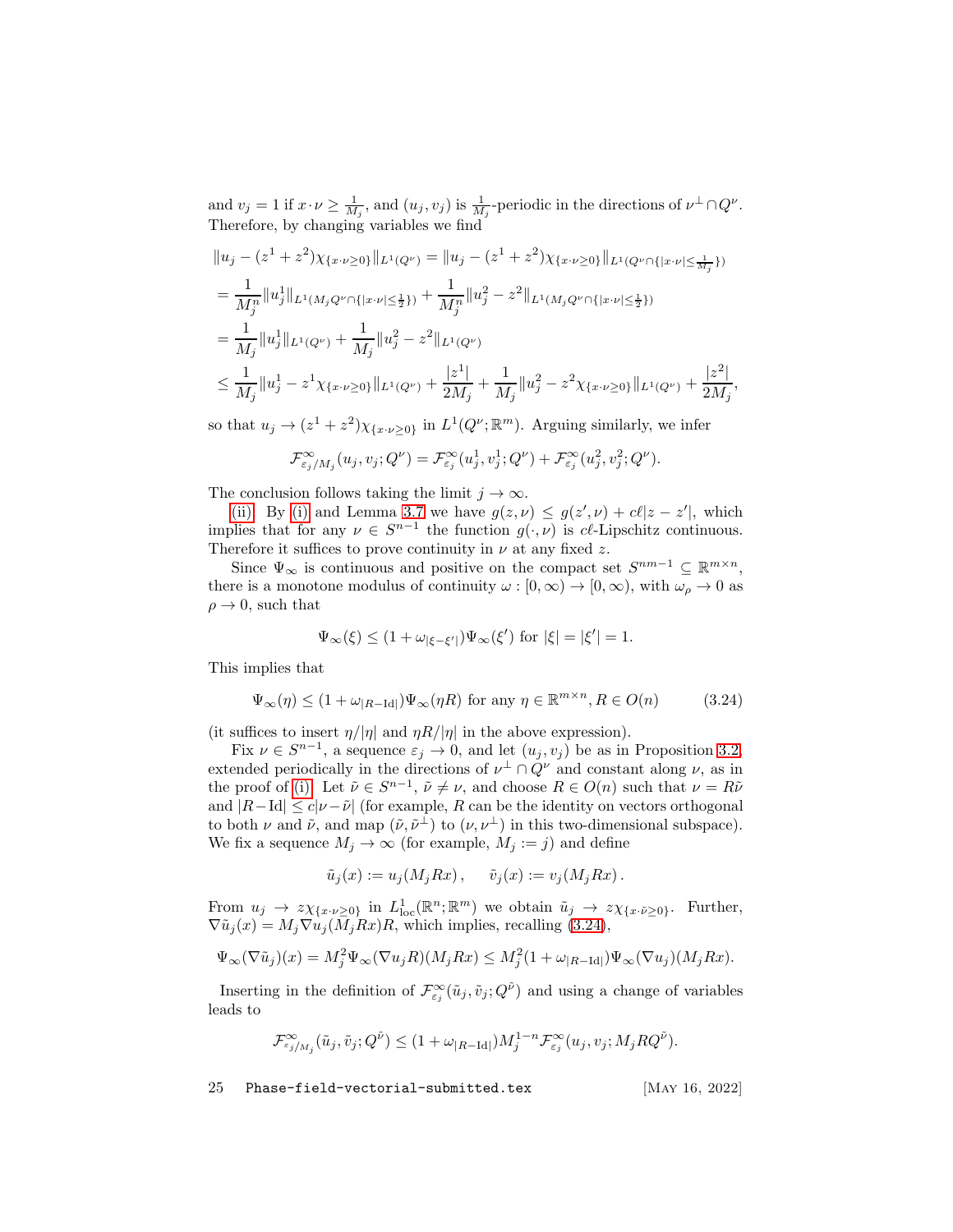and $v_j = 1$ if $x\cdot\nu \geq \frac{1}{M_j}$, and $(u_j, v_j)$ is $\frac{1}{M_j}$-periodic in the directions of $\nu^\perp \cap Q^\nu$. Therefore, by changing variables we find

$$
\begin{aligned}
&\|u_j - (z^1+z^2)\chi_{\{x\cdot\nu\geq 0\}}\|_{L^1(Q^\nu)} = \|u_j - (z^1+z^2)\chi_{\{x\cdot\nu\geq 0\}}\|_{L^1(Q^\nu\cap\{|x\cdot\nu|\leq\frac{1}{M_j}\})} \\
&= \frac{1}{M_j^n}\|u_j^1\|_{L^1(M_jQ^\nu\cap\{|x\cdot\nu|\leq\frac{1}{2}\})} + \frac{1}{M_j^n}\|u_j^2 - z^2\|_{L^1(M_jQ^\nu\cap\{|x\cdot\nu|\leq\frac{1}{2}\})} \\
&= \frac{1}{M_j}\|u_j^1\|_{L^1(Q^\nu)} + \frac{1}{M_j}\|u_j^2 - z^2\|_{L^1(Q^\nu)} \\
&\leq \frac{1}{M_j}\|u_j^1 - z^1\chi_{\{x\cdot\nu\geq 0\}}\|_{L^1(Q^\nu)} + \frac{|z^1|}{2M_j} + \frac{1}{M_j}\|u_j^2 - z^2\chi_{\{x\cdot\nu\geq 0\}}\|_{L^1(Q^\nu)} + \frac{|z^2|}{2M_j},
\end{aligned}
$$

so that $u_j \to (z^1+z^2)\chi_{\{x\cdot\nu\geq 0\}}$ in $L^1(Q^\nu;\mathbb{R}^m)$. Arguing similarly, we infer

$$
\mathcal{F}^\infty_{\varepsilon_j/M_j}(u_j, v_j; Q^\nu) = \mathcal{F}^\infty_{\varepsilon_j}(u_j^1, v_j^1; Q^\nu) + \mathcal{F}^\infty_{\varepsilon_j}(u_j^2, v_j^2; Q^\nu).
$$

The conclusion follows taking the limit $j \to \infty$.

(ii) By (i) and Lemma 3.7 we have $g(z,\nu) \leq g(z',\nu) + c\ell|z-z'|$, which implies that for any $\nu \in S^{n-1}$ the function $g(\cdot,\nu)$ is $c\ell$-Lipschitz continuous. Therefore it suffices to prove continuity in $\nu$ at any fixed $z$.

Since $\Psi_\infty$ is continuous and positive on the compact set $S^{nm-1} \subseteq \mathbb{R}^{m\times n}$, there is a monotone modulus of continuity $\omega : [0,\infty) \to [0,\infty)$, with $\omega_\rho \to 0$ as $\rho \to 0$, such that

$$
\Psi_\infty(\xi) \leq (1+\omega_{|\xi-\xi'|})\Psi_\infty(\xi') \text{ for } |\xi| = |\xi'| = 1.
$$

This implies that

$$
\Psi_\infty(\eta) \leq (1+\omega_{|R-\mathrm{Id}|})\Psi_\infty(\eta R) \text{ for any } \eta \in \mathbb{R}^{m\times n}, R \in O(n) \tag{3.24}
$$

(it suffices to insert $\eta/|\eta|$ and $\eta R/|\eta|$ in the above expression).

Fix $\nu \in S^{n-1}$, a sequence $\varepsilon_j \to 0$, and let $(u_j, v_j)$ be as in Proposition 3.2, extended periodically in the directions of $\nu^\perp \cap Q^\nu$ and constant along $\nu$, as in the proof of (i). Let $\tilde\nu \in S^{n-1}$, $\tilde\nu \neq \nu$, and choose $R \in O(n)$ such that $\nu = R\tilde\nu$ and $|R-\mathrm{Id}| \leq c|\nu-\tilde\nu|$ (for example, $R$ can be the identity on vectors orthogonal to both $\nu$ and $\tilde\nu$, and map $(\tilde\nu, \tilde\nu^\perp)$ to $(\nu, \nu^\perp)$ in this two-dimensional subspace). We fix a sequence $M_j \to \infty$ (for example, $M_j := j$) and define

$$
\tilde u_j(x) := u_j(M_jRx), \qquad \tilde v_j(x) := v_j(M_jRx).
$$

From $u_j \to z\chi_{\{x\cdot\nu\geq 0\}}$ in $L^1_{\mathrm{loc}}(\mathbb{R}^n;\mathbb{R}^m)$ we obtain $\tilde u_j \to z\chi_{\{x\cdot\tilde\nu\geq 0\}}$. Further, $\nabla\tilde u_j(x) = M_j\nabla u_j(M_jRx)R$, which implies, recalling (3.24),

$$
\Psi_\infty(\nabla\tilde u_j)(x) = M_j^2\Psi_\infty(\nabla u_jR)(M_jRx) \leq M_j^2(1+\omega_{|R-\mathrm{Id}|})\Psi_\infty(\nabla u_j)(M_jRx).
$$

Inserting in the definition of $\mathcal{F}^\infty_{\varepsilon_j}(\tilde u_j, \tilde v_j; Q^{\tilde\nu})$ and using a change of variables leads to

$$
\mathcal{F}^\infty_{\varepsilon_j/M_j}(\tilde u_j, \tilde v_j; Q^{\tilde\nu}) \leq (1+\omega_{|R-\mathrm{Id}|})M_j^{1-n}\mathcal{F}^\infty_{\varepsilon_j}(u_j, v_j; M_jRQ^{\tilde\nu}).
$$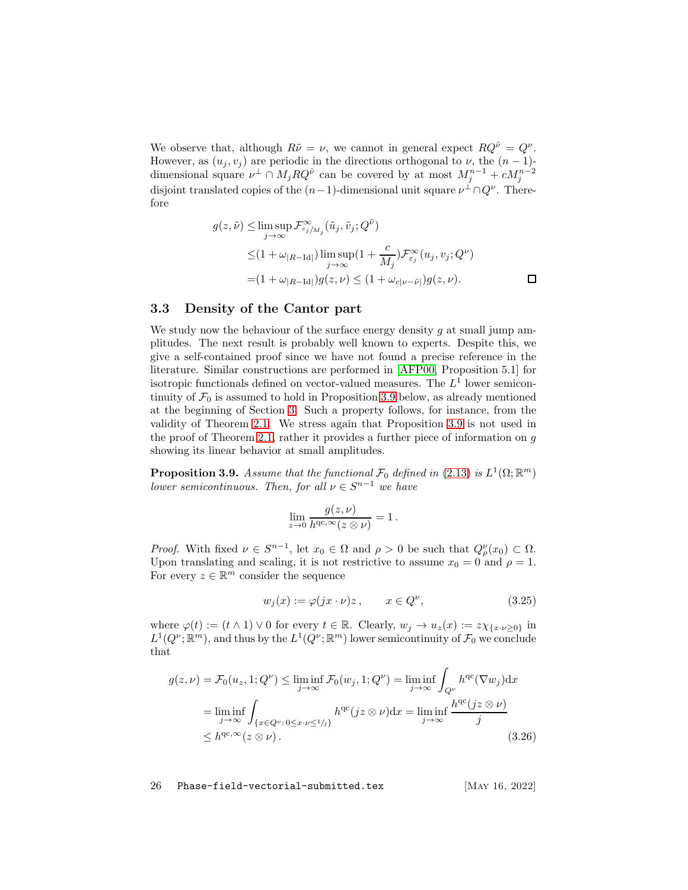We observe that, although $R\tilde\nu = \nu$, we cannot in general expect $RQ^{\tilde\nu} = Q^\nu$. However, as $(u_j, v_j)$ are periodic in the directions orthogonal to $\nu$, the $(n-1)$-dimensional square $\nu^\perp \cap M_j R Q^{\tilde\nu}$ can be covered by at most $M_j^{n-1} + cM_j^{n-2}$ disjoint translated copies of the $(n-1)$-dimensional unit square $\nu^\perp \cap Q^\nu$. Therefore

$$
\begin{aligned}
g(z,\tilde\nu) \le& \limsup_{j\to\infty} \mathcal{F}^\infty_{\varepsilon_j/M_j}(\tilde u_j, \tilde v_j; Q^{\tilde\nu}) \\
\le& (1+\omega_{|R-\mathrm{Id}|}) \limsup_{j\to\infty} (1+\frac{c}{M_j}) \mathcal{F}^\infty_{\varepsilon_j}(u_j, v_j; Q^\nu) \\
=& (1+\omega_{|R-\mathrm{Id}|}) g(z,\nu) \le (1+\omega_{c|\nu-\tilde\nu|}) g(z,\nu). \qquad \square
\end{aligned}
$$

### 3.3 Density of the Cantor part

We study now the behaviour of the surface energy density $g$ at small jump amplitudes. The next result is probably well known to experts. Despite this, we give a self-contained proof since we have not found a precise reference in the literature. Similar constructions are performed in [AFP00, Proposition 5.1] for isotropic functionals defined on vector-valued measures. The $L^1$ lower semicontinuity of $\mathcal{F}_0$ is assumed to hold in Proposition 3.9 below, as already mentioned at the beginning of Section 3. Such a property follows, for instance, from the validity of Theorem 2.1. We stress again that Proposition 3.9 is not used in the proof of Theorem 2.1, rather it provides a further piece of information on $g$ showing its linear behavior at small amplitudes.

**Proposition 3.9.** *Assume that the functional $\mathcal{F}_0$ defined in (2.13) is $L^1(\Omega;\mathbb{R}^m)$ lower semicontinuous. Then, for all $\nu \in S^{n-1}$ we have*

$$
\lim_{z\to 0} \frac{g(z,\nu)}{h^{\mathrm{qc},\infty}(z\otimes\nu)} = 1\,.
$$

*Proof.* With fixed $\nu \in S^{n-1}$, let $x_0 \in \Omega$ and $\rho > 0$ be such that $Q^\nu_\rho(x_0) \subset \Omega$. Upon translating and scaling, it is not restrictive to assume $x_0 = 0$ and $\rho = 1$. For every $z \in \mathbb{R}^m$ consider the sequence

$$
w_j(x) := \varphi(jx\cdot\nu) z\,, \qquad x \in Q^\nu, \tag{3.25}
$$

where $\varphi(t) := (t\wedge 1)\vee 0$ for every $t \in \mathbb{R}$. Clearly, $w_j \to u_z(x) := z\chi_{\{x\cdot\nu\ge 0\}}$ in $L^1(Q^\nu;\mathbb{R}^m)$, and thus by the $L^1(Q^\nu;\mathbb{R}^m)$ lower semicontinuity of $\mathcal{F}_0$ we conclude that

$$
\begin{aligned}
g(z,\nu) &= \mathcal{F}_0(u_z, 1; Q^\nu) \le \liminf_{j\to\infty} \mathcal{F}_0(w_j, 1; Q^\nu) = \liminf_{j\to\infty} \int_{Q^\nu} h^{\mathrm{qc}}(\nabla w_j)\mathrm{d}x \\
&= \liminf_{j\to\infty} \int_{\{x\in Q^\nu:\, 0\le x\cdot\nu\le 1/j\}} h^{\mathrm{qc}}(jz\otimes\nu)\mathrm{d}x = \liminf_{j\to\infty} \frac{h^{\mathrm{qc}}(jz\otimes\nu)}{j} \\
&\le h^{\mathrm{qc},\infty}(z\otimes\nu)\,.
\end{aligned} \tag{3.26}
$$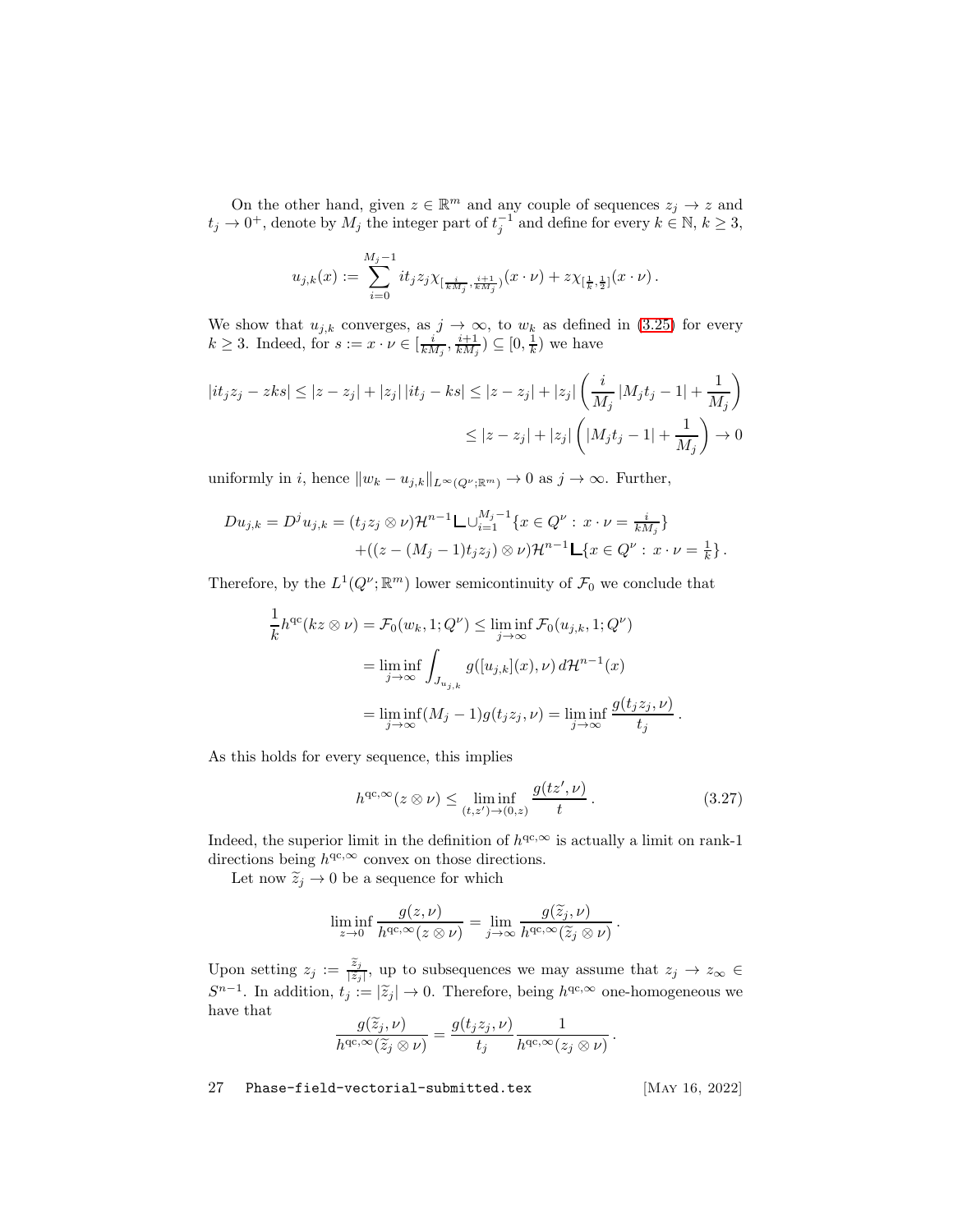On the other hand, given $z \in \mathbb{R}^m$ and any couple of sequences $z_j \to z$ and $t_j \to 0^+$, denote by $M_j$ the integer part of $t_j^{-1}$ and define for every $k \in \mathbb{N}$, $k \geq 3$,

$$
u_{j,k}(x) := \sum_{i=0}^{M_j-1} i t_j z_j \chi_{[\frac{i}{kM_j}, \frac{i+1}{kM_j})}(x \cdot \nu) + z\chi_{[\frac{1}{k}, \frac{1}{2}]}(x \cdot \nu)\,.
$$

We show that $u_{j,k}$ converges, as $j \to \infty$, to $w_k$ as defined in (3.25) for every $k \geq 3$. Indeed, for $s := x \cdot \nu \in [\frac{i}{kM_j}, \frac{i+1}{kM_j}) \subseteq [0, \frac{1}{k})$ we have

$$
\begin{aligned}
|it_j z_j - zks| \leq |z - z_j| + |z_j|\,|it_j - ks| &\leq |z - z_j| + |z_j| \left( \frac{i}{M_j} |M_j t_j - 1| + \frac{1}{M_j} \right) \\
&\leq |z - z_j| + |z_j| \left( |M_j t_j - 1| + \frac{1}{M_j} \right) \to 0
\end{aligned}
$$

uniformly in $i$, hence $\|w_k - u_{j,k}\|_{L^\infty(Q^\nu;\mathbb{R}^m)} \to 0$ as $j \to \infty$. Further,

$$
\begin{aligned}
Du_{j,k} = D^j u_{j,k} = (t_j z_j \otimes \nu)\mathcal{H}^{n-1} \llcorner \cup_{i=1}^{M_j-1} \{x \in Q^\nu : x \cdot \nu = \tfrac{i}{kM_j}\} \\
+ ((z - (M_j - 1)t_j z_j) \otimes \nu)\mathcal{H}^{n-1} \llcorner \{x \in Q^\nu : x \cdot \nu = \tfrac{1}{k}\}\,.
\end{aligned}
$$

Therefore, by the $L^1(Q^\nu;\mathbb{R}^m)$ lower semicontinuity of $\mathcal{F}_0$ we conclude that

$$
\begin{aligned}
\frac{1}{k} h^{\mathrm{qc}}(kz \otimes \nu) = \mathcal{F}_0(w_k, 1; Q^\nu) &\leq \liminf_{j \to \infty} \mathcal{F}_0(u_{j,k}, 1; Q^\nu) \\
&= \liminf_{j \to \infty} \int_{J_{u_{j,k}}} g([u_{j,k}](x), \nu)\, d\mathcal{H}^{n-1}(x) \\
&= \liminf_{j \to \infty} (M_j - 1) g(t_j z_j, \nu) = \liminf_{j \to \infty} \frac{g(t_j z_j, \nu)}{t_j}\,.
\end{aligned}
$$

As this holds for every sequence, this implies

$$
h^{\mathrm{qc},\infty}(z \otimes \nu) \leq \liminf_{(t,z') \to (0,z)} \frac{g(tz', \nu)}{t}\,. \tag{3.27}
$$

Indeed, the superior limit in the definition of $h^{\mathrm{qc},\infty}$ is actually a limit on rank-1 directions being $h^{\mathrm{qc},\infty}$ convex on those directions.

Let now $\widetilde{z}_j \to 0$ be a sequence for which

$$
\liminf_{z \to 0} \frac{g(z, \nu)}{h^{\mathrm{qc},\infty}(z \otimes \nu)} = \lim_{j \to \infty} \frac{g(\widetilde{z}_j, \nu)}{h^{\mathrm{qc},\infty}(\widetilde{z}_j \otimes \nu)}\,.
$$

Upon setting $z_j := \frac{\widetilde{z}_j}{|\widetilde{z}_j|}$, up to subsequences we may assume that $z_j \to z_\infty \in S^{n-1}$. In addition, $t_j := |\widetilde{z}_j| \to 0$. Therefore, being $h^{\mathrm{qc},\infty}$ one-homogeneous we have that

$$
\frac{g(\widetilde{z}_j, \nu)}{h^{\mathrm{qc},\infty}(\widetilde{z}_j \otimes \nu)} = \frac{g(t_j z_j, \nu)}{t_j} \frac{1}{h^{\mathrm{qc},\infty}(z_j \otimes \nu)}\,.
$$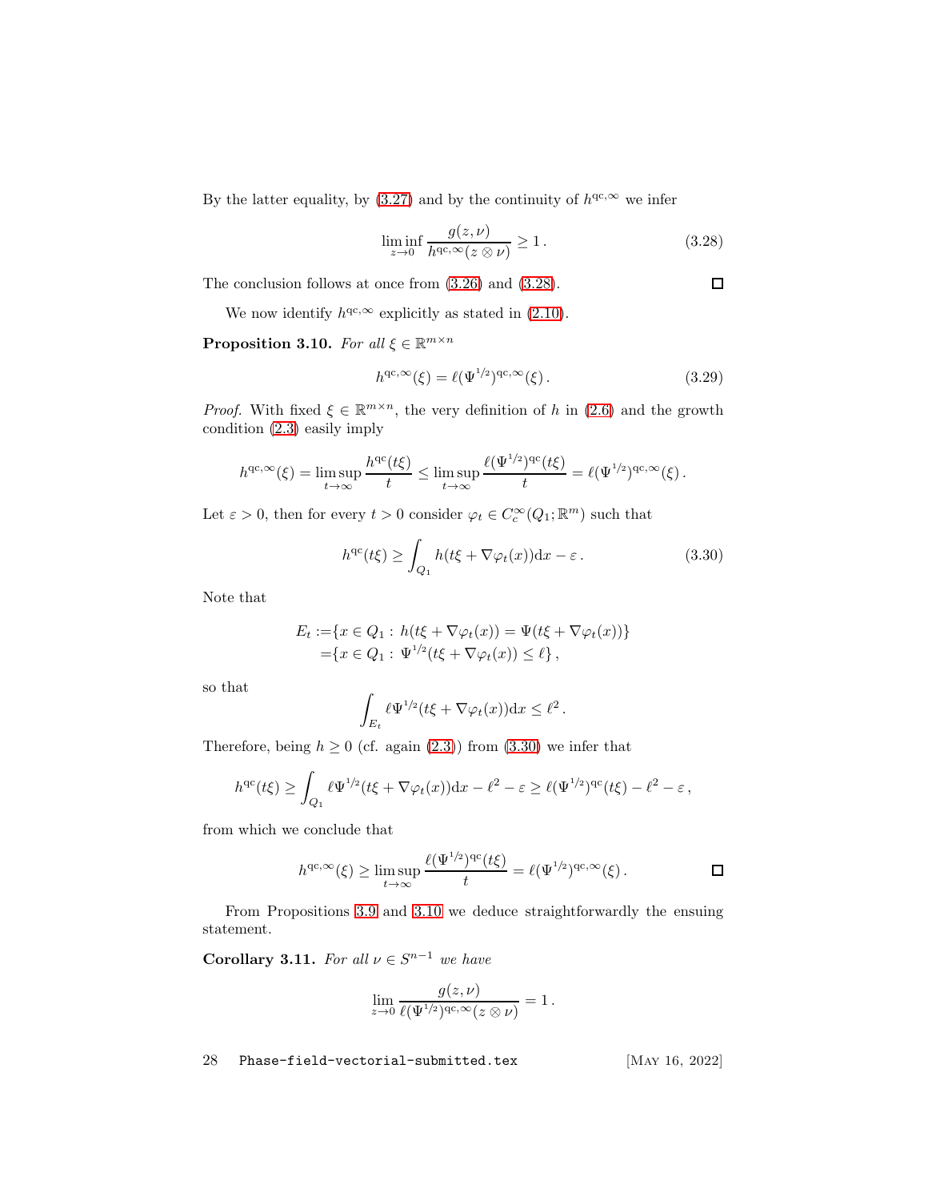By the latter equality, by (3.27) and by the continuity of $h^{\mathrm{qc},\infty}$ we infer

$$\liminf_{z\to 0} \frac{g(z,\nu)}{h^{\mathrm{qc},\infty}(z\otimes\nu)} \geq 1\,. \tag{3.28}$$

The conclusion follows at once from (3.26) and (3.28). □

We now identify $h^{\mathrm{qc},\infty}$ explicitly as stated in (2.10).

**Proposition 3.10.** *For all $\xi \in \mathbb{R}^{m\times n}$*

$$h^{\mathrm{qc},\infty}(\xi) = \ell(\Psi^{1/2})^{\mathrm{qc},\infty}(\xi)\,. \tag{3.29}$$

*Proof.* With fixed $\xi \in \mathbb{R}^{m\times n}$, the very definition of $h$ in (2.6) and the growth condition (2.3) easily imply

$$h^{\mathrm{qc},\infty}(\xi) = \limsup_{t\to\infty} \frac{h^{\mathrm{qc}}(t\xi)}{t} \leq \limsup_{t\to\infty} \frac{\ell(\Psi^{1/2})^{\mathrm{qc}}(t\xi)}{t} = \ell(\Psi^{1/2})^{\mathrm{qc},\infty}(\xi)\,.$$

Let $\varepsilon > 0$, then for every $t > 0$ consider $\varphi_t \in C_c^\infty(Q_1;\mathbb{R}^m)$ such that

$$h^{\mathrm{qc}}(t\xi) \geq \int_{Q_1} h(t\xi + \nabla\varphi_t(x))\mathrm{d}x - \varepsilon\,. \tag{3.30}$$

Note that

$$\begin{aligned} E_t :=& \{x \in Q_1 :\, h(t\xi + \nabla\varphi_t(x)) = \Psi(t\xi + \nabla\varphi_t(x))\} \\ =& \{x \in Q_1 :\, \Psi^{1/2}(t\xi + \nabla\varphi_t(x)) \leq \ell\}\,, \end{aligned}$$

so that

$$\int_{E_t} \ell\Psi^{1/2}(t\xi + \nabla\varphi_t(x))\mathrm{d}x \leq \ell^2\,.$$

Therefore, being $h \geq 0$ (cf. again (2.3)) from (3.30) we infer that

$$h^{\mathrm{qc}}(t\xi) \geq \int_{Q_1} \ell\Psi^{1/2}(t\xi + \nabla\varphi_t(x))\mathrm{d}x - \ell^2 - \varepsilon \geq \ell(\Psi^{1/2})^{\mathrm{qc}}(t\xi) - \ell^2 - \varepsilon\,,$$

from which we conclude that

$$h^{\mathrm{qc},\infty}(\xi) \geq \limsup_{t\to\infty} \frac{\ell(\Psi^{1/2})^{\mathrm{qc}}(t\xi)}{t} = \ell(\Psi^{1/2})^{\mathrm{qc},\infty}(\xi)\,.$$

□

From Propositions 3.9 and 3.10 we deduce straightforwardly the ensuing statement.

**Corollary 3.11.** *For all $\nu \in S^{n-1}$ we have*

$$\lim_{z\to 0} \frac{g(z,\nu)}{\ell(\Psi^{1/2})^{\mathrm{qc},\infty}(z\otimes\nu)} = 1\,.$$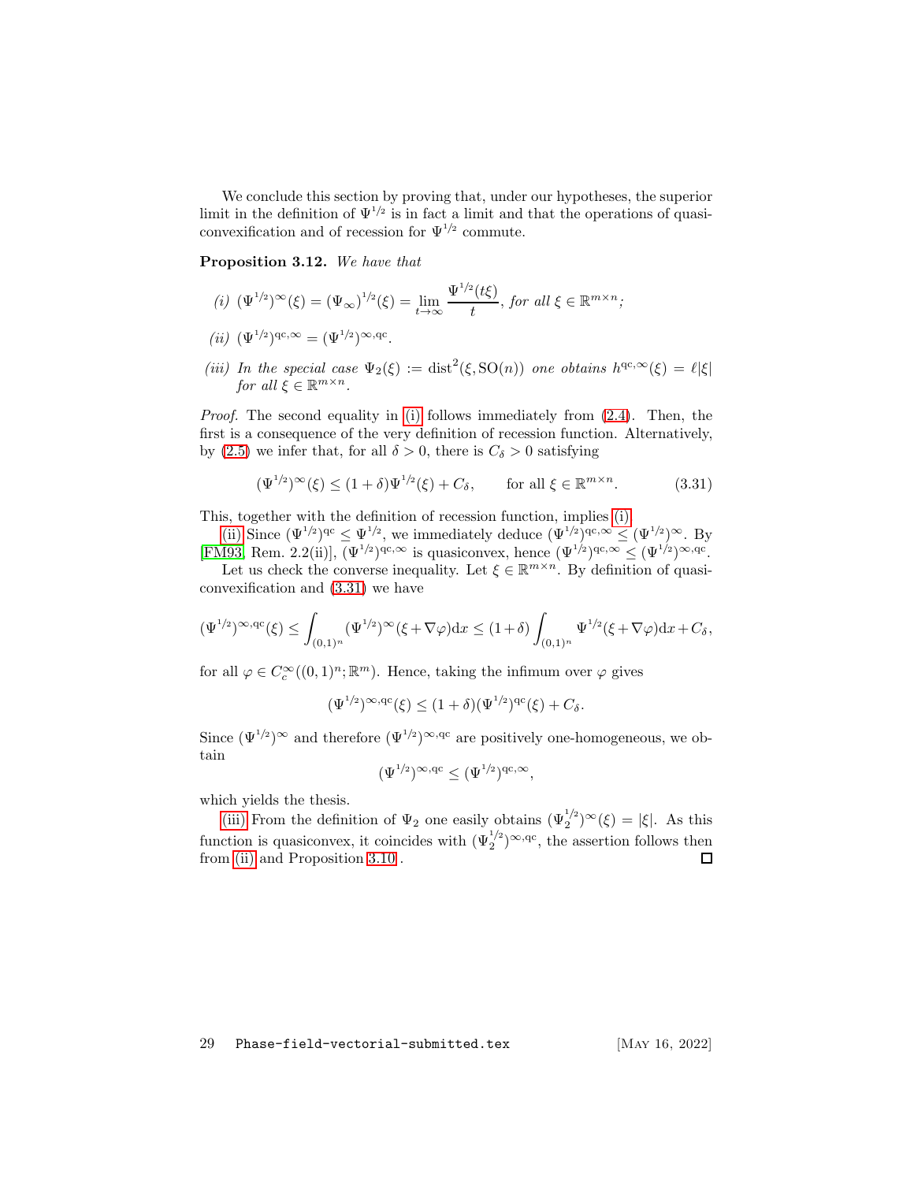We conclude this section by proving that, under our hypotheses, the superior limit in the definition of $\Psi^{1/2}$ is in fact a limit and that the operations of quasi-convexification and of recession for $\Psi^{1/2}$ commute.

**Proposition 3.12.** *We have that*

*(i)* $(\Psi^{1/2})^\infty(\xi) = (\Psi_\infty)^{1/2}(\xi) = \lim_{t\to\infty} \dfrac{\Psi^{1/2}(t\xi)}{t}$, *for all* $\xi \in \mathbb{R}^{m\times n}$*;*

*(ii)* $(\Psi^{1/2})^{\mathrm{qc},\infty} = (\Psi^{1/2})^{\infty,\mathrm{qc}}$.

*(iii) In the special case* $\Psi_2(\xi) := \mathrm{dist}^2(\xi, \mathrm{SO}(n))$ *one obtains* $h^{\mathrm{qc},\infty}(\xi) = \ell|\xi|$ *for all* $\xi \in \mathbb{R}^{m\times n}$.

*Proof.* The second equality in (i) follows immediately from (2.4). Then, the first is a consequence of the very definition of recession function. Alternatively, by (2.5) we infer that, for all $\delta > 0$, there is $C_\delta > 0$ satisfying

$$(\Psi^{1/2})^\infty(\xi) \leq (1+\delta)\Psi^{1/2}(\xi) + C_\delta, \qquad \text{for all } \xi \in \mathbb{R}^{m\times n}. \tag{3.31}$$

This, together with the definition of recession function, implies (i).

(ii) Since $(\Psi^{1/2})^{\mathrm{qc}} \leq \Psi^{1/2}$, we immediately deduce $(\Psi^{1/2})^{\mathrm{qc},\infty} \leq (\Psi^{1/2})^\infty$. By [FM93, Rem. 2.2(ii)], $(\Psi^{1/2})^{\mathrm{qc},\infty}$ is quasiconvex, hence $(\Psi^{1/2})^{\mathrm{qc},\infty} \leq (\Psi^{1/2})^{\infty,\mathrm{qc}}$.

Let us check the converse inequality. Let $\xi \in \mathbb{R}^{m\times n}$. By definition of quasi-convexification and (3.31) we have

$$(\Psi^{1/2})^{\infty,\mathrm{qc}}(\xi) \leq \int_{(0,1)^n} (\Psi^{1/2})^\infty(\xi + \nabla\varphi)\mathrm{d}x \leq (1+\delta)\int_{(0,1)^n} \Psi^{1/2}(\xi+\nabla\varphi)\mathrm{d}x + C_\delta,$$

for all $\varphi \in C_c^\infty((0,1)^n;\mathbb{R}^m)$. Hence, taking the infimum over $\varphi$ gives

$$(\Psi^{1/2})^{\infty,\mathrm{qc}}(\xi) \leq (1+\delta)(\Psi^{1/2})^{\mathrm{qc}}(\xi) + C_\delta.$$

Since $(\Psi^{1/2})^\infty$ and therefore $(\Psi^{1/2})^{\infty,\mathrm{qc}}$ are positively one-homogeneous, we obtain

$$(\Psi^{1/2})^{\infty,\mathrm{qc}} \leq (\Psi^{1/2})^{\mathrm{qc},\infty},$$

which yields the thesis.

(iii) From the definition of $\Psi_2$ one easily obtains $(\Psi_2^{1/2})^\infty(\xi) = |\xi|$. As this function is quasiconvex, it coincides with $(\Psi_2^{1/2})^{\infty,\mathrm{qc}}$, the assertion follows then from (ii) and Proposition 3.10 . ◻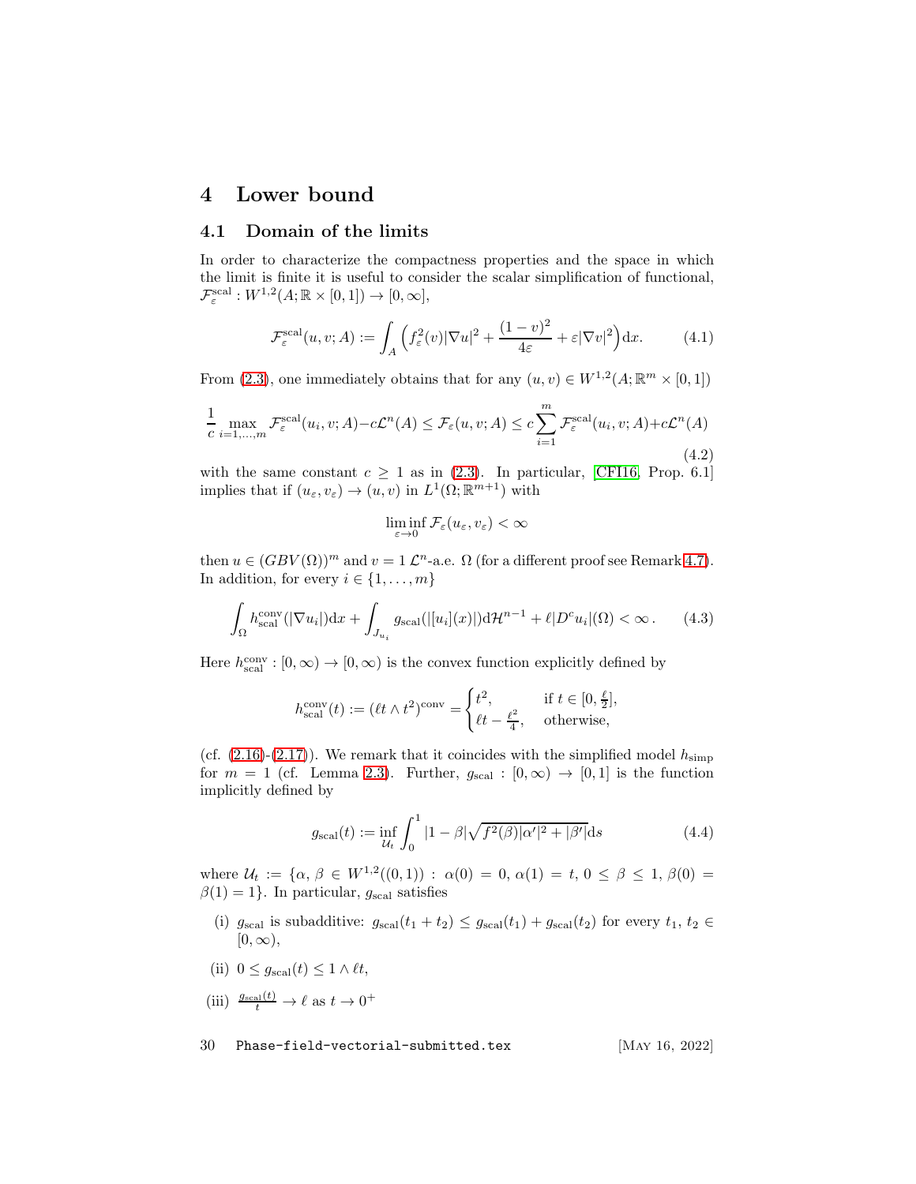# 4 Lower bound

## 4.1 Domain of the limits

In order to characterize the compactness properties and the space in which the limit is finite it is useful to consider the scalar simplification of functional, $\mathcal{F}_\varepsilon^{\mathrm{scal}} : W^{1,2}(A;\mathbb{R}\times[0,1]) \to [0,\infty]$,

$$
\mathcal{F}_\varepsilon^{\mathrm{scal}}(u,v;A) := \int_A \Big( f_\varepsilon^2(v)|\nabla u|^2 + \frac{(1-v)^2}{4\varepsilon} + \varepsilon|\nabla v|^2 \Big) \mathrm{d}x. \tag{4.1}
$$

From (2.3), one immediately obtains that for any $(u,v) \in W^{1,2}(A;\mathbb{R}^m \times [0,1])$

$$
\frac{1}{c}\max_{i=1,\dots,m} \mathcal{F}_\varepsilon^{\mathrm{scal}}(u_i,v;A) - c\mathcal{L}^n(A) \le \mathcal{F}_\varepsilon(u,v;A) \le c\sum_{i=1}^m \mathcal{F}_\varepsilon^{\mathrm{scal}}(u_i,v;A) + c\mathcal{L}^n(A) \tag{4.2}
$$

with the same constant $c \ge 1$ as in (2.3). In particular, [CFI16, Prop. 6.1] implies that if $(u_\varepsilon, v_\varepsilon) \to (u,v)$ in $L^1(\Omega;\mathbb{R}^{m+1})$ with

$$
\liminf_{\varepsilon\to 0} \mathcal{F}_\varepsilon(u_\varepsilon, v_\varepsilon) < \infty
$$

then $u \in (GBV(\Omega))^m$ and $v = 1$ $\mathcal{L}^n$-a.e. $\Omega$ (for a different proof see Remark 4.7). In addition, for every $i \in \{1,\dots,m\}$

$$
\int_\Omega h_{\mathrm{scal}}^{\mathrm{conv}}(|\nabla u_i|)\mathrm{d}x + \int_{J_{u_i}} g_{\mathrm{scal}}(|[u_i](x)|)\mathrm{d}\mathcal{H}^{n-1} + \ell|D^c u_i|(\Omega) < \infty\,. \tag{4.3}
$$

Here $h_{\mathrm{scal}}^{\mathrm{conv}} : [0,\infty) \to [0,\infty)$ is the convex function explicitly defined by

$$
h_{\mathrm{scal}}^{\mathrm{conv}}(t) := (\ell t \wedge t^2)^{\mathrm{conv}} = \begin{cases} t^2, & \text{if } t \in [0, \frac{\ell}{2}], \\ \ell t - \frac{\ell^2}{4}, & \text{otherwise,} \end{cases}
$$

(cf. (2.16)-(2.17)). We remark that it coincides with the simplified model $h_{\mathrm{simp}}$ for $m = 1$ (cf. Lemma 2.3). Further, $g_{\mathrm{scal}} : [0,\infty) \to [0,1]$ is the function implicitly defined by

$$
g_{\mathrm{scal}}(t) := \inf_{\mathcal{U}_t} \int_0^1 |1-\beta|\sqrt{f^2(\beta)|\alpha'|^2 + |\beta'|^2}\mathrm{d}s \tag{4.4}
$$

where $\mathcal{U}_t := \{\alpha,\, \beta \in W^{1,2}((0,1)) : \alpha(0) = 0,\, \alpha(1) = t,\, 0 \le \beta \le 1,\, \beta(0) = \beta(1) = 1\}$. In particular, $g_{\mathrm{scal}}$ satisfies

(i) $g_{\mathrm{scal}}$ is subadditive: $g_{\mathrm{scal}}(t_1 + t_2) \le g_{\mathrm{scal}}(t_1) + g_{\mathrm{scal}}(t_2)$ for every $t_1,\, t_2 \in [0,\infty)$,

(ii) $0 \le g_{\mathrm{scal}}(t) \le 1 \wedge \ell t$,

(iii) $\frac{g_{\mathrm{scal}}(t)}{t} \to \ell$ as $t \to 0^+$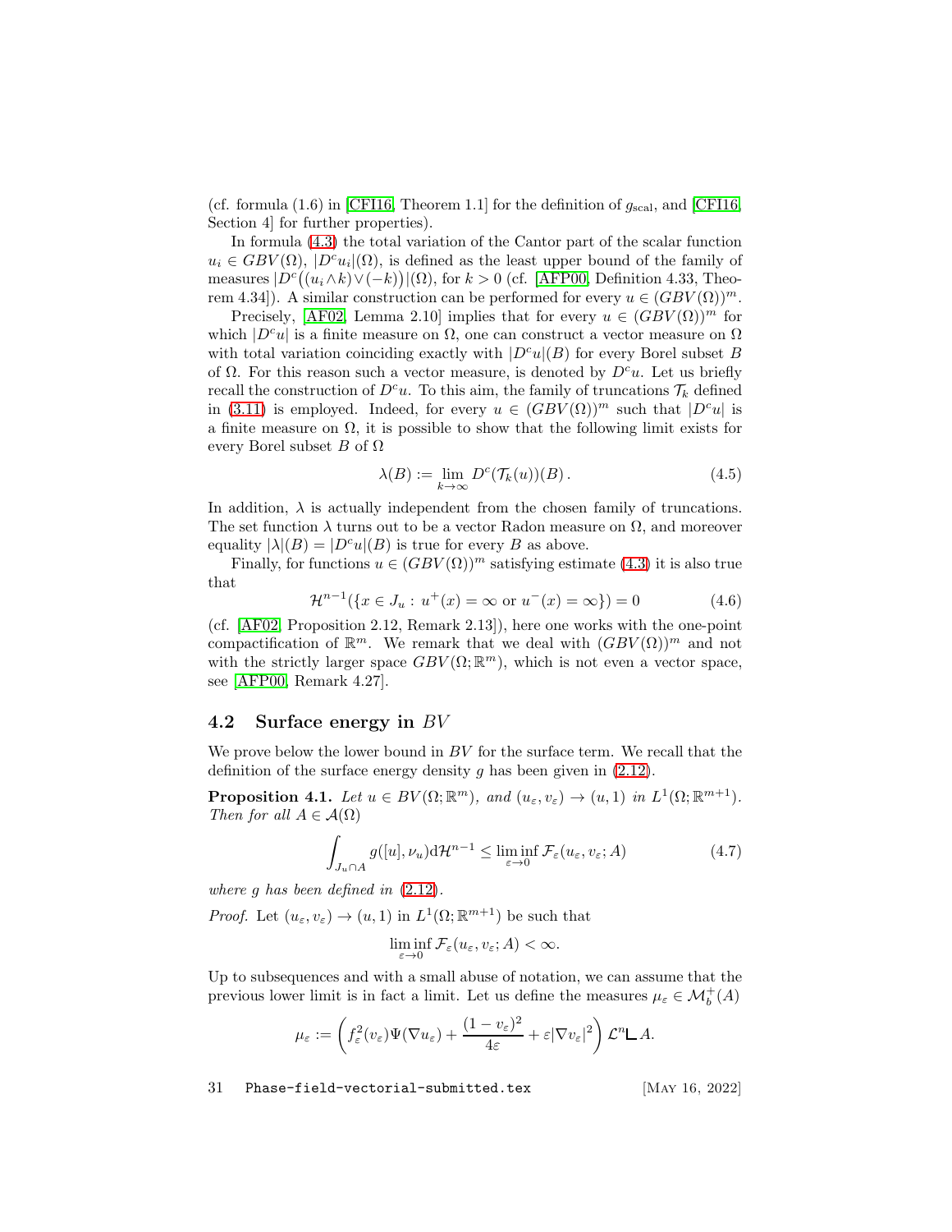(cf. formula (1.6) in [CFI16, Theorem 1.1] for the definition of $g_{\mathrm{scal}}$, and [CFI16, Section 4] for further properties).

In formula (4.3) the total variation of the Cantor part of the scalar function $u_i \in GBV(\Omega)$, $|D^c u_i|(\Omega)$, is defined as the least upper bound of the family of measures $|D^c\big((u_i \wedge k) \vee (-k)\big)|(\Omega)$, for $k > 0$ (cf. [AFP00, Definition 4.33, Theorem 4.34]). A similar construction can be performed for every $u \in (GBV(\Omega))^m$.

Precisely, [AF02, Lemma 2.10] implies that for every $u \in (GBV(\Omega))^m$ for which $|D^c u|$ is a finite measure on $\Omega$, one can construct a vector measure on $\Omega$ with total variation coinciding exactly with $|D^c u|(B)$ for every Borel subset $B$ of $\Omega$. For this reason such a vector measure, is denoted by $D^c u$. Let us briefly recall the construction of $D^c u$. To this aim, the family of truncations $\mathcal{T}_k$ defined in (3.11) is employed. Indeed, for every $u \in (GBV(\Omega))^m$ such that $|D^c u|$ is a finite measure on $\Omega$, it is possible to show that the following limit exists for every Borel subset $B$ of $\Omega$

$$\lambda(B) := \lim_{k \to \infty} D^c(\mathcal{T}_k(u))(B)\,. \tag{4.5}$$

In addition, $\lambda$ is actually independent from the chosen family of truncations. The set function $\lambda$ turns out to be a vector Radon measure on $\Omega$, and moreover equality $|\lambda|(B) = |D^c u|(B)$ is true for every $B$ as above.

Finally, for functions $u \in (GBV(\Omega))^m$ satisfying estimate (4.3) it is also true that

$$\mathcal{H}^{n-1}(\{x \in J_u : \, u^+(x) = \infty \text{ or } u^-(x) = \infty\}) = 0 \tag{4.6}$$

(cf. [AF02, Proposition 2.12, Remark 2.13]), here one works with the one-point compactification of $\mathbb{R}^m$. We remark that we deal with $(GBV(\Omega))^m$ and not with the strictly larger space $GBV(\Omega;\mathbb{R}^m)$, which is not even a vector space, see [AFP00, Remark 4.27].

## 4.2 Surface energy in $BV$

We prove below the lower bound in $BV$ for the surface term. We recall that the definition of the surface energy density $g$ has been given in (2.12).

**Proposition 4.1.** *Let $u \in BV(\Omega;\mathbb{R}^m)$, and $(u_\varepsilon, v_\varepsilon) \to (u, 1)$ in $L^1(\Omega;\mathbb{R}^{m+1})$. Then for all $A \in \mathcal{A}(\Omega)$*

$$\int_{J_u \cap A} g([u], \nu_u) \mathrm{d}\mathcal{H}^{n-1} \leq \liminf_{\varepsilon \to 0} \mathcal{F}_\varepsilon(u_\varepsilon, v_\varepsilon; A) \tag{4.7}$$

*where $g$ has been defined in (2.12).*

*Proof.* Let $(u_\varepsilon, v_\varepsilon) \to (u, 1)$ in $L^1(\Omega;\mathbb{R}^{m+1})$ be such that

$$\liminf_{\varepsilon \to 0} \mathcal{F}_\varepsilon(u_\varepsilon, v_\varepsilon; A) < \infty.$$

Up to subsequences and with a small abuse of notation, we can assume that the previous lower limit is in fact a limit. Let us define the measures $\mu_\varepsilon \in \mathcal{M}_b^+(A)$

$$\mu_\varepsilon := \left( f_\varepsilon^2(v_\varepsilon)\Psi(\nabla u_\varepsilon) + \frac{(1 - v_\varepsilon)^2}{4\varepsilon} + \varepsilon |\nabla v_\varepsilon|^2 \right) \mathcal{L}^n \llcorner A.$$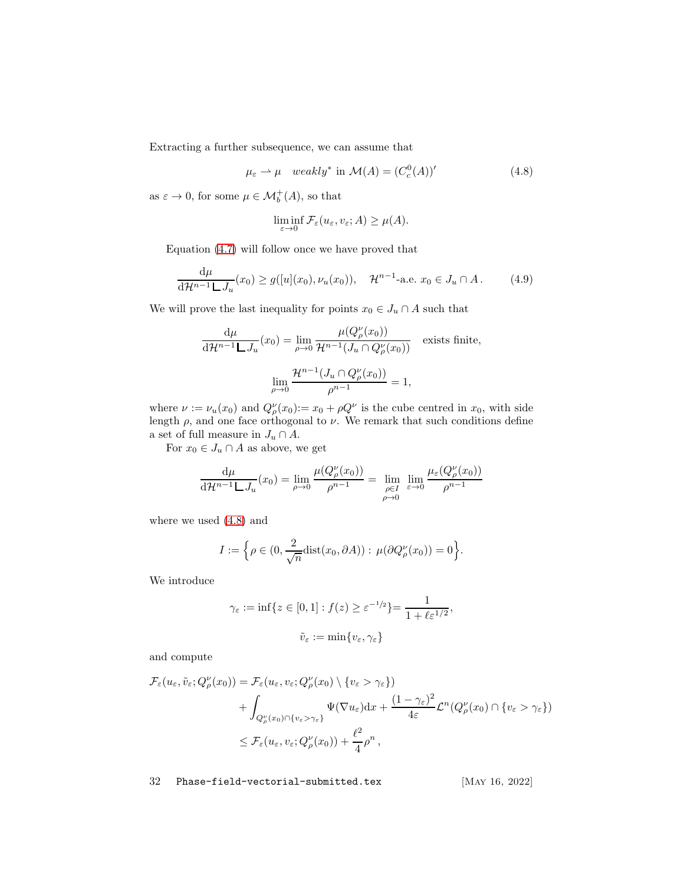Extracting a further subsequence, we can assume that

$$\mu_\varepsilon \rightharpoonup \mu \quad \textit{weakly}^* \text{ in } \mathcal{M}(A) = (C_c^0(A))' \tag{4.8}$$

as $\varepsilon \to 0$, for some $\mu \in \mathcal{M}_b^+(A)$, so that

$$\liminf_{\varepsilon\to 0} \mathcal{F}_\varepsilon(u_\varepsilon, v_\varepsilon; A) \geq \mu(A).$$

Equation (4.7) will follow once we have proved that

$$\frac{\mathrm{d}\mu}{\mathrm{d}\mathcal{H}^{n-1} \llcorner J_u}(x_0) \geq g([u](x_0), \nu_u(x_0)), \quad \mathcal{H}^{n-1}\text{-a.e. } x_0 \in J_u \cap A\,. \tag{4.9}$$

We will prove the last inequality for points $x_0 \in J_u \cap A$ such that

$$\frac{\mathrm{d}\mu}{\mathrm{d}\mathcal{H}^{n-1} \llcorner J_u}(x_0) = \lim_{\rho\to 0} \frac{\mu(Q_\rho^\nu(x_0))}{\mathcal{H}^{n-1}(J_u \cap Q_\rho^\nu(x_0))} \quad \text{exists finite,}$$

$$\lim_{\rho \to 0} \frac{\mathcal{H}^{n-1}(J_u \cap Q_\rho^\nu(x_0))}{\rho^{n-1}} = 1,$$

where $\nu := \nu_u(x_0)$ and $Q_\rho^\nu(x_0) := x_0 + \rho Q^\nu$ is the cube centred in $x_0$, with side length $\rho$, and one face orthogonal to $\nu$. We remark that such conditions define a set of full measure in $J_u \cap A$.

For $x_0 \in J_u \cap A$ as above, we get

$$\frac{\mathrm{d}\mu}{\mathrm{d}\mathcal{H}^{n-1} \llcorner J_u}(x_0) = \lim_{\rho\to 0} \frac{\mu(Q_\rho^\nu(x_0))}{\rho^{n-1}} = \lim_{\substack{\rho \in I \\ \rho \to 0}} \lim_{\varepsilon \to 0} \frac{\mu_\varepsilon(Q_\rho^\nu(x_0))}{\rho^{n-1}}$$

where we used (4.8) and

$$I := \Big\{\rho \in (0, \frac{2}{\sqrt{n}}\mathrm{dist}(x_0, \partial A)) : \, \mu(\partial Q_\rho^\nu(x_0)) = 0\Big\}.$$

We introduce

$$\gamma_\varepsilon := \inf\{z \in [0,1] : f(z) \geq \varepsilon^{-1/2}\} = \frac{1}{1 + \ell\varepsilon^{1/2}},$$

$$\tilde{v}_\varepsilon := \min\{v_\varepsilon, \gamma_\varepsilon\}$$

and compute

$$\begin{aligned}
\mathcal{F}_\varepsilon(u_\varepsilon, \tilde{v}_\varepsilon; Q_\rho^\nu(x_0)) &= \mathcal{F}_\varepsilon(u_\varepsilon, v_\varepsilon; Q_\rho^\nu(x_0) \setminus \{v_\varepsilon > \gamma_\varepsilon\}) \\
&\quad + \int_{Q_\rho^\nu(x_0) \cap \{v_\varepsilon > \gamma_\varepsilon\}} \Psi(\nabla u_\varepsilon) \mathrm{d}x + \frac{(1-\gamma_\varepsilon)^2}{4\varepsilon} \mathcal{L}^n(Q_\rho^\nu(x_0) \cap \{v_\varepsilon > \gamma_\varepsilon\}) \\
&\leq \mathcal{F}_\varepsilon(u_\varepsilon, v_\varepsilon; Q_\rho^\nu(x_0)) + \frac{\ell^2}{4}\rho^n\,,
\end{aligned}$$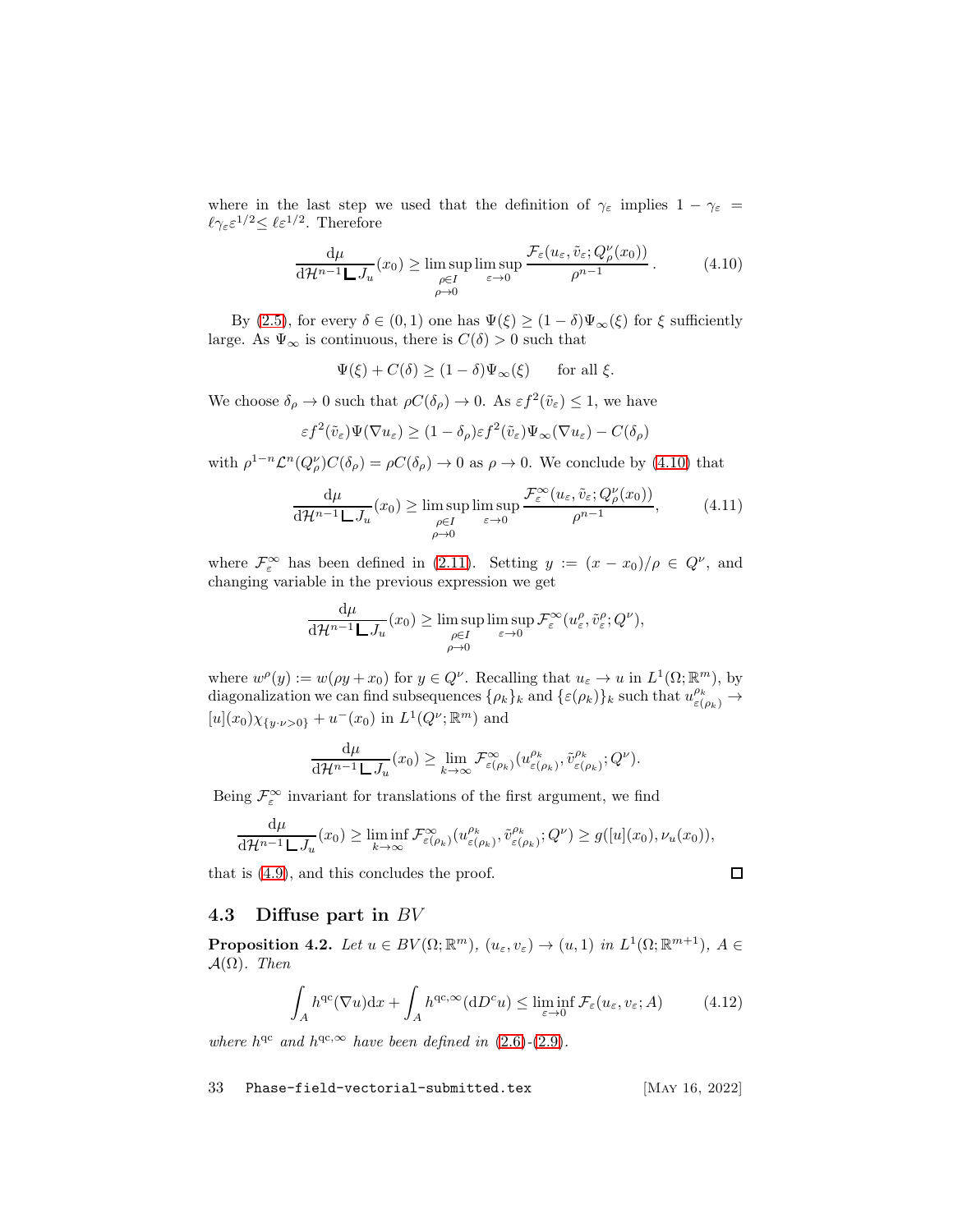where in the last step we used that the definition of $\gamma_\varepsilon$ implies $1-\gamma_\varepsilon = \ell\gamma_\varepsilon\varepsilon^{1/2}\leq \ell\varepsilon^{1/2}$. Therefore

$$\frac{\mathrm{d}\mu}{\mathrm{d}\mathcal{H}^{n-1}\llcorner J_u}(x_0) \geq \limsup_{\substack{\rho\in I\\ \rho\to 0}} \limsup_{\varepsilon\to 0} \frac{\mathcal{F}_\varepsilon(u_\varepsilon, \tilde v_\varepsilon; Q^\nu_\rho(x_0))}{\rho^{n-1}}\,. \tag{4.10}$$

By (2.5), for every $\delta\in(0,1)$ one has $\Psi(\xi)\geq(1-\delta)\Psi_\infty(\xi)$ for $\xi$ sufficiently large. As $\Psi_\infty$ is continuous, there is $C(\delta)>0$ such that

$$\Psi(\xi)+C(\delta)\geq(1-\delta)\Psi_\infty(\xi) \qquad \text{for all } \xi.$$

We choose $\delta_\rho\to 0$ such that $\rho C(\delta_\rho)\to 0$. As $\varepsilon f^2(\tilde v_\varepsilon)\leq 1$, we have

$$\varepsilon f^2(\tilde v_\varepsilon)\Psi(\nabla u_\varepsilon)\geq (1-\delta_\rho)\varepsilon f^2(\tilde v_\varepsilon)\Psi_\infty(\nabla u_\varepsilon) - C(\delta_\rho)$$

with $\rho^{1-n}\mathcal{L}^n(Q^\nu_\rho)C(\delta_\rho)=\rho C(\delta_\rho)\to 0$ as $\rho\to 0$. We conclude by (4.10) that

$$\frac{\mathrm{d}\mu}{\mathrm{d}\mathcal{H}^{n-1}\llcorner J_u}(x_0) \geq \limsup_{\substack{\rho\in I\\ \rho\to 0}} \limsup_{\varepsilon\to 0} \frac{\mathcal{F}^\infty_\varepsilon(u_\varepsilon, \tilde v_\varepsilon; Q^\nu_\rho(x_0))}{\rho^{n-1}}, \tag{4.11}$$

where $\mathcal{F}^\infty_\varepsilon$ has been defined in (2.11). Setting $y:=(x-x_0)/\rho\in Q^\nu$, and changing variable in the previous expression we get

$$\frac{\mathrm{d}\mu}{\mathrm{d}\mathcal{H}^{n-1}\llcorner J_u}(x_0) \geq \limsup_{\substack{\rho\in I\\ \rho\to 0}} \limsup_{\varepsilon\to 0} \mathcal{F}^\infty_\varepsilon(u^\rho_\varepsilon, \tilde v^\rho_\varepsilon; Q^\nu),$$

where $w^\rho(y):=w(\rho y+x_0)$ for $y\in Q^\nu$. Recalling that $u_\varepsilon\to u$ in $L^1(\Omega;\mathbb{R}^m)$, by diagonalization we can find subsequences $\{\rho_k\}_k$ and $\{\varepsilon(\rho_k)\}_k$ such that $u^{\rho_k}_{\varepsilon(\rho_k)}\to [u](x_0)\chi_{\{y\cdot\nu>0\}}+u^-(x_0)$ in $L^1(Q^\nu;\mathbb{R}^m)$ and

$$\frac{\mathrm{d}\mu}{\mathrm{d}\mathcal{H}^{n-1}\llcorner J_u}(x_0) \geq \lim_{k\to\infty} \mathcal{F}^\infty_{\varepsilon(\rho_k)}(u^{\rho_k}_{\varepsilon(\rho_k)}, \tilde v^{\rho_k}_{\varepsilon(\rho_k)}; Q^\nu).$$

Being $\mathcal{F}^\infty_\varepsilon$ invariant for translations of the first argument, we find

$$\frac{\mathrm{d}\mu}{\mathrm{d}\mathcal{H}^{n-1}\llcorner J_u}(x_0) \geq \liminf_{k\to\infty} \mathcal{F}^\infty_{\varepsilon(\rho_k)}(u^{\rho_k}_{\varepsilon(\rho_k)}, \tilde v^{\rho_k}_{\varepsilon(\rho_k)}; Q^\nu)\geq g([u](x_0),\nu_u(x_0)),$$

that is (4.9), and this concludes the proof. $\square$

### 4.3 Diffuse part in $BV$

**Proposition 4.2.** *Let $u\in BV(\Omega;\mathbb{R}^m)$, $(u_\varepsilon,v_\varepsilon)\to(u,1)$ in $L^1(\Omega;\mathbb{R}^{m+1})$, $A\in\mathcal{A}(\Omega)$. Then*

$$\int_A h^{\mathrm{qc}}(\nabla u)\mathrm{d}x + \int_A h^{\mathrm{qc},\infty}(\mathrm{d}D^c u)\leq \liminf_{\varepsilon\to 0}\mathcal{F}_\varepsilon(u_\varepsilon,v_\varepsilon;A) \tag{4.12}$$

*where $h^{\mathrm{qc}}$ and $h^{\mathrm{qc},\infty}$ have been defined in (2.6)-(2.9).*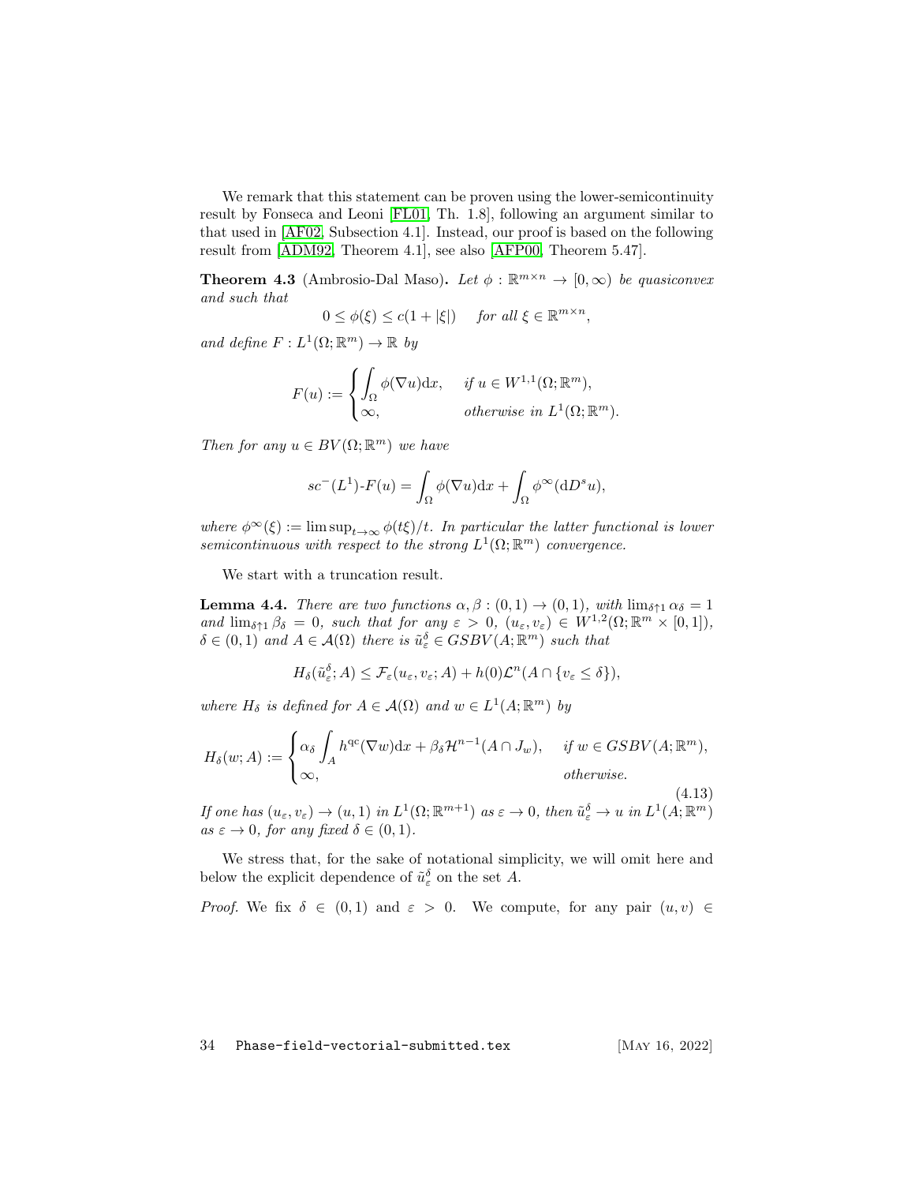We remark that this statement can be proven using the lower-semicontinuity result by Fonseca and Leoni [FL01, Th. 1.8], following an argument similar to that used in [AF02, Subsection 4.1]. Instead, our proof is based on the following result from [ADM92, Theorem 4.1], see also [AFP00, Theorem 5.47].

**Theorem 4.3** (Ambrosio-Dal Maso)**.** *Let $\phi : \mathbb{R}^{m\times n} \to [0,\infty)$ be quasiconvex and such that*

$$0 \le \phi(\xi) \le c(1+|\xi|) \quad \text{for all } \xi \in \mathbb{R}^{m\times n},$$

*and define $F : L^1(\Omega;\mathbb{R}^m) \to \mathbb{R}$ by*

$$F(u) := \begin{cases} \displaystyle\int_\Omega \phi(\nabla u)\mathrm{d}x, & \text{if } u \in W^{1,1}(\Omega;\mathbb{R}^m), \\ \infty, & \text{otherwise in } L^1(\Omega;\mathbb{R}^m). \end{cases}$$

*Then for any $u \in BV(\Omega;\mathbb{R}^m)$ we have*

$$sc^-(L^1)\text{-}F(u) = \int_\Omega \phi(\nabla u)\mathrm{d}x + \int_\Omega \phi^\infty(\mathrm{d}D^s u),$$

*where $\phi^\infty(\xi) := \limsup_{t\to\infty} \phi(t\xi)/t$. In particular the latter functional is lower semicontinuous with respect to the strong $L^1(\Omega;\mathbb{R}^m)$ convergence.*

We start with a truncation result.

**Lemma 4.4.** *There are two functions $\alpha, \beta : (0,1) \to (0,1)$, with $\lim_{\delta\uparrow 1} \alpha_\delta = 1$ and $\lim_{\delta\uparrow 1} \beta_\delta = 0$, such that for any $\varepsilon > 0$, $(u_\varepsilon, v_\varepsilon) \in W^{1,2}(\Omega;\mathbb{R}^m \times [0,1])$, $\delta \in (0,1)$ and $A \in \mathcal{A}(\Omega)$ there is $\tilde{u}^\delta_\varepsilon \in GSBV(A;\mathbb{R}^m)$ such that*

$$H_\delta(\tilde{u}^\delta_\varepsilon; A) \le \mathcal{F}_\varepsilon(u_\varepsilon, v_\varepsilon; A) + h(0)\mathcal{L}^n(A \cap \{v_\varepsilon \le \delta\}),$$

*where $H_\delta$ is defined for $A \in \mathcal{A}(\Omega)$ and $w \in L^1(A;\mathbb{R}^m)$ by*

$$H_\delta(w;A) := \begin{cases} \alpha_\delta \displaystyle\int_A h^{\mathrm{qc}}(\nabla w)\mathrm{d}x + \beta_\delta \mathcal{H}^{n-1}(A \cap J_w), & \text{if } w \in GSBV(A;\mathbb{R}^m), \\ \infty, & \text{otherwise.} \end{cases} \tag{4.13}$$

*If one has $(u_\varepsilon, v_\varepsilon) \to (u, 1)$ in $L^1(\Omega;\mathbb{R}^{m+1})$ as $\varepsilon \to 0$, then $\tilde{u}^\delta_\varepsilon \to u$ in $L^1(A;\mathbb{R}^m)$ as $\varepsilon \to 0$, for any fixed $\delta \in (0,1)$.*

We stress that, for the sake of notational simplicity, we will omit here and below the explicit dependence of $\tilde{u}^\delta_\varepsilon$ on the set $A$.

*Proof.* We fix $\delta \in (0,1)$ and $\varepsilon > 0$. We compute, for any pair $(u, v) \in$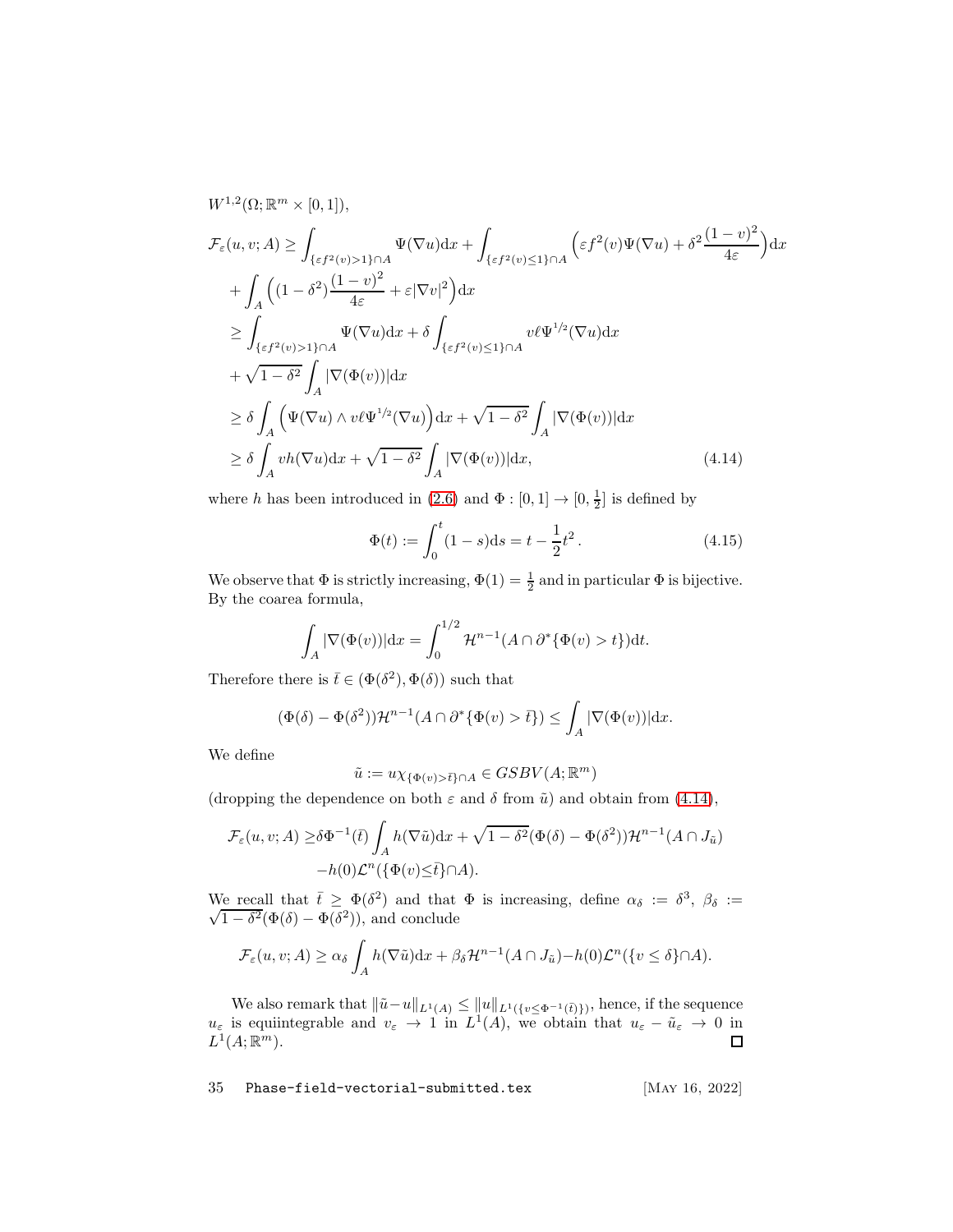$W^{1,2}(\Omega;\mathbb{R}^m\times[0,1])$,

$$
\begin{aligned}
\mathcal{F}_\varepsilon(u,v;A) \geq& \int_{\{\varepsilon f^2(v)>1\}\cap A} \Psi(\nabla u)\mathrm{d}x + \int_{\{\varepsilon f^2(v)\leq 1\}\cap A} \Big(\varepsilon f^2(v)\Psi(\nabla u) + \delta^2\frac{(1-v)^2}{4\varepsilon}\Big)\mathrm{d}x \\
&+ \int_A \Big((1-\delta^2)\frac{(1-v)^2}{4\varepsilon} + \varepsilon|\nabla v|^2\Big)\mathrm{d}x \\
\geq& \int_{\{\varepsilon f^2(v)>1\}\cap A} \Psi(\nabla u)\mathrm{d}x + \delta\int_{\{\varepsilon f^2(v)\leq 1\}\cap A} v\ell\Psi^{1/2}(\nabla u)\mathrm{d}x \\
&+ \sqrt{1-\delta^2}\int_A |\nabla(\Phi(v))|\mathrm{d}x \\
\geq& \,\delta\int_A \Big(\Psi(\nabla u)\wedge v\ell\Psi^{1/2}(\nabla u)\Big)\mathrm{d}x + \sqrt{1-\delta^2}\int_A|\nabla(\Phi(v))|\mathrm{d}x \\
\geq& \,\delta\int_A vh(\nabla u)\mathrm{d}x + \sqrt{1-\delta^2}\int_A|\nabla(\Phi(v))|\mathrm{d}x, 
\end{aligned}
\tag{4.14}
$$

where $h$ has been introduced in (2.6) and $\Phi:[0,1]\to[0,\frac{1}{2}]$ is defined by

$$
\Phi(t) := \int_0^t (1-s)\mathrm{d}s = t - \frac{1}{2}t^2\,. \tag{4.15}
$$

We observe that $\Phi$ is strictly increasing, $\Phi(1)=\frac{1}{2}$ and in particular $\Phi$ is bijective. By the coarea formula,

$$
\int_A |\nabla(\Phi(v))|\mathrm{d}x = \int_0^{1/2}\mathcal{H}^{n-1}(A\cap\partial^*\{\Phi(v)>t\})\mathrm{d}t.
$$

Therefore there is $\bar t\in(\Phi(\delta^2),\Phi(\delta))$ such that

$$
(\Phi(\delta)-\Phi(\delta^2))\mathcal{H}^{n-1}(A\cap\partial^*\{\Phi(v)>\bar t\}) \leq \int_A|\nabla(\Phi(v))|\mathrm{d}x.
$$

We define

$$
\tilde u := u\chi_{\{\Phi(v)>\bar t\}\cap A}\in GSBV(A;\mathbb{R}^m)
$$

(dropping the dependence on both $\varepsilon$ and $\delta$ from $\tilde u$) and obtain from (4.14),

$$
\begin{aligned}
\mathcal{F}_\varepsilon(u,v;A) \geq& \,\delta\Phi^{-1}(\bar t)\int_A h(\nabla\tilde u)\mathrm{d}x + \sqrt{1-\delta^2}(\Phi(\delta)-\Phi(\delta^2))\mathcal{H}^{n-1}(A\cap J_{\tilde u}) \\
&- h(0)\mathcal{L}^n(\{\Phi(v)\leq\bar t\}\cap A).
\end{aligned}
$$

We recall that $\bar t\geq\Phi(\delta^2)$ and that $\Phi$ is increasing, define $\alpha_\delta:=\delta^3$, $\beta_\delta:=\sqrt{1-\delta^2}(\Phi(\delta)-\Phi(\delta^2))$, and conclude

$$
\mathcal{F}_\varepsilon(u,v;A)\geq\alpha_\delta\int_A h(\nabla\tilde u)\mathrm{d}x + \beta_\delta\mathcal{H}^{n-1}(A\cap J_{\tilde u}) - h(0)\mathcal{L}^n(\{v\leq\delta\}\cap A).
$$

We also remark that $\|\tilde u - u\|_{L^1(A)}\leq\|u\|_{L^1(\{v\leq\Phi^{-1}(\bar t)\})}$, hence, if the sequence $u_\varepsilon$ is equiintegrable and $v_\varepsilon\to 1$ in $L^1(A)$, we obtain that $u_\varepsilon-\tilde u_\varepsilon\to 0$ in $L^1(A;\mathbb{R}^m)$. ◻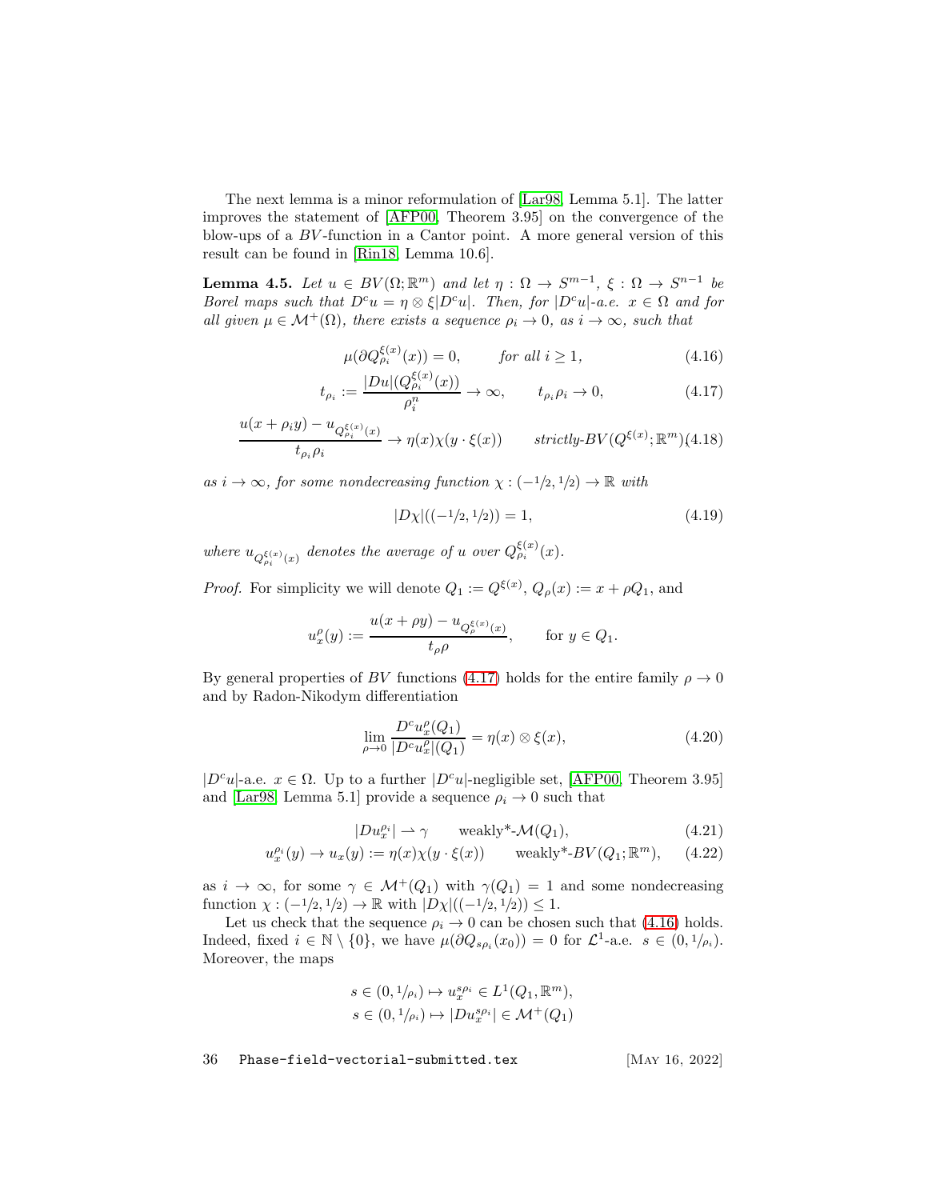The next lemma is a minor reformulation of [Lar98, Lemma 5.1]. The latter improves the statement of [AFP00, Theorem 3.95] on the convergence of the blow-ups of a $BV$-function in a Cantor point. A more general version of this result can be found in [Rin18, Lemma 10.6].

**Lemma 4.5.** *Let $u \in BV(\Omega; \mathbb{R}^m)$ and let $\eta : \Omega \to S^{m-1}$, $\xi : \Omega \to S^{n-1}$ be Borel maps such that $D^c u = \eta \otimes \xi |D^c u|$. Then, for $|D^c u|$-a.e. $x \in \Omega$ and for all given $\mu \in \mathcal{M}^+(\Omega)$, there exists a sequence $\rho_i \to 0$, as $i \to \infty$, such that*

$$\mu(\partial Q^{\xi(x)}_{\rho_i}(x)) = 0, \qquad \textit{for all } i \geq 1, \tag{4.16}$$

$$t_{\rho_i} := \frac{|Du|(Q^{\xi(x)}_{\rho_i}(x))}{\rho_i^n} \to \infty, \qquad t_{\rho_i}\rho_i \to 0, \tag{4.17}$$

$$\frac{u(x+\rho_i y) - u_{Q^{\xi(x)}_{\rho_i}(x)}}{t_{\rho_i}\rho_i} \to \eta(x)\chi(y\cdot\xi(x)) \qquad \textit{strictly-}BV(Q^{\xi(x)}; \mathbb{R}^m) \tag{4.18}$$

*as $i \to \infty$, for some nondecreasing function $\chi : (-1/2, 1/2) \to \mathbb{R}$ with*

$$|D\chi|((-1/2, 1/2)) = 1, \tag{4.19}$$

*where $u_{Q^{\xi(x)}_{\rho_i}(x)}$ denotes the average of $u$ over $Q^{\xi(x)}_{\rho_i}(x)$.*

*Proof.* For simplicity we will denote $Q_1 := Q^{\xi(x)}$, $Q_\rho(x) := x + \rho Q_1$, and

$$u^\rho_x(y) := \frac{u(x+\rho y) - u_{Q^{\xi(x)}_\rho(x)}}{t_\rho \rho}, \qquad \text{for } y \in Q_1.$$

By general properties of $BV$ functions (4.17) holds for the entire family $\rho \to 0$ and by Radon-Nikodym differentiation

$$\lim_{\rho\to 0} \frac{D^c u^\rho_x(Q_1)}{|D^c u^\rho_x|(Q_1)} = \eta(x) \otimes \xi(x), \tag{4.20}$$

$|D^c u|$-a.e. $x \in \Omega$. Up to a further $|D^c u|$-negligible set, [AFP00, Theorem 3.95] and [Lar98, Lemma 5.1] provide a sequence $\rho_i \to 0$ such that

$$|Du^{\rho_i}_x| \rightharpoonup \gamma \qquad \text{weakly*-}\mathcal{M}(Q_1), \tag{4.21}$$

$$u^{\rho_i}_x(y) \to u_x(y) := \eta(x)\chi(y\cdot\xi(x)) \qquad \text{weakly*-}BV(Q_1; \mathbb{R}^m), \tag{4.22}$$

as $i \to \infty$, for some $\gamma \in \mathcal{M}^+(Q_1)$ with $\gamma(Q_1) = 1$ and some nondecreasing function $\chi : (-1/2, 1/2) \to \mathbb{R}$ with $|D\chi|((-1/2, 1/2)) \leq 1$.

Let us check that the sequence $\rho_i \to 0$ can be chosen such that (4.16) holds. Indeed, fixed $i \in \mathbb{N} \setminus \{0\}$, we have $\mu(\partial Q_{s\rho_i}(x_0)) = 0$ for $\mathcal{L}^1$-a.e. $s \in (0, 1/\rho_i)$. Moreover, the maps

$$s \in (0, 1/\rho_i) \mapsto u^{s\rho_i}_x \in L^1(Q_1, \mathbb{R}^m),$$
$$s \in (0, 1/\rho_i) \mapsto |Du^{s\rho_i}_x| \in \mathcal{M}^+(Q_1)$$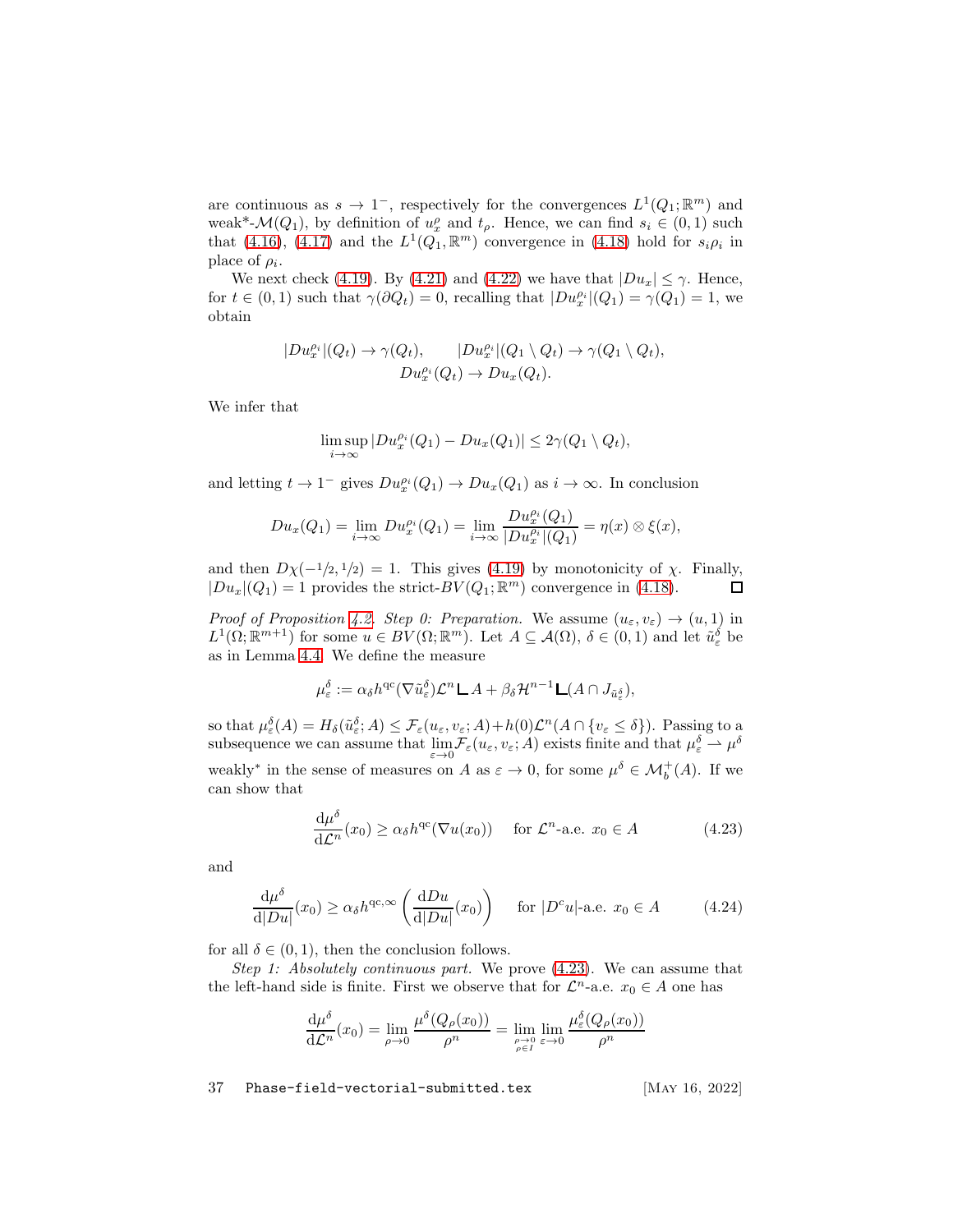are continuous as $s \to 1^-$, respectively for the convergences $L^1(Q_1;\mathbb{R}^m)$ and weak*-$\mathcal{M}(Q_1)$, by definition of $u_x^\rho$ and $t_\rho$. Hence, we can find $s_i \in (0,1)$ such that (4.16), (4.17) and the $L^1(Q_1,\mathbb{R}^m)$ convergence in (4.18) hold for $s_i\rho_i$ in place of $\rho_i$.

We next check (4.19). By (4.21) and (4.22) we have that $|Du_x| \le \gamma$. Hence, for $t \in (0,1)$ such that $\gamma(\partial Q_t) = 0$, recalling that $|Du_x^{\rho_i}|(Q_1) = \gamma(Q_1) = 1$, we obtain

$$
|Du_x^{\rho_i}|(Q_t) \to \gamma(Q_t), \qquad |Du_x^{\rho_i}|(Q_1 \setminus Q_t) \to \gamma(Q_1 \setminus Q_t),
$$
$$
Du_x^{\rho_i}(Q_t) \to Du_x(Q_t).
$$

We infer that

$$
\limsup_{i\to\infty} |Du_x^{\rho_i}(Q_1) - Du_x(Q_1)| \le 2\gamma(Q_1 \setminus Q_t),
$$

and letting $t \to 1^-$ gives $Du_x^{\rho_i}(Q_1) \to Du_x(Q_1)$ as $i \to \infty$. In conclusion

$$
Du_x(Q_1) = \lim_{i\to\infty} Du_x^{\rho_i}(Q_1) = \lim_{i\to\infty} \frac{Du_x^{\rho_i}(Q_1)}{|Du_x^{\rho_i}|(Q_1)} = \eta(x) \otimes \xi(x),
$$

and then $D\chi(-1/2, 1/2) = 1$. This gives (4.19) by monotonicity of $\chi$. Finally, $|Du_x|(Q_1) = 1$ provides the strict-$BV(Q_1;\mathbb{R}^m)$ convergence in (4.18). $\square$

*Proof of Proposition 4.2. Step 0: Preparation.* We assume $(u_\varepsilon, v_\varepsilon) \to (u,1)$ in $L^1(\Omega;\mathbb{R}^{m+1})$ for some $u \in BV(\Omega;\mathbb{R}^m)$. Let $A \subseteq \mathcal{A}(\Omega)$, $\delta \in (0,1)$ and let $\tilde u_\varepsilon^\delta$ be as in Lemma 4.4. We define the measure

$$
\mu_\varepsilon^\delta := \alpha_\delta h^{\mathrm{qc}}(\nabla \tilde u_\varepsilon^\delta)\mathcal{L}^n \llcorner A + \beta_\delta \mathcal{H}^{n-1} \llcorner (A \cap J_{\tilde u_\varepsilon^\delta}),
$$

so that $\mu_\varepsilon^\delta(A) = H_\delta(\tilde u_\varepsilon^\delta; A) \le \mathcal{F}_\varepsilon(u_\varepsilon, v_\varepsilon; A) + h(0)\mathcal{L}^n(A \cap \{v_\varepsilon \le \delta\})$. Passing to a subsequence we can assume that $\lim_{\varepsilon\to 0}\mathcal{F}_\varepsilon(u_\varepsilon, v_\varepsilon; A)$ exists finite and that $\mu_\varepsilon^\delta \rightharpoonup \mu^\delta$ weakly* in the sense of measures on $A$ as $\varepsilon \to 0$, for some $\mu^\delta \in \mathcal{M}_b^+(A)$. If we can show that

$$
\frac{\mathrm{d}\mu^\delta}{\mathrm{d}\mathcal{L}^n}(x_0) \ge \alpha_\delta h^{\mathrm{qc}}(\nabla u(x_0)) \quad \text{ for } \mathcal{L}^n\text{-a.e. } x_0 \in A \tag{4.23}
$$

and

$$
\frac{\mathrm{d}\mu^\delta}{\mathrm{d}|Du|}(x_0) \ge \alpha_\delta h^{\mathrm{qc},\infty}\left(\frac{\mathrm{d}Du}{\mathrm{d}|Du|}(x_0)\right) \quad \text{ for } |D^c u|\text{-a.e. } x_0 \in A \tag{4.24}
$$

for all $\delta \in (0,1)$, then the conclusion follows.

*Step 1: Absolutely continuous part.* We prove (4.23). We can assume that the left-hand side is finite. First we observe that for $\mathcal{L}^n$-a.e. $x_0 \in A$ one has

$$
\frac{\mathrm{d}\mu^\delta}{\mathrm{d}\mathcal{L}^n}(x_0) = \lim_{\rho\to 0} \frac{\mu^\delta(Q_\rho(x_0))}{\rho^n} = \lim_{\substack{\rho\to 0\\ \rho\in I}} \lim_{\varepsilon\to 0} \frac{\mu_\varepsilon^\delta(Q_\rho(x_0))}{\rho^n}
$$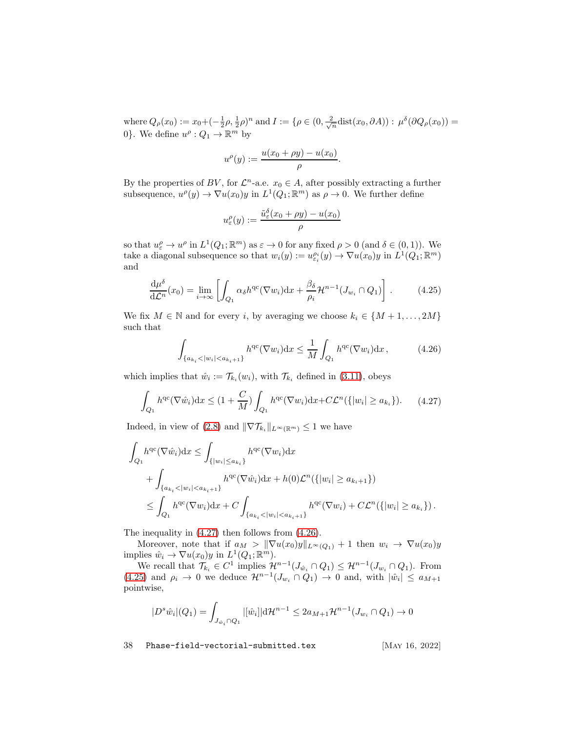where $Q_\rho(x_0) := x_0 + (-\frac{1}{2}\rho, \frac{1}{2}\rho)^n$ and $I := \{\rho \in (0, \frac{2}{\sqrt{n}}\mathrm{dist}(x_0, \partial A)) : \mu^\delta(\partial Q_\rho(x_0)) = 0\}$. We define $u^\rho : Q_1 \to \mathbb{R}^m$ by

$$u^\rho(y) := \frac{u(x_0 + \rho y) - u(x_0)}{\rho}.$$

By the properties of $BV$, for $\mathcal{L}^n$-a.e. $x_0 \in A$, after possibly extracting a further subsequence, $u^\rho(y) \to \nabla u(x_0)y$ in $L^1(Q_1; \mathbb{R}^m)$ as $\rho \to 0$. We further define

$$u^\rho_\varepsilon(y) := \frac{\tilde{u}^\delta_\varepsilon(x_0 + \rho y) - u(x_0)}{\rho}$$

so that $u^\rho_\varepsilon \to u^\rho$ in $L^1(Q_1; \mathbb{R}^m)$ as $\varepsilon \to 0$ for any fixed $\rho > 0$ (and $\delta \in (0,1)$). We take a diagonal subsequence so that $w_i(y) := u^{\rho_i}_{\varepsilon_i}(y) \to \nabla u(x_0)y$ in $L^1(Q_1; \mathbb{R}^m)$ and

$$\frac{\mathrm{d}\mu^\delta}{\mathrm{d}\mathcal{L}^n}(x_0) = \lim_{i\to\infty} \left[ \int_{Q_1} \alpha_\delta h^{\mathrm{qc}}(\nabla w_i)\mathrm{d}x + \frac{\beta_\delta}{\rho_i}\mathcal{H}^{n-1}(J_{w_i} \cap Q_1) \right]. \tag{4.25}$$

We fix $M \in \mathbb{N}$ and for every $i$, by averaging we choose $k_i \in \{M+1, \dots, 2M\}$ such that

$$\int_{\{a_{k_i} < |w_i| < a_{k_i+1}\}} h^{\mathrm{qc}}(\nabla w_i)\mathrm{d}x \le \frac{1}{M}\int_{Q_1} h^{\mathrm{qc}}(\nabla w_i)\mathrm{d}x, \tag{4.26}$$

which implies that $\hat{w}_i := \mathcal{T}_{k_i}(w_i)$, with $\mathcal{T}_{k_i}$ defined in (3.11), obeys

$$\int_{Q_1} h^{\mathrm{qc}}(\nabla \hat{w}_i)\mathrm{d}x \le (1 + \frac{C}{M})\int_{Q_1} h^{\mathrm{qc}}(\nabla w_i)\mathrm{d}x + C\mathcal{L}^n(\{|w_i| \ge a_{k_i}\}). \tag{4.27}$$

Indeed, in view of (2.8) and $\|\nabla \mathcal{T}_{k_i}\|_{L^\infty(\mathbb{R}^m)} \le 1$ we have

$$\begin{aligned}
\int_{Q_1} h^{\mathrm{qc}}(\nabla \hat{w}_i)\mathrm{d}x &\le \int_{\{|w_i| \le a_{k_i}\}} h^{\mathrm{qc}}(\nabla w_i)\mathrm{d}x \\
&\quad + \int_{\{a_{k_i} < |w_i| < a_{k_i+1}\}} h^{\mathrm{qc}}(\nabla \hat{w}_i)\mathrm{d}x + h(0)\mathcal{L}^n(\{|w_i| \ge a_{k_i+1}\}) \\
&\le \int_{Q_1} h^{\mathrm{qc}}(\nabla w_i)\mathrm{d}x + C\int_{\{a_{k_i} < |w_i| < a_{k_i+1}\}} h^{\mathrm{qc}}(\nabla w_i) + C\mathcal{L}^n(\{|w_i| \ge a_{k_i}\}).
\end{aligned}$$

The inequality in (4.27) then follows from (4.26).

Moreover, note that if $a_M > \|\nabla u(x_0)y\|_{L^\infty(Q_1)} + 1$ then $w_i \to \nabla u(x_0)y$ implies $\hat{w}_i \to \nabla u(x_0)y$ in $L^1(Q_1; \mathbb{R}^m)$.

We recall that $\mathcal{T}_{k_i} \in C^1$ implies $\mathcal{H}^{n-1}(J_{\hat{w}_i} \cap Q_1) \le \mathcal{H}^{n-1}(J_{w_i} \cap Q_1)$. From (4.25) and $\rho_i \to 0$ we deduce $\mathcal{H}^{n-1}(J_{w_i} \cap Q_1) \to 0$ and, with $|\hat{w}_i| \le a_{M+1}$ pointwise,

$$|D^s\hat{w}_i|(Q_1) = \int_{J_{\hat{w}_i} \cap Q_1} |[\hat{w}_i]|\mathrm{d}\mathcal{H}^{n-1} \le 2a_{M+1}\mathcal{H}^{n-1}(J_{w_i} \cap Q_1) \to 0$$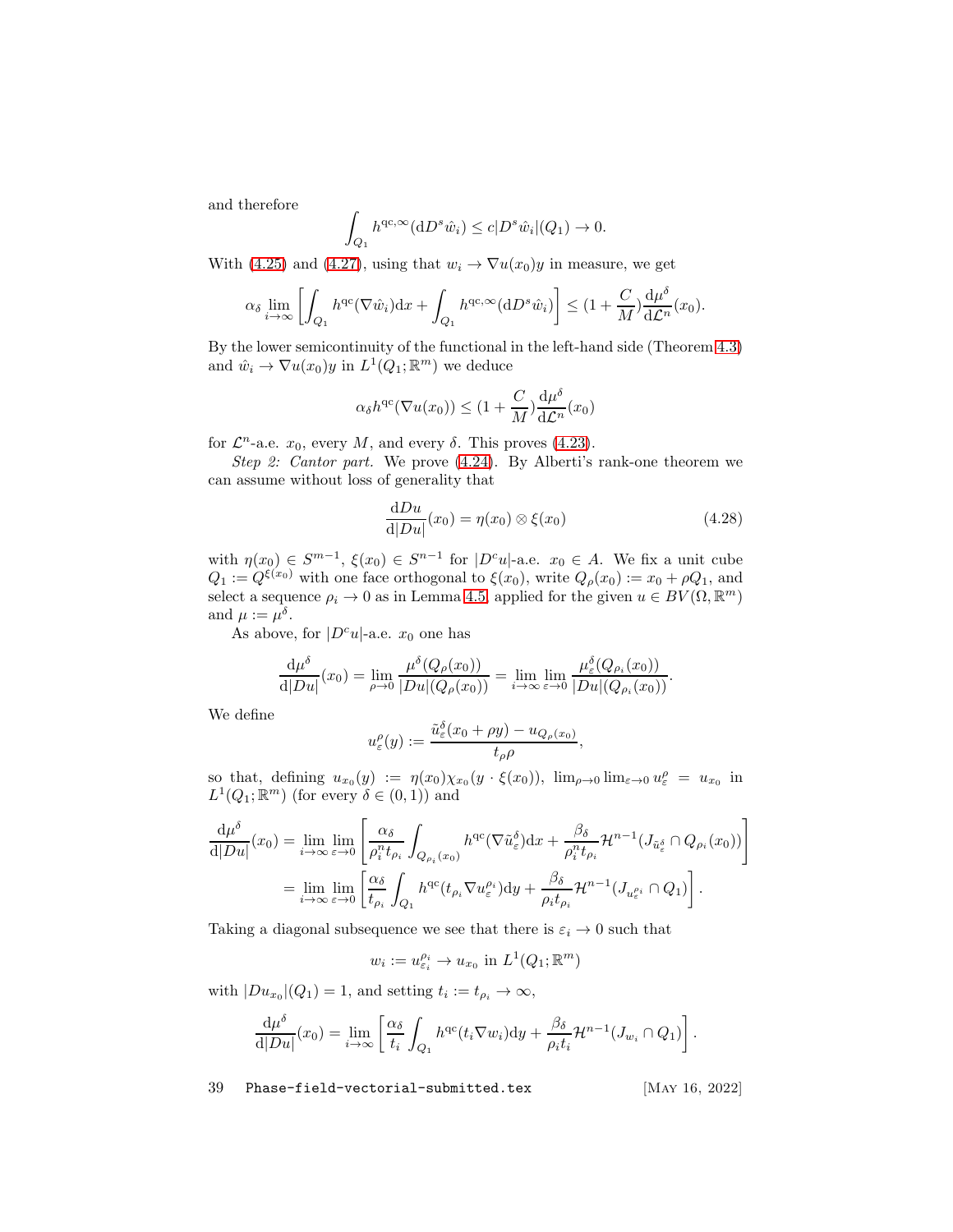and therefore

$$\int_{Q_1} h^{\mathrm{qc},\infty}(\mathrm{d}D^s\hat{w}_i) \le c|D^s\hat{w}_i|(Q_1) \to 0.$$

With (4.25) and (4.27), using that $w_i \to \nabla u(x_0)y$ in measure, we get

$$\alpha_\delta \lim_{i\to\infty} \left[\int_{Q_1} h^{\mathrm{qc}}(\nabla\hat{w}_i)\mathrm{d}x + \int_{Q_1} h^{\mathrm{qc},\infty}(\mathrm{d}D^s\hat{w}_i)\right] \le (1+\frac{C}{M})\frac{\mathrm{d}\mu^\delta}{\mathrm{d}\mathcal{L}^n}(x_0).$$

By the lower semicontinuity of the functional in the left-hand side (Theorem 4.3) and $\hat{w}_i \to \nabla u(x_0)y$ in $L^1(Q_1;\mathbb{R}^m)$ we deduce

$$\alpha_\delta h^{\mathrm{qc}}(\nabla u(x_0)) \le (1+\frac{C}{M})\frac{\mathrm{d}\mu^\delta}{\mathrm{d}\mathcal{L}^n}(x_0)$$

for $\mathcal{L}^n$-a.e. $x_0$, every $M$, and every $\delta$. This proves (4.23).

*Step 2: Cantor part.* We prove (4.24). By Alberti's rank-one theorem we can assume without loss of generality that

$$\frac{\mathrm{d}Du}{\mathrm{d}|Du|}(x_0) = \eta(x_0)\otimes\xi(x_0) \tag{4.28}$$

with $\eta(x_0) \in S^{m-1}$, $\xi(x_0) \in S^{n-1}$ for $|D^cu|$-a.e. $x_0 \in A$. We fix a unit cube $Q_1 := Q^{\xi(x_0)}$ with one face orthogonal to $\xi(x_0)$, write $Q_\rho(x_0) := x_0 + \rho Q_1$, and select a sequence $\rho_i \to 0$ as in Lemma 4.5, applied for the given $u \in BV(\Omega,\mathbb{R}^m)$ and $\mu := \mu^\delta$.

As above, for $|D^cu|$-a.e. $x_0$ one has

$$\frac{\mathrm{d}\mu^\delta}{\mathrm{d}|Du|}(x_0) = \lim_{\rho\to 0}\frac{\mu^\delta(Q_\rho(x_0))}{|Du|(Q_\rho(x_0))} = \lim_{i\to\infty}\lim_{\varepsilon\to 0}\frac{\mu^\delta_\varepsilon(Q_{\rho_i}(x_0))}{|Du|(Q_{\rho_i}(x_0))}.$$

We define

$$u^\rho_\varepsilon(y) := \frac{\tilde{u}^\delta_\varepsilon(x_0+\rho y) - u_{Q_\rho(x_0)}}{t_\rho\rho},$$

so that, defining $u_{x_0}(y) := \eta(x_0)\chi_{x_0}(y\cdot\xi(x_0))$, $\lim_{\rho\to 0}\lim_{\varepsilon\to 0} u^\rho_\varepsilon = u_{x_0}$ in $L^1(Q_1;\mathbb{R}^m)$ (for every $\delta\in(0,1)$) and

$$\begin{aligned}
\frac{\mathrm{d}\mu^\delta}{\mathrm{d}|Du|}(x_0) &= \lim_{i\to\infty}\lim_{\varepsilon\to 0}\left[\frac{\alpha_\delta}{\rho_i^n t_{\rho_i}}\int_{Q_{\rho_i}(x_0)} h^{\mathrm{qc}}(\nabla\tilde{u}^\delta_\varepsilon)\mathrm{d}x + \frac{\beta_\delta}{\rho_i^n t_{\rho_i}}\mathcal{H}^{n-1}(J_{\tilde{u}^\delta_\varepsilon}\cap Q_{\rho_i}(x_0))\right]\\
&= \lim_{i\to\infty}\lim_{\varepsilon\to 0}\left[\frac{\alpha_\delta}{t_{\rho_i}}\int_{Q_1} h^{\mathrm{qc}}(t_{\rho_i}\nabla u^{\rho_i}_\varepsilon)\mathrm{d}y + \frac{\beta_\delta}{\rho_i t_{\rho_i}}\mathcal{H}^{n-1}(J_{u^{\rho_i}_\varepsilon}\cap Q_1)\right].
\end{aligned}$$

Taking a diagonal subsequence we see that there is $\varepsilon_i \to 0$ such that

$$w_i := u^{\rho_i}_{\varepsilon_i} \to u_{x_0} \text{ in } L^1(Q_1;\mathbb{R}^m)$$

with $|Du_{x_0}|(Q_1) = 1$, and setting $t_i := t_{\rho_i} \to \infty$,

$$\frac{\mathrm{d}\mu^\delta}{\mathrm{d}|Du|}(x_0) = \lim_{i\to\infty}\left[\frac{\alpha_\delta}{t_i}\int_{Q_1} h^{\mathrm{qc}}(t_i\nabla w_i)\mathrm{d}y + \frac{\beta_\delta}{\rho_i t_i}\mathcal{H}^{n-1}(J_{w_i}\cap Q_1)\right].$$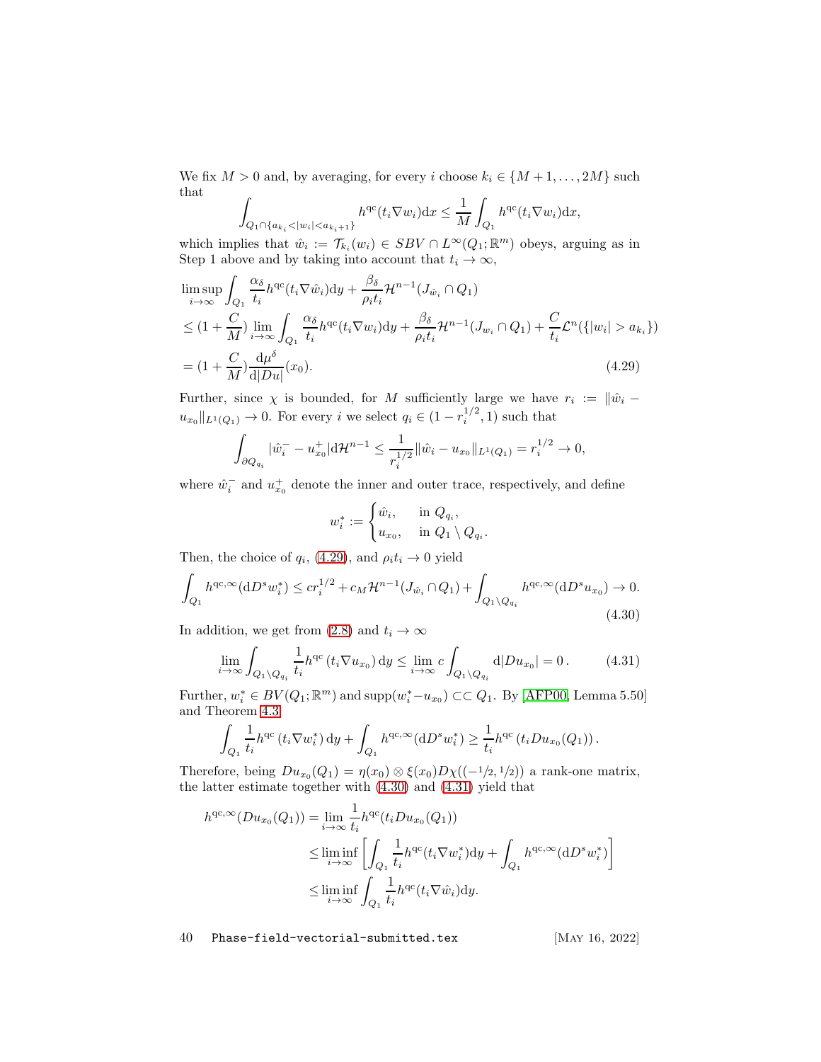We fix $M > 0$ and, by averaging, for every $i$ choose $k_i \in \{M+1, \dots, 2M\}$ such that

$$\int_{Q_1 \cap \{a_{k_i} < |w_i| < a_{k_i+1}\}} h^{\mathrm{qc}}(t_i \nabla w_i)\mathrm{d}x \le \frac{1}{M} \int_{Q_1} h^{\mathrm{qc}}(t_i \nabla w_i)\mathrm{d}x,$$

which implies that $\hat{w}_i := \mathcal{T}_{k_i}(w_i) \in SBV \cap L^\infty(Q_1;\mathbb{R}^m)$ obeys, arguing as in Step 1 above and by taking into account that $t_i \to \infty$,

$$\begin{aligned}
&\limsup_{i\to\infty} \int_{Q_1} \frac{\alpha_\delta}{t_i} h^{\mathrm{qc}}(t_i \nabla \hat{w}_i)\mathrm{d}y + \frac{\beta_\delta}{\rho_i t_i}\mathcal{H}^{n-1}(J_{\hat{w}_i} \cap Q_1) \\
&\le (1 + \frac{C}{M}) \lim_{i\to\infty} \int_{Q_1} \frac{\alpha_\delta}{t_i} h^{\mathrm{qc}}(t_i \nabla w_i)\mathrm{d}y + \frac{\beta_\delta}{\rho_i t_i}\mathcal{H}^{n-1}(J_{w_i} \cap Q_1) + \frac{C}{t_i}\mathcal{L}^n(\{|w_i| > a_{k_i}\}) \\
&= (1 + \frac{C}{M}) \frac{\mathrm{d}\mu^\delta}{\mathrm{d}|Du|}(x_0).
\end{aligned} \tag{4.29}$$

Further, since $\chi$ is bounded, for $M$ sufficiently large we have $r_i := \|\hat{w}_i - u_{x_0}\|_{L^1(Q_1)} \to 0$. For every $i$ we select $q_i \in (1 - r_i^{1/2}, 1)$ such that

$$\int_{\partial Q_{q_i}} |\hat{w}_i^- - u_{x_0}^+|\mathrm{d}\mathcal{H}^{n-1} \le \frac{1}{r_i^{1/2}} \|\hat{w}_i - u_{x_0}\|_{L^1(Q_1)} = r_i^{1/2} \to 0,$$

where $\hat{w}_i^-$ and $u_{x_0}^+$ denote the inner and outer trace, respectively, and define

$$w_i^* := \begin{cases} \hat{w}_i, & \text{in } Q_{q_i}, \\ u_{x_0}, & \text{in } Q_1 \setminus Q_{q_i}. \end{cases}$$

Then, the choice of $q_i$, (4.29), and $\rho_i t_i \to 0$ yield

$$\int_{Q_1} h^{\mathrm{qc},\infty}(\mathrm{d}D^s w_i^*) \le c r_i^{1/2} + c_M \mathcal{H}^{n-1}(J_{\hat{w}_i} \cap Q_1) + \int_{Q_1 \setminus Q_{q_i}} h^{\mathrm{qc},\infty}(\mathrm{d}D^s u_{x_0}) \to 0. \tag{4.30}$$

In addition, we get from (2.8) and $t_i \to \infty$

$$\lim_{i\to\infty} \int_{Q_1 \setminus Q_{q_i}} \frac{1}{t_i} h^{\mathrm{qc}}(t_i \nabla u_{x_0})\,\mathrm{d}y \le \lim_{i\to\infty} c \int_{Q_1 \setminus Q_{q_i}} \mathrm{d}|Du_{x_0}| = 0\,. \tag{4.31}$$

Further, $w_i^* \in BV(Q_1;\mathbb{R}^m)$ and $\mathrm{supp}(w_i^* - u_{x_0}) \subset\subset Q_1$. By [AFP00, Lemma 5.50] and Theorem 4.3

$$\int_{Q_1} \frac{1}{t_i} h^{\mathrm{qc}}(t_i \nabla w_i^*)\,\mathrm{d}y + \int_{Q_1} h^{\mathrm{qc},\infty}(\mathrm{d}D^s w_i^*) \ge \frac{1}{t_i} h^{\mathrm{qc}}(t_i D u_{x_0}(Q_1))\,.$$

Therefore, being $Du_{x_0}(Q_1) = \eta(x_0) \otimes \xi(x_0) D\chi((-1/2, 1/2))$ a rank-one matrix, the latter estimate together with (4.30) and (4.31) yield that

$$\begin{aligned}
h^{\mathrm{qc},\infty}(Du_{x_0}(Q_1)) &= \lim_{i\to\infty} \frac{1}{t_i} h^{\mathrm{qc}}(t_i D u_{x_0}(Q_1)) \\
&\le \liminf_{i\to\infty} \left[ \int_{Q_1} \frac{1}{t_i} h^{\mathrm{qc}}(t_i \nabla w_i^*)\mathrm{d}y + \int_{Q_1} h^{\mathrm{qc},\infty}(\mathrm{d}D^s w_i^*) \right] \\
&\le \liminf_{i\to\infty} \int_{Q_1} \frac{1}{t_i} h^{\mathrm{qc}}(t_i \nabla \hat{w}_i)\mathrm{d}y.
\end{aligned}$$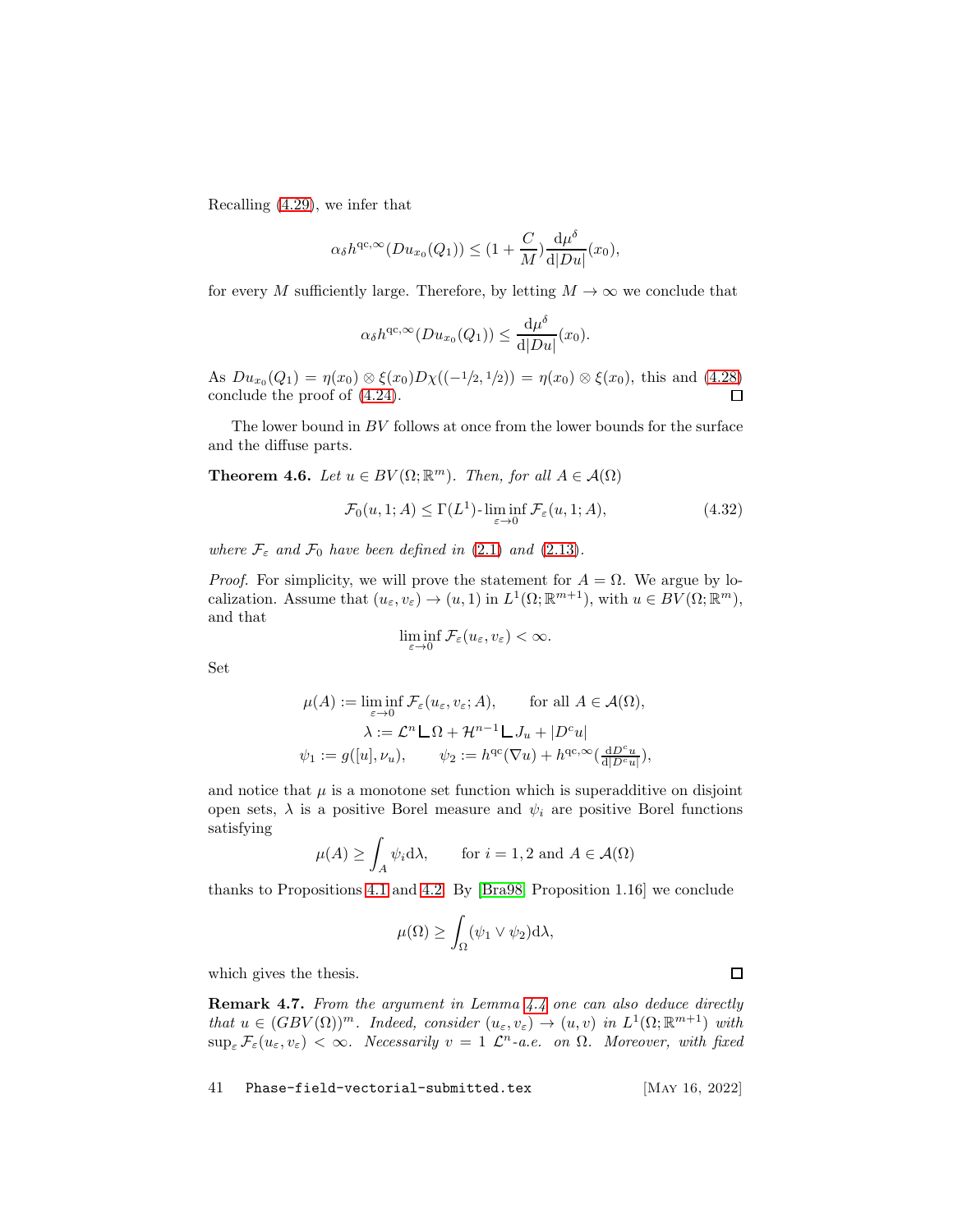Recalling (4.29), we infer that

$$\alpha_\delta h^{\mathrm{qc},\infty}(Du_{x_0}(Q_1)) \leq (1+\frac{C}{M})\frac{\mathrm{d}\mu^\delta}{\mathrm{d}|Du|}(x_0),$$

for every $M$ sufficiently large. Therefore, by letting $M\to\infty$ we conclude that

$$\alpha_\delta h^{\mathrm{qc},\infty}(Du_{x_0}(Q_1)) \leq \frac{\mathrm{d}\mu^\delta}{\mathrm{d}|Du|}(x_0).$$

As $Du_{x_0}(Q_1) = \eta(x_0)\otimes\xi(x_0)D\chi((-1/2,1/2)) = \eta(x_0)\otimes\xi(x_0)$, this and (4.28) conclude the proof of (4.24). ☐

The lower bound in $BV$ follows at once from the lower bounds for the surface and the diffuse parts.

**Theorem 4.6.** *Let $u\in BV(\Omega;\mathbb{R}^m)$. Then, for all $A\in\mathcal{A}(\Omega)$*

$$\mathcal{F}_0(u,1;A) \leq \Gamma(L^1)\text{-}\liminf_{\varepsilon\to 0}\mathcal{F}_\varepsilon(u,1;A), \tag{4.32}$$

*where $\mathcal{F}_\varepsilon$ and $\mathcal{F}_0$ have been defined in (2.1) and (2.13).*

*Proof.* For simplicity, we will prove the statement for $A=\Omega$. We argue by localization. Assume that $(u_\varepsilon,v_\varepsilon)\to(u,1)$ in $L^1(\Omega;\mathbb{R}^{m+1})$, with $u\in BV(\Omega;\mathbb{R}^m)$, and that

$$\liminf_{\varepsilon\to 0}\mathcal{F}_\varepsilon(u_\varepsilon,v_\varepsilon)<\infty.$$

Set

$$\mu(A) := \liminf_{\varepsilon\to 0}\mathcal{F}_\varepsilon(u_\varepsilon,v_\varepsilon;A), \qquad \text{for all } A\in\mathcal{A}(\Omega),$$
$$\lambda := \mathcal{L}^n \llcorner \Omega + \mathcal{H}^{n-1}\llcorner J_u + |D^c u|$$
$$\psi_1 := g([u],\nu_u), \qquad \psi_2 := h^{\mathrm{qc}}(\nabla u) + h^{\mathrm{qc},\infty}(\tfrac{\mathrm{d}D^c u}{\mathrm{d}|D^c u|}),$$

and notice that $\mu$ is a monotone set function which is superadditive on disjoint open sets, $\lambda$ is a positive Borel measure and $\psi_i$ are positive Borel functions satisfying

$$\mu(A) \geq \int_A \psi_i \mathrm{d}\lambda, \qquad \text{for } i=1,2 \text{ and } A\in\mathcal{A}(\Omega)$$

thanks to Propositions 4.1 and 4.2. By [Bra98, Proposition 1.16] we conclude

$$\mu(\Omega) \geq \int_\Omega (\psi_1\vee\psi_2)\mathrm{d}\lambda,$$

which gives the thesis. ☐

**Remark 4.7.** *From the argument in Lemma 4.4 one can also deduce directly that $u\in(GBV(\Omega))^m$. Indeed, consider $(u_\varepsilon,v_\varepsilon)\to(u,v)$ in $L^1(\Omega;\mathbb{R}^{m+1})$ with $\sup_\varepsilon\mathcal{F}_\varepsilon(u_\varepsilon,v_\varepsilon)<\infty$. Necessarily $v=1$ $\mathcal{L}^n$-a.e. on $\Omega$. Moreover, with fixed*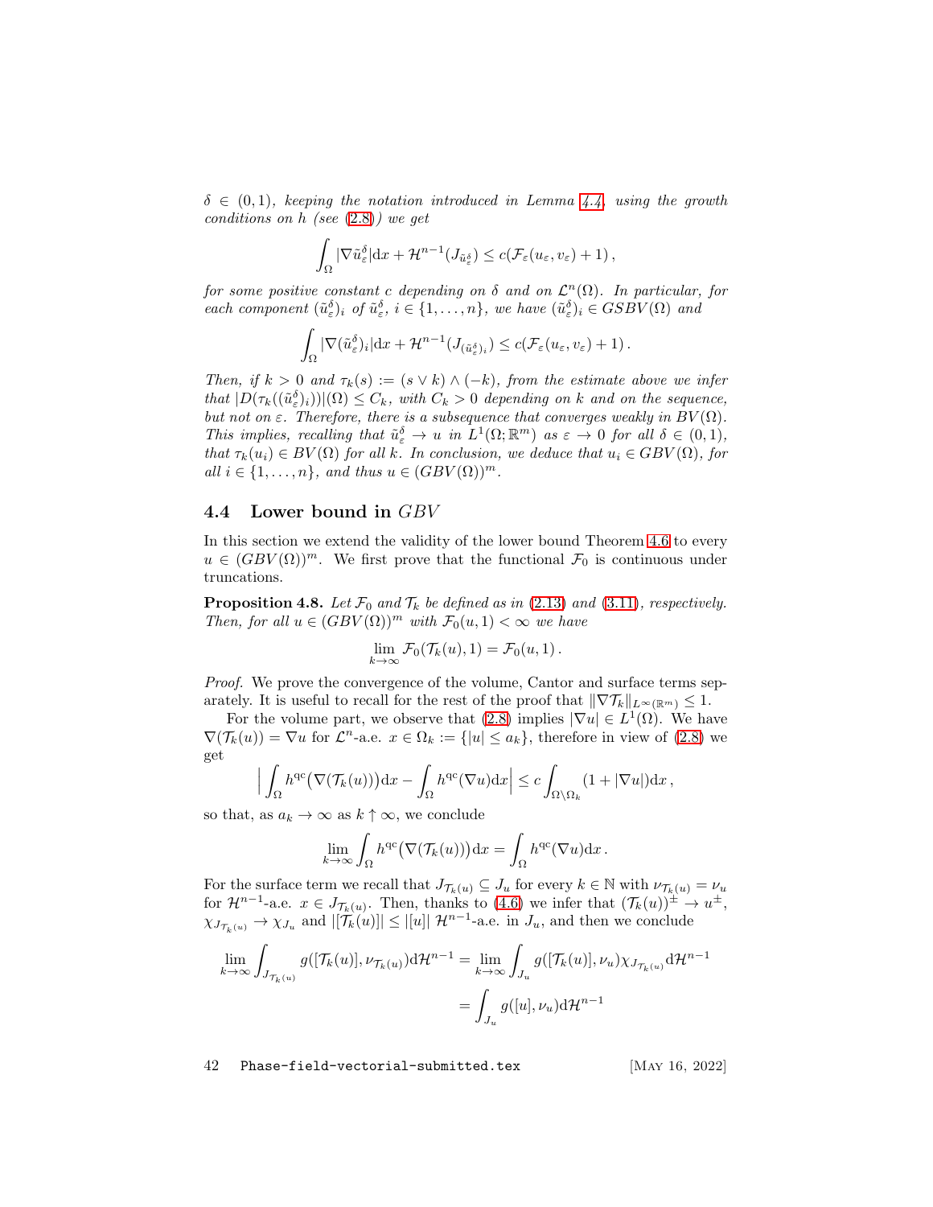$\delta \in (0,1)$, *keeping the notation introduced in Lemma 4.4, using the growth conditions on $h$ (see (2.8)) we get*

$$\int_\Omega |\nabla \tilde u_\varepsilon^\delta| \mathrm{d}x + \mathcal{H}^{n-1}(J_{\tilde u_\varepsilon^\delta}) \le c(\mathcal{F}_\varepsilon(u_\varepsilon, v_\varepsilon) + 1)\,,$$

*for some positive constant $c$ depending on $\delta$ and on $\mathcal{L}^n(\Omega)$. In particular, for each component $(\tilde u_\varepsilon^\delta)_i$ of $\tilde u_\varepsilon^\delta$, $i \in \{1, \ldots, n\}$, we have $(\tilde u_\varepsilon^\delta)_i \in GSBV(\Omega)$ and*

$$\int_\Omega |\nabla (\tilde u_\varepsilon^\delta)_i| \mathrm{d}x + \mathcal{H}^{n-1}(J_{(\tilde u_\varepsilon^\delta)_i}) \le c(\mathcal{F}_\varepsilon(u_\varepsilon, v_\varepsilon) + 1)\,.$$

*Then, if $k > 0$ and $\tau_k(s) := (s \vee k) \wedge (-k)$, from the estimate above we infer that $|D(\tau_k((\tilde u_\varepsilon^\delta)_i))|(\Omega) \le C_k$, with $C_k > 0$ depending on $k$ and on the sequence, but not on $\varepsilon$. Therefore, there is a subsequence that converges weakly in $BV(\Omega)$. This implies, recalling that $\tilde u_\varepsilon^\delta \to u$ in $L^1(\Omega;\mathbb{R}^m)$ as $\varepsilon \to 0$ for all $\delta \in (0,1)$, that $\tau_k(u_i) \in BV(\Omega)$ for all $k$. In conclusion, we deduce that $u_i \in GBV(\Omega)$, for all $i \in \{1, \ldots, n\}$, and thus $u \in (GBV(\Omega))^m$.*

## 4.4 Lower bound in $GBV$

In this section we extend the validity of the lower bound Theorem 4.6 to every $u \in (GBV(\Omega))^m$. We first prove that the functional $\mathcal{F}_0$ is continuous under truncations.

**Proposition 4.8.** *Let $\mathcal{F}_0$ and $\mathcal{T}_k$ be defined as in (2.13) and (3.11), respectively. Then, for all $u \in (GBV(\Omega))^m$ with $\mathcal{F}_0(u,1) < \infty$ we have*

$$\lim_{k\to\infty} \mathcal{F}_0(\mathcal{T}_k(u), 1) = \mathcal{F}_0(u,1)\,.$$

*Proof.* We prove the convergence of the volume, Cantor and surface terms separately. It is useful to recall for the rest of the proof that $\|\nabla \mathcal{T}_k\|_{L^\infty(\mathbb{R}^m)} \le 1$.

For the volume part, we observe that (2.8) implies $|\nabla u| \in L^1(\Omega)$. We have $\nabla(\mathcal{T}_k(u)) = \nabla u$ for $\mathcal{L}^n$-a.e. $x \in \Omega_k := \{|u| \le a_k\}$, therefore in view of (2.8) we get

$$\Big| \int_\Omega h^{\mathrm{qc}}\big(\nabla(\mathcal{T}_k(u))\big) \mathrm{d}x - \int_\Omega h^{\mathrm{qc}}(\nabla u) \mathrm{d}x \Big| \le c \int_{\Omega\setminus\Omega_k} (1 + |\nabla u|) \mathrm{d}x\,,$$

so that, as $a_k \to \infty$ as $k \uparrow \infty$, we conclude

$$\lim_{k\to\infty} \int_\Omega h^{\mathrm{qc}}\big(\nabla(\mathcal{T}_k(u))\big) \mathrm{d}x = \int_\Omega h^{\mathrm{qc}}(\nabla u) \mathrm{d}x\,.$$

For the surface term we recall that $J_{\mathcal{T}_k(u)} \subseteq J_u$ for every $k \in \mathbb{N}$ with $\nu_{\mathcal{T}_k(u)} = \nu_u$ for $\mathcal{H}^{n-1}$-a.e. $x \in J_{\mathcal{T}_k(u)}$. Then, thanks to (4.6) we infer that $(\mathcal{T}_k(u))^\pm \to u^\pm$, $\chi_{J_{\mathcal{T}_k(u)}} \to \chi_{J_u}$ and $|[\mathcal{T}_k(u)]| \le |[u]|$ $\mathcal{H}^{n-1}$-a.e. in $J_u$, and then we conclude

$$\begin{aligned}
\lim_{k\to\infty} \int_{J_{\mathcal{T}_k(u)}} g([\mathcal{T}_k(u)], \nu_{\mathcal{T}_k(u)}) \mathrm{d}\mathcal{H}^{n-1} &= \lim_{k\to\infty} \int_{J_u} g([\mathcal{T}_k(u)], \nu_u) \chi_{J_{\mathcal{T}_k(u)}} \mathrm{d}\mathcal{H}^{n-1} \\
&= \int_{J_u} g([u], \nu_u) \mathrm{d}\mathcal{H}^{n-1}
\end{aligned}$$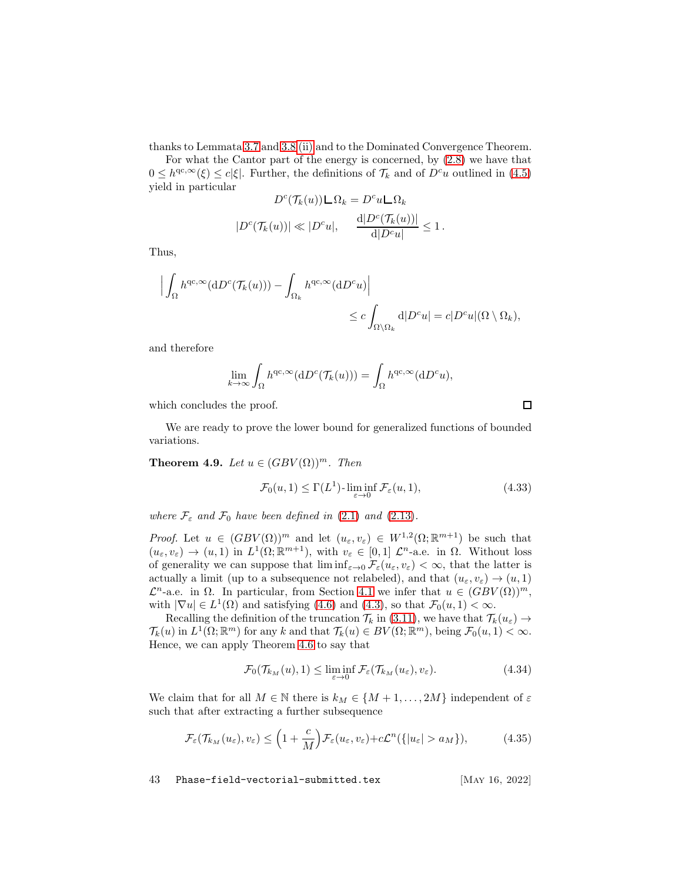thanks to Lemmata 3.7 and 3.8 (ii) and to the Dominated Convergence Theorem.

For what the Cantor part of the energy is concerned, by (2.8) we have that $0 \le h^{\mathrm{qc},\infty}(\xi) \le c|\xi|$. Further, the definitions of $\mathcal{T}_k$ and of $D^c u$ outlined in (4.5) yield in particular

$$D^c(\mathcal{T}_k(u)) \llcorner \Omega_k = D^c u \llcorner \Omega_k$$

$$|D^c(\mathcal{T}_k(u))| \ll |D^c u|, \qquad \frac{\mathrm{d}|D^c(\mathcal{T}_k(u))|}{\mathrm{d}|D^c u|} \le 1\,.$$

Thus,

$$\Big|\int_\Omega h^{\mathrm{qc},\infty}(\mathrm{d}D^c(\mathcal{T}_k(u))) - \int_{\Omega_k} h^{\mathrm{qc},\infty}(\mathrm{d}D^c u)\Big| \le c\int_{\Omega\setminus\Omega_k} \mathrm{d}|D^c u| = c|D^c u|(\Omega\setminus\Omega_k),$$

and therefore

$$\lim_{k\to\infty}\int_\Omega h^{\mathrm{qc},\infty}(\mathrm{d}D^c(\mathcal{T}_k(u))) = \int_\Omega h^{\mathrm{qc},\infty}(\mathrm{d}D^c u),$$

which concludes the proof. □

We are ready to prove the lower bound for generalized functions of bounded variations.

**Theorem 4.9.** *Let $u \in (GBV(\Omega))^m$. Then*

$$\mathcal{F}_0(u,1) \le \Gamma(L^1)\text{-}\liminf_{\varepsilon\to 0}\mathcal{F}_\varepsilon(u,1), \tag{4.33}$$

*where $\mathcal{F}_\varepsilon$ and $\mathcal{F}_0$ have been defined in (2.1) and (2.13).*

*Proof.* Let $u \in (GBV(\Omega))^m$ and let $(u_\varepsilon, v_\varepsilon) \in W^{1,2}(\Omega;\mathbb{R}^{m+1})$ be such that $(u_\varepsilon,v_\varepsilon) \to (u,1)$ in $L^1(\Omega;\mathbb{R}^{m+1})$, with $v_\varepsilon \in [0,1]$ $\mathcal{L}^n$-a.e. in $\Omega$. Without loss of generality we can suppose that $\liminf_{\varepsilon\to 0}\mathcal{F}_\varepsilon(u_\varepsilon,v_\varepsilon) < \infty$, that the latter is actually a limit (up to a subsequence not relabeled), and that $(u_\varepsilon,v_\varepsilon) \to (u,1)$ $\mathcal{L}^n$-a.e. in $\Omega$. In particular, from Section 4.1 we infer that $u \in (GBV(\Omega))^m$, with $|\nabla u| \in L^1(\Omega)$ and satisfying (4.6) and (4.3), so that $\mathcal{F}_0(u,1) < \infty$.

Recalling the definition of the truncation $\mathcal{T}_k$ in (3.11), we have that $\mathcal{T}_k(u_\varepsilon) \to \mathcal{T}_k(u)$ in $L^1(\Omega;\mathbb{R}^m)$ for any $k$ and that $\mathcal{T}_k(u) \in BV(\Omega;\mathbb{R}^m)$, being $\mathcal{F}_0(u,1) < \infty$. Hence, we can apply Theorem 4.6 to say that

$$\mathcal{F}_0(\mathcal{T}_{k_M}(u),1) \le \liminf_{\varepsilon\to 0}\mathcal{F}_\varepsilon(\mathcal{T}_{k_M}(u_\varepsilon),v_\varepsilon). \tag{4.34}$$

We claim that for all $M \in \mathbb{N}$ there is $k_M \in \{M+1,\dots,2M\}$ independent of $\varepsilon$ such that after extracting a further subsequence

$$\mathcal{F}_\varepsilon(\mathcal{T}_{k_M}(u_\varepsilon),v_\varepsilon) \le \Big(1+\frac{c}{M}\Big)\mathcal{F}_\varepsilon(u_\varepsilon,v_\varepsilon) + c\mathcal{L}^n(\{|u_\varepsilon| > a_M\}), \tag{4.35}$$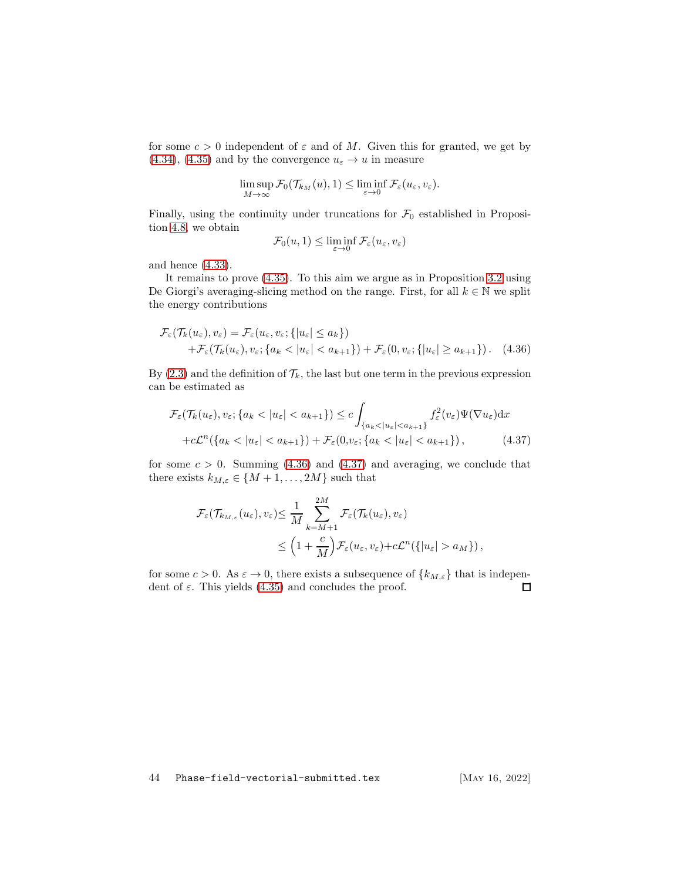for some $c > 0$ independent of $\varepsilon$ and of $M$. Given this for granted, we get by (4.34), (4.35) and by the convergence $u_\varepsilon \to u$ in measure

$$\limsup_{M\to\infty} \mathcal{F}_0(\mathcal{T}_{k_M}(u), 1) \le \liminf_{\varepsilon\to 0} \mathcal{F}_\varepsilon(u_\varepsilon, v_\varepsilon).$$

Finally, using the continuity under truncations for $\mathcal{F}_0$ established in Proposition 4.8, we obtain

$$\mathcal{F}_0(u, 1) \le \liminf_{\varepsilon\to 0} \mathcal{F}_\varepsilon(u_\varepsilon, v_\varepsilon)$$

and hence (4.33).

It remains to prove (4.35). To this aim we argue as in Proposition 3.2 using De Giorgi's averaging-slicing method on the range. First, for all $k \in \mathbb{N}$ we split the energy contributions

$$\begin{aligned}\mathcal{F}_\varepsilon(\mathcal{T}_k(u_\varepsilon), v_\varepsilon) = \mathcal{F}_\varepsilon(u_\varepsilon, v_\varepsilon; \{|u_\varepsilon| \le a_k\}) \\ + \mathcal{F}_\varepsilon(\mathcal{T}_k(u_\varepsilon), v_\varepsilon; \{a_k < |u_\varepsilon| < a_{k+1}\}) + \mathcal{F}_\varepsilon(0, v_\varepsilon; \{|u_\varepsilon| \ge a_{k+1}\}) . \quad (4.36)\end{aligned}$$

By (2.3) and the definition of $\mathcal{T}_k$, the last but one term in the previous expression can be estimated as

$$\begin{aligned}\mathcal{F}_\varepsilon(\mathcal{T}_k(u_\varepsilon), v_\varepsilon; \{a_k < |u_\varepsilon| < a_{k+1}\}) \le c \int_{\{a_k<|u_\varepsilon|<a_{k+1}\}} f_\varepsilon^2(v_\varepsilon)\Psi(\nabla u_\varepsilon)\mathrm{d}x \\ + c\mathcal{L}^n(\{a_k < |u_\varepsilon| < a_{k+1}\}) + \mathcal{F}_\varepsilon(0, v_\varepsilon; \{a_k < |u_\varepsilon| < a_{k+1}\}) , \quad (4.37)\end{aligned}$$

for some $c > 0$. Summing (4.36) and (4.37) and averaging, we conclude that there exists $k_{M,\varepsilon} \in \{M + 1, \dots, 2M\}$ such that

$$\begin{aligned}\mathcal{F}_\varepsilon(\mathcal{T}_{k_{M,\varepsilon}}(u_\varepsilon), v_\varepsilon) &\le \frac{1}{M} \sum_{k=M+1}^{2M} \mathcal{F}_\varepsilon(\mathcal{T}_k(u_\varepsilon), v_\varepsilon) \\ &\le \Big(1 + \frac{c}{M}\Big)\mathcal{F}_\varepsilon(u_\varepsilon, v_\varepsilon) + c\mathcal{L}^n(\{|u_\varepsilon| > a_M\}) ,\end{aligned}$$

for some $c > 0$. As $\varepsilon \to 0$, there exists a subsequence of $\{k_{M,\varepsilon}\}$ that is independent of $\varepsilon$. This yields (4.35) and concludes the proof. ◻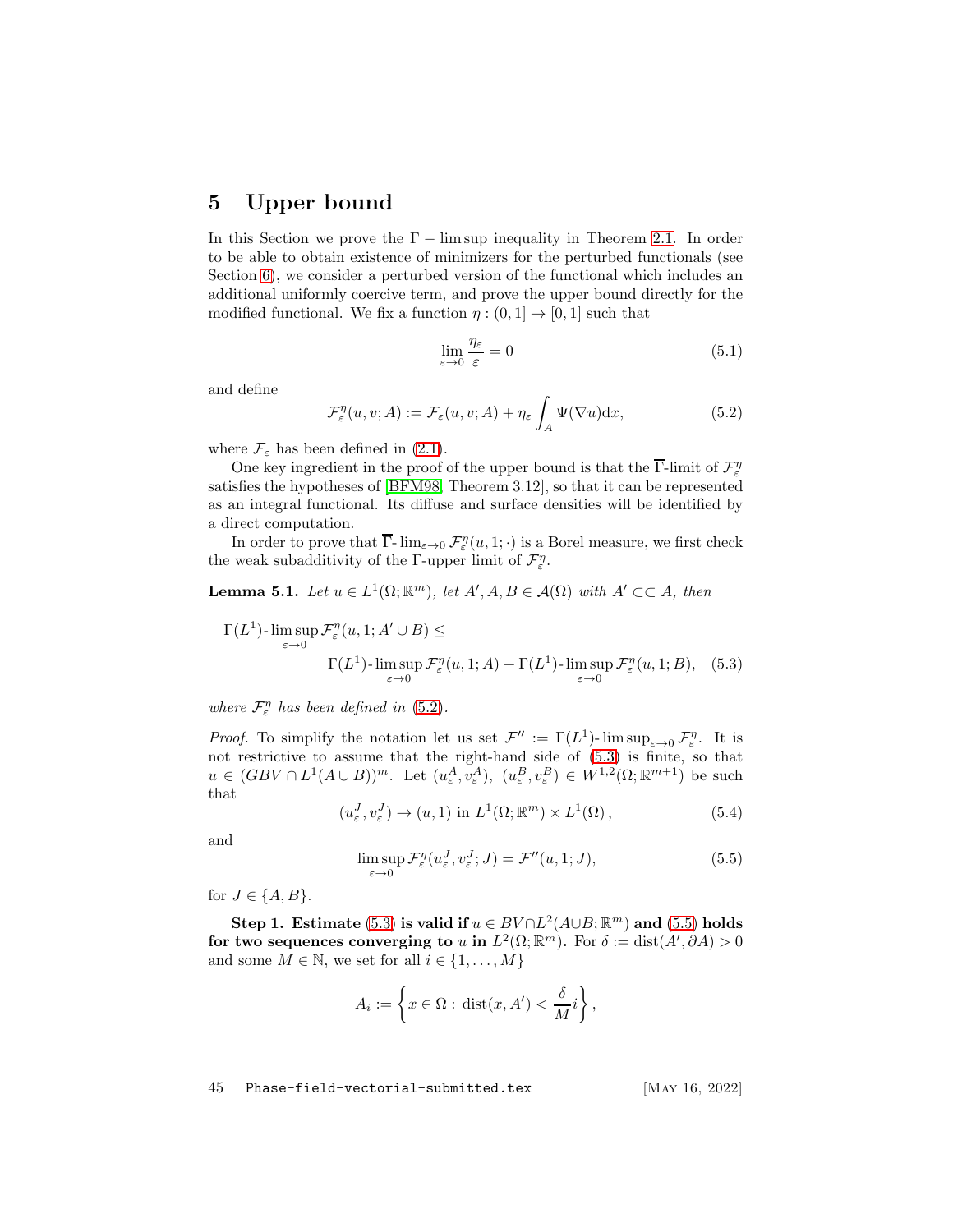# 5 Upper bound

In this Section we prove the $\Gamma - \limsup$ inequality in Theorem 2.1. In order to be able to obtain existence of minimizers for the perturbed functionals (see Section 6), we consider a perturbed version of the functional which includes an additional uniformly coercive term, and prove the upper bound directly for the modified functional. We fix a function $\eta : (0, 1] \to [0, 1]$ such that

$$\lim_{\varepsilon \to 0} \frac{\eta_\varepsilon}{\varepsilon} = 0 \tag{5.1}$$

and define

$$\mathcal{F}^\eta_\varepsilon(u, v; A) := \mathcal{F}_\varepsilon(u, v; A) + \eta_\varepsilon \int_A \Psi(\nabla u) \mathrm{d}x, \tag{5.2}$$

where $\mathcal{F}_\varepsilon$ has been defined in (2.1).

One key ingredient in the proof of the upper bound is that the $\overline{\Gamma}$-limit of $\mathcal{F}^\eta_\varepsilon$ satisfies the hypotheses of [BFM98, Theorem 3.12], so that it can be represented as an integral functional. Its diffuse and surface densities will be identified by a direct computation.

In order to prove that $\overline{\Gamma}\text{-}\lim_{\varepsilon \to 0} \mathcal{F}^\eta_\varepsilon(u, 1; \cdot)$ is a Borel measure, we first check the weak subadditivity of the $\Gamma$-upper limit of $\mathcal{F}^\eta_\varepsilon$.

**Lemma 5.1.** *Let $u \in L^1(\Omega; \mathbb{R}^m)$, let $A', A, B \in \mathcal{A}(\Omega)$ with $A' \subset\subset A$, then*

$$\Gamma(L^1)\text{-}\limsup_{\varepsilon \to 0} \mathcal{F}^\eta_\varepsilon(u, 1; A' \cup B) \leq \Gamma(L^1)\text{-}\limsup_{\varepsilon \to 0} \mathcal{F}^\eta_\varepsilon(u, 1; A) + \Gamma(L^1)\text{-}\limsup_{\varepsilon \to 0} \mathcal{F}^\eta_\varepsilon(u, 1; B), \tag{5.3}$$

*where $\mathcal{F}^\eta_\varepsilon$ has been defined in (5.2).*

*Proof.* To simplify the notation let us set $\mathcal{F}'' := \Gamma(L^1)\text{-}\limsup_{\varepsilon \to 0} \mathcal{F}^\eta_\varepsilon$. It is not restrictive to assume that the right-hand side of (5.3) is finite, so that $u \in (GBV \cap L^1(A \cup B))^m$. Let $(u^A_\varepsilon, v^A_\varepsilon),\ (u^B_\varepsilon, v^B_\varepsilon) \in W^{1,2}(\Omega; \mathbb{R}^{m+1})$ be such that

$$(u^J_\varepsilon, v^J_\varepsilon) \to (u, 1) \text{ in } L^1(\Omega; \mathbb{R}^m) \times L^1(\Omega), \tag{5.4}$$

and

$$\limsup_{\varepsilon \to 0} \mathcal{F}^\eta_\varepsilon(u^J_\varepsilon, v^J_\varepsilon; J) = \mathcal{F}''(u, 1; J), \tag{5.5}$$

for $J \in \{A, B\}$.

**Step 1. Estimate (5.3) is valid if $u \in BV \cap L^2(A \cup B; \mathbb{R}^m)$ and (5.5) holds for two sequences converging to $u$ in $L^2(\Omega; \mathbb{R}^m)$.** For $\delta := \mathrm{dist}(A', \partial A) > 0$ and some $M \in \mathbb{N}$, we set for all $i \in \{1, \ldots, M\}$

$$A_i := \left\{ x \in \Omega : \mathrm{dist}(x, A') < \frac{\delta}{M} i \right\},$$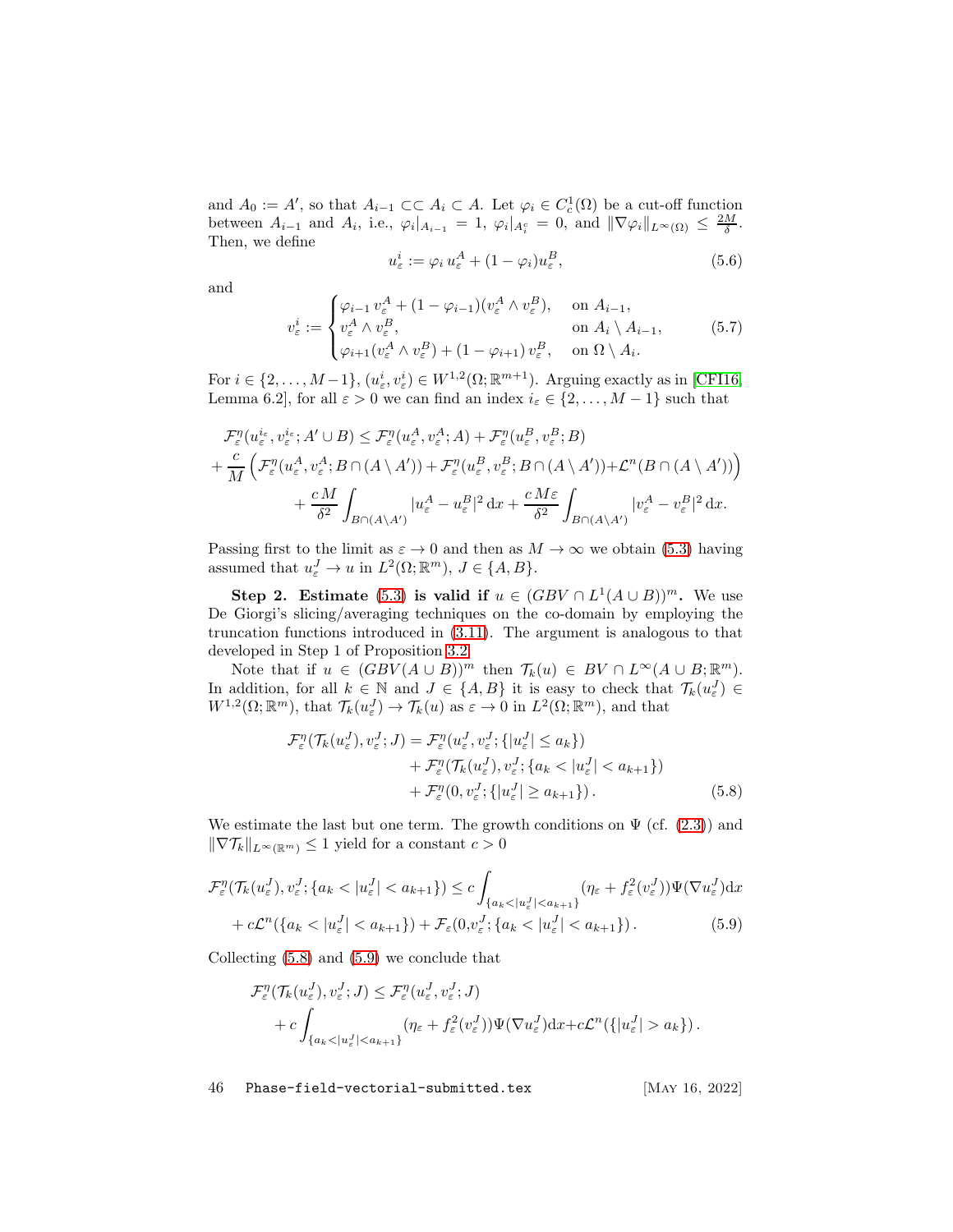and $A_0 := A'$, so that $A_{i-1} \subset\subset A_i \subset A$. Let $\varphi_i \in C^1_c(\Omega)$ be a cut-off function between $A_{i-1}$ and $A_i$, i.e., $\varphi_i|_{A_{i-1}} = 1$, $\varphi_i|_{A_i^c} = 0$, and $\|\nabla\varphi_i\|_{L^\infty(\Omega)} \leq \frac{2M}{\delta}$. Then, we define

$$u^i_\varepsilon := \varphi_i\, u^A_\varepsilon + (1-\varphi_i) u^B_\varepsilon, \tag{5.6}$$

and

$$v^i_\varepsilon := \begin{cases} \varphi_{i-1}\, v^A_\varepsilon + (1-\varphi_{i-1})(v^A_\varepsilon \wedge v^B_\varepsilon), & \text{on } A_{i-1},\\ v^A_\varepsilon \wedge v^B_\varepsilon, & \text{on } A_i \setminus A_{i-1},\\ \varphi_{i+1}(v^A_\varepsilon \wedge v^B_\varepsilon) + (1-\varphi_{i+1})\, v^B_\varepsilon, & \text{on } \Omega \setminus A_i. \end{cases} \tag{5.7}$$

For $i \in \{2,\dots,M-1\}$, $(u^i_\varepsilon, v^i_\varepsilon) \in W^{1,2}(\Omega;\mathbb{R}^{m+1})$. Arguing exactly as in [CFI16, Lemma 6.2], for all $\varepsilon > 0$ we can find an index $i_\varepsilon \in \{2,\dots,M-1\}$ such that

$$\begin{aligned} &\mathcal{F}^\eta_\varepsilon(u^{i_\varepsilon}_\varepsilon, v^{i_\varepsilon}_\varepsilon; A' \cup B) \leq \mathcal{F}^\eta_\varepsilon(u^A_\varepsilon, v^A_\varepsilon; A) + \mathcal{F}^\eta_\varepsilon(u^B_\varepsilon, v^B_\varepsilon; B)\\ &+ \frac{c}{M}\Big(\mathcal{F}^\eta_\varepsilon(u^A_\varepsilon, v^A_\varepsilon; B\cap(A\setminus A')) + \mathcal{F}^\eta_\varepsilon(u^B_\varepsilon, v^B_\varepsilon; B\cap(A\setminus A')) + \mathcal{L}^n(B\cap(A\setminus A'))\Big)\\ &\qquad + \frac{c\,M}{\delta^2}\int_{B\cap(A\setminus A')} |u^A_\varepsilon - u^B_\varepsilon|^2\,\mathrm{d}x + \frac{c\,M\varepsilon}{\delta^2}\int_{B\cap(A\setminus A')} |v^A_\varepsilon - v^B_\varepsilon|^2\,\mathrm{d}x. \end{aligned}$$

Passing first to the limit as $\varepsilon \to 0$ and then as $M \to \infty$ we obtain (5.3) having assumed that $u^J_\varepsilon \to u$ in $L^2(\Omega;\mathbb{R}^m)$, $J \in \{A, B\}$.

**Step 2. Estimate (5.3) is valid if $u \in (GBV \cap L^1(A\cup B))^m$.** We use De Giorgi's slicing/averaging techniques on the co-domain by employing the truncation functions introduced in (3.11). The argument is analogous to that developed in Step 1 of Proposition 3.2.

Note that if $u \in (GBV(A\cup B))^m$ then $\mathcal{T}_k(u) \in BV \cap L^\infty(A\cup B;\mathbb{R}^m)$. In addition, for all $k \in \mathbb{N}$ and $J \in \{A, B\}$ it is easy to check that $\mathcal{T}_k(u^J_\varepsilon) \in W^{1,2}(\Omega;\mathbb{R}^m)$, that $\mathcal{T}_k(u^J_\varepsilon) \to \mathcal{T}_k(u)$ as $\varepsilon \to 0$ in $L^2(\Omega;\mathbb{R}^m)$, and that

$$\begin{aligned} \mathcal{F}^\eta_\varepsilon(\mathcal{T}_k(u^J_\varepsilon), v^J_\varepsilon; J) &= \mathcal{F}^\eta_\varepsilon(u^J_\varepsilon, v^J_\varepsilon; \{|u^J_\varepsilon| \leq a_k\})\\ &\quad + \mathcal{F}^\eta_\varepsilon(\mathcal{T}_k(u^J_\varepsilon), v^J_\varepsilon; \{a_k < |u^J_\varepsilon| < a_{k+1}\})\\ &\quad + \mathcal{F}^\eta_\varepsilon(0, v^J_\varepsilon; \{|u^J_\varepsilon| \geq a_{k+1}\}). \end{aligned} \tag{5.8}$$

We estimate the last but one term. The growth conditions on $\Psi$ (cf. (2.3)) and $\|\nabla\mathcal{T}_k\|_{L^\infty(\mathbb{R}^m)} \leq 1$ yield for a constant $c > 0$

$$\begin{aligned} \mathcal{F}^\eta_\varepsilon(\mathcal{T}_k(u^J_\varepsilon), v^J_\varepsilon; \{a_k < |u^J_\varepsilon| < a_{k+1}\}) &\leq c\int_{\{a_k<|u^J_\varepsilon|<a_{k+1}\}} (\eta_\varepsilon + f^2_\varepsilon(v^J_\varepsilon))\Psi(\nabla u^J_\varepsilon)\mathrm{d}x\\ + c\mathcal{L}^n(\{a_k < |u^J_\varepsilon| < a_{k+1}\}) &+ \mathcal{F}_\varepsilon(0, v^J_\varepsilon; \{a_k < |u^J_\varepsilon| < a_{k+1}\}). \end{aligned} \tag{5.9}$$

Collecting (5.8) and (5.9) we conclude that

$$\begin{aligned} \mathcal{F}^\eta_\varepsilon(\mathcal{T}_k(u^J_\varepsilon), v^J_\varepsilon; J) &\leq \mathcal{F}^\eta_\varepsilon(u^J_\varepsilon, v^J_\varepsilon; J)\\ &+ c\int_{\{a_k<|u^J_\varepsilon|<a_{k+1}\}} (\eta_\varepsilon + f^2_\varepsilon(v^J_\varepsilon))\Psi(\nabla u^J_\varepsilon)\mathrm{d}x + c\mathcal{L}^n(\{|u^J_\varepsilon| > a_k\}). \end{aligned}$$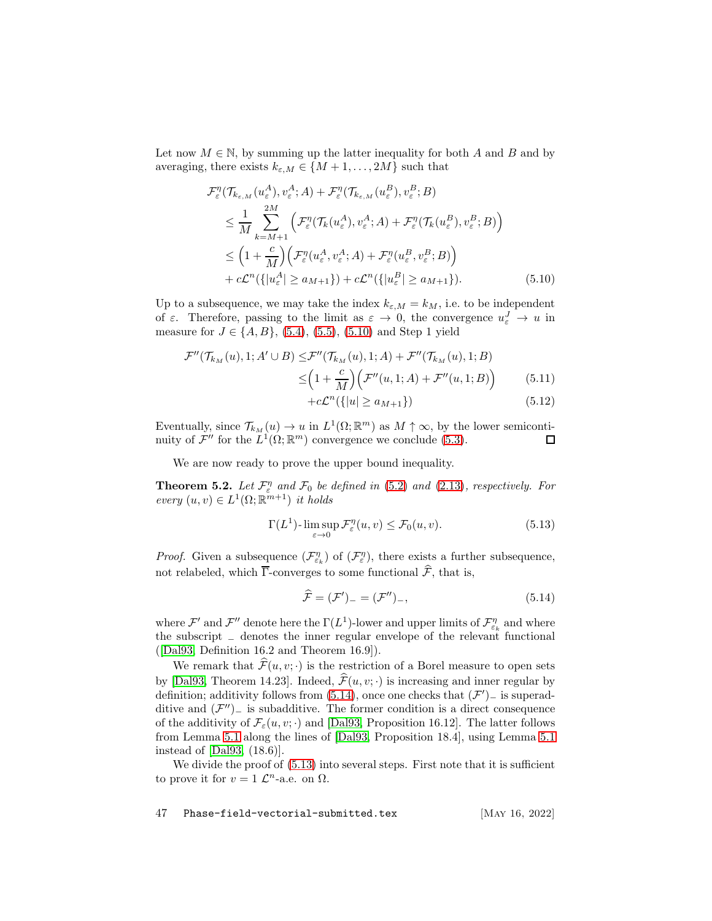Let now $M \in \mathbb{N}$, by summing up the latter inequality for both $A$ and $B$ and by averaging, there exists $k_{\varepsilon,M} \in \{M+1,\dots,2M\}$ such that

$$
\begin{aligned}
&\mathcal{F}^\eta_\varepsilon(\mathcal{T}_{k_{\varepsilon,M}}(u^A_\varepsilon), v^A_\varepsilon; A) + \mathcal{F}^\eta_\varepsilon(\mathcal{T}_{k_{\varepsilon,M}}(u^B_\varepsilon), v^B_\varepsilon; B) \\
&\quad \le \frac{1}{M} \sum_{k=M+1}^{2M} \Big( \mathcal{F}^\eta_\varepsilon(\mathcal{T}_k(u^A_\varepsilon), v^A_\varepsilon; A) + \mathcal{F}^\eta_\varepsilon(\mathcal{T}_k(u^B_\varepsilon), v^B_\varepsilon; B) \Big) \\
&\quad \le \Big(1 + \frac{c}{M}\Big) \Big( \mathcal{F}^\eta_\varepsilon(u^A_\varepsilon, v^A_\varepsilon; A) + \mathcal{F}^\eta_\varepsilon(u^B_\varepsilon, v^B_\varepsilon; B) \Big) \\
&\quad + c\mathcal{L}^n(\{|u^A_\varepsilon| \ge a_{M+1}\}) + c\mathcal{L}^n(\{|u^B_\varepsilon| \ge a_{M+1}\}).
\end{aligned}
\tag{5.10}
$$

Up to a subsequence, we may take the index $k_{\varepsilon,M} = k_M$, i.e. to be independent of $\varepsilon$. Therefore, passing to the limit as $\varepsilon \to 0$, the convergence $u^J_\varepsilon \to u$ in measure for $J \in \{A, B\}$, (5.4), (5.5), (5.10) and Step 1 yield

$$
\begin{aligned}
\mathcal{F}''(\mathcal{T}_{k_M}(u), 1; A' \cup B) \le& \mathcal{F}''(\mathcal{T}_{k_M}(u), 1; A) + \mathcal{F}''(\mathcal{T}_{k_M}(u), 1; B) \\
\le& \Big(1 + \frac{c}{M}\Big) \Big( \mathcal{F}''(u, 1; A) + \mathcal{F}''(u, 1; B) \Big) \qquad (5.11)\\
&+ c\mathcal{L}^n(\{|u| \ge a_{M+1}\}) \qquad (5.12)
\end{aligned}
$$

Eventually, since $\mathcal{T}_{k_M}(u) \to u$ in $L^1(\Omega; \mathbb{R}^m)$ as $M \uparrow \infty$, by the lower semicontinuity of $\mathcal{F}''$ for the $L^1(\Omega; \mathbb{R}^m)$ convergence we conclude (5.3). $\square$

We are now ready to prove the upper bound inequality.

**Theorem 5.2.** *Let $\mathcal{F}^\eta_\varepsilon$ and $\mathcal{F}_0$ be defined in (5.2) and (2.13), respectively. For every $(u, v) \in L^1(\Omega; \mathbb{R}^{m+1})$ it holds*

$$
\Gamma(L^1)\text{-}\limsup_{\varepsilon \to 0} \mathcal{F}^\eta_\varepsilon(u, v) \le \mathcal{F}_0(u, v). \tag{5.13}
$$

*Proof.* Given a subsequence $(\mathcal{F}^\eta_{\varepsilon_k})$ of $(\mathcal{F}^\eta_\varepsilon)$, there exists a further subsequence, not relabeled, which $\overline{\Gamma}$-converges to some functional $\widehat{\mathcal{F}}$, that is,

$$
\widehat{\mathcal{F}} = (\mathcal{F}')_- = (\mathcal{F}'')_-, \tag{5.14}
$$

where $\mathcal{F}'$ and $\mathcal{F}''$ denote here the $\Gamma(L^1)$-lower and upper limits of $\mathcal{F}^\eta_{\varepsilon_k}$ and where the subscript $_-$ denotes the inner regular envelope of the relevant functional ([Dal93, Definition 16.2 and Theorem 16.9]).

We remark that $\widehat{\mathcal{F}}(u, v; \cdot)$ is the restriction of a Borel measure to open sets by [Dal93, Theorem 14.23]. Indeed, $\widehat{\mathcal{F}}(u, v; \cdot)$ is increasing and inner regular by definition; additivity follows from (5.14), once one checks that $(\mathcal{F}')_-$ is superadditive and $(\mathcal{F}'')_-$ is subadditive. The former condition is a direct consequence of the additivity of $\mathcal{F}_\varepsilon(u, v; \cdot)$ and [Dal93, Proposition 16.12]. The latter follows from Lemma 5.1 along the lines of [Dal93, Proposition 18.4], using Lemma 5.1 instead of [Dal93, (18.6)].

We divide the proof of (5.13) into several steps. First note that it is sufficient to prove it for $v = 1$ $\mathcal{L}^n$-a.e. on $\Omega$.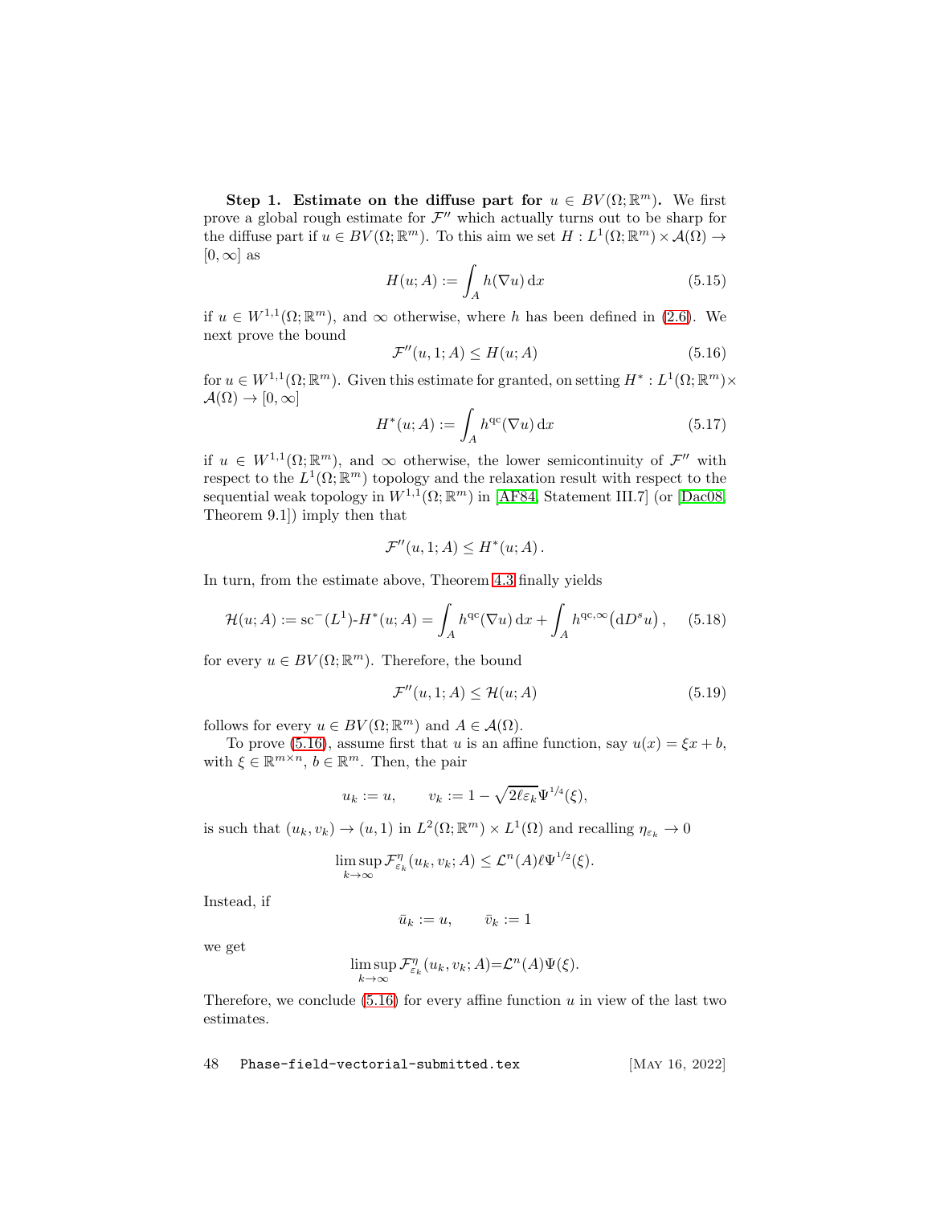**Step 1. Estimate on the diffuse part for $u \in BV(\Omega;\mathbb{R}^m)$.** We first prove a global rough estimate for $\mathcal{F}''$ which actually turns out to be sharp for the diffuse part if $u \in BV(\Omega;\mathbb{R}^m)$. To this aim we set $H : L^1(\Omega;\mathbb{R}^m) \times \mathcal{A}(\Omega) \to [0,\infty]$ as

$$H(u;A) := \int_A h(\nabla u)\,\mathrm{d}x \tag{5.15}$$

if $u \in W^{1,1}(\Omega;\mathbb{R}^m)$, and $\infty$ otherwise, where $h$ has been defined in (2.6). We next prove the bound

$$\mathcal{F}''(u,1;A) \le H(u;A) \tag{5.16}$$

for $u \in W^{1,1}(\Omega;\mathbb{R}^m)$. Given this estimate for granted, on setting $H^* : L^1(\Omega;\mathbb{R}^m)\times \mathcal{A}(\Omega) \to [0,\infty]$

$$H^*(u;A) := \int_A h^{\mathrm{qc}}(\nabla u)\,\mathrm{d}x \tag{5.17}$$

if $u \in W^{1,1}(\Omega;\mathbb{R}^m)$, and $\infty$ otherwise, the lower semicontinuity of $\mathcal{F}''$ with respect to the $L^1(\Omega;\mathbb{R}^m)$ topology and the relaxation result with respect to the sequential weak topology in $W^{1,1}(\Omega;\mathbb{R}^m)$ in [AF84, Statement III.7] (or [Dac08, Theorem 9.1]) imply then that

$$\mathcal{F}''(u,1;A) \le H^*(u;A)\,.$$

In turn, from the estimate above, Theorem 4.3 finally yields

$$\mathcal{H}(u;A) := \mathrm{sc}^-(L^1)\text{-}H^*(u;A) = \int_A h^{\mathrm{qc}}(\nabla u)\,\mathrm{d}x + \int_A h^{\mathrm{qc},\infty}\big(\mathrm{d}D^s u\big)\,, \tag{5.18}$$

for every $u \in BV(\Omega;\mathbb{R}^m)$. Therefore, the bound

$$\mathcal{F}''(u,1;A) \le \mathcal{H}(u;A) \tag{5.19}$$

follows for every $u \in BV(\Omega;\mathbb{R}^m)$ and $A \in \mathcal{A}(\Omega)$.

To prove (5.16), assume first that $u$ is an affine function, say $u(x) = \xi x + b$, with $\xi \in \mathbb{R}^{m\times n}$, $b \in \mathbb{R}^m$. Then, the pair

$$u_k := u, \qquad v_k := 1 - \sqrt{2\ell\varepsilon_k}\,\Psi^{1/4}(\xi),$$

is such that $(u_k, v_k) \to (u,1)$ in $L^2(\Omega;\mathbb{R}^m)\times L^1(\Omega)$ and recalling $\eta_{\varepsilon_k} \to 0$

$$\limsup_{k\to\infty} \mathcal{F}^{\eta}_{\varepsilon_k}(u_k,v_k;A) \le \mathcal{L}^n(A)\ell\Psi^{1/2}(\xi).$$

Instead, if

$$\bar{u}_k := u, \qquad \bar{v}_k := 1$$

we get

$$\limsup_{k\to\infty} \mathcal{F}^{\eta}_{\varepsilon_k}(u_k,v_k;A) = \mathcal{L}^n(A)\Psi(\xi).$$

Therefore, we conclude (5.16) for every affine function $u$ in view of the last two estimates.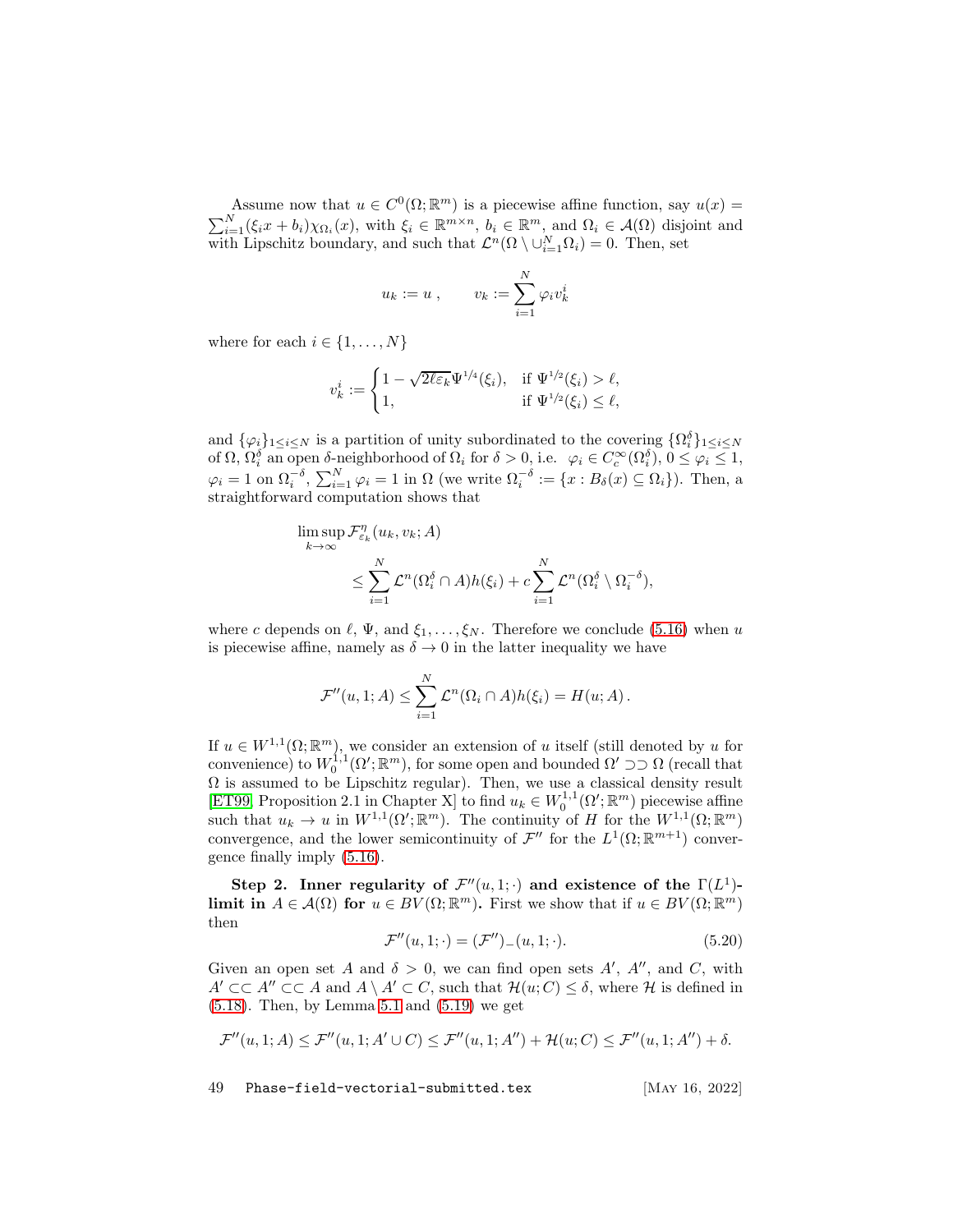Assume now that $u \in C^0(\Omega;\mathbb{R}^m)$ is a piecewise affine function, say $u(x) = \sum_{i=1}^N (\xi_i x + b_i)\chi_{\Omega_i}(x)$, with $\xi_i \in \mathbb{R}^{m\times n}$, $b_i \in \mathbb{R}^m$, and $\Omega_i \in \mathcal{A}(\Omega)$ disjoint and with Lipschitz boundary, and such that $\mathcal{L}^n(\Omega \setminus \cup_{i=1}^N \Omega_i) = 0$. Then, set

$$u_k := u\,, \qquad v_k := \sum_{i=1}^N \varphi_i v_k^i$$

where for each $i \in \{1,\dots,N\}$

$$v_k^i := \begin{cases} 1 - \sqrt{2\ell\varepsilon_k}\,\Psi^{1/4}(\xi_i), & \text{if } \Psi^{1/2}(\xi_i) > \ell,\\ 1, & \text{if } \Psi^{1/2}(\xi_i) \le \ell, \end{cases}$$

and $\{\varphi_i\}_{1\le i\le N}$ is a partition of unity subordinated to the covering $\{\Omega_i^\delta\}_{1\le i\le N}$ of $\Omega$, $\Omega_i^\delta$ an open $\delta$-neighborhood of $\Omega_i$ for $\delta > 0$, i.e. $\varphi_i \in C_c^\infty(\Omega_i^\delta)$, $0 \le \varphi_i \le 1$, $\varphi_i = 1$ on $\Omega_i^{-\delta}$, $\sum_{i=1}^N \varphi_i = 1$ in $\Omega$ (we write $\Omega_i^{-\delta} := \{x : B_\delta(x) \subseteq \Omega_i\}$). Then, a straightforward computation shows that

$$\limsup_{k\to\infty} \mathcal{F}^\eta_{\varepsilon_k}(u_k, v_k; A) \le \sum_{i=1}^N \mathcal{L}^n(\Omega_i^\delta \cap A) h(\xi_i) + c\sum_{i=1}^N \mathcal{L}^n(\Omega_i^\delta \setminus \Omega_i^{-\delta}),$$

where $c$ depends on $\ell$, $\Psi$, and $\xi_1,\dots,\xi_N$. Therefore we conclude (5.16) when $u$ is piecewise affine, namely as $\delta \to 0$ in the latter inequality we have

$$\mathcal{F}''(u,1;A) \le \sum_{i=1}^N \mathcal{L}^n(\Omega_i \cap A) h(\xi_i) = H(u;A)\,.$$

If $u \in W^{1,1}(\Omega;\mathbb{R}^m)$, we consider an extension of $u$ itself (still denoted by $u$ for convenience) to $W_0^{1,1}(\Omega';\mathbb{R}^m)$, for some open and bounded $\Omega' \supset\supset \Omega$ (recall that $\Omega$ is assumed to be Lipschitz regular). Then, we use a classical density result [ET99, Proposition 2.1 in Chapter X] to find $u_k \in W_0^{1,1}(\Omega';\mathbb{R}^m)$ piecewise affine such that $u_k \to u$ in $W^{1,1}(\Omega';\mathbb{R}^m)$. The continuity of $H$ for the $W^{1,1}(\Omega;\mathbb{R}^m)$ convergence, and the lower semicontinuity of $\mathcal{F}''$ for the $L^1(\Omega;\mathbb{R}^{m+1})$ convergence finally imply (5.16).

**Step 2. Inner regularity of $\mathcal{F}''(u,1;\cdot)$ and existence of the $\Gamma(L^1)$-limit in $A \in \mathcal{A}(\Omega)$ for $u \in BV(\Omega;\mathbb{R}^m)$.** First we show that if $u \in BV(\Omega;\mathbb{R}^m)$ then

$$\mathcal{F}''(u,1;\cdot) = (\mathcal{F}'')_-(u,1;\cdot). \tag{5.20}$$

Given an open set $A$ and $\delta > 0$, we can find open sets $A'$, $A''$, and $C$, with $A' \subset\subset A'' \subset\subset A$ and $A \setminus A' \subset C$, such that $\mathcal{H}(u;C) \le \delta$, where $\mathcal{H}$ is defined in (5.18). Then, by Lemma 5.1 and (5.19) we get

$$\mathcal{F}''(u,1;A) \le \mathcal{F}''(u,1;A' \cup C) \le \mathcal{F}''(u,1;A'') + \mathcal{H}(u;C) \le \mathcal{F}''(u,1;A'') + \delta.$$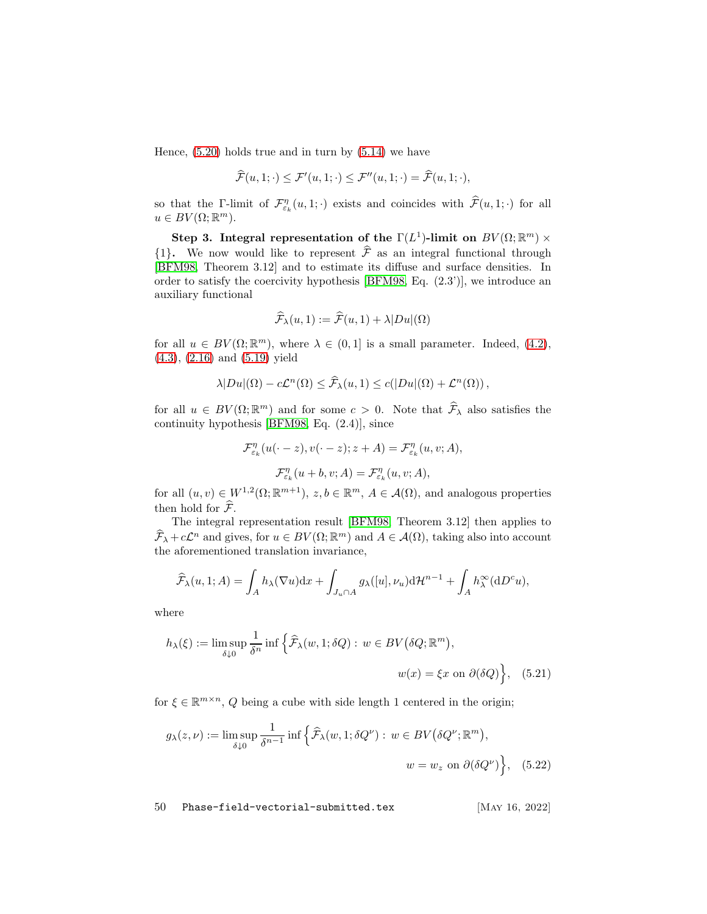Hence, (5.20) holds true and in turn by (5.14) we have

$$\widehat{\mathcal{F}}(u,1;\cdot) \leq \mathcal{F}'(u,1;\cdot) \leq \mathcal{F}''(u,1;\cdot) = \widehat{\mathcal{F}}(u,1;\cdot),$$

so that the Γ-limit of $\mathcal{F}^{\eta}_{\varepsilon_k}(u,1;\cdot)$ exists and coincides with $\widehat{\mathcal{F}}(u,1;\cdot)$ for all $u \in BV(\Omega;\mathbb{R}^m)$.

**Step 3. Integral representation of the $\Gamma(L^1)$-limit on $BV(\Omega;\mathbb{R}^m) \times \{1\}$.** We now would like to represent $\widehat{\mathcal{F}}$ as an integral functional through [BFM98, Theorem 3.12] and to estimate its diffuse and surface densities. In order to satisfy the coercivity hypothesis [BFM98, Eq. (2.3')], we introduce an auxiliary functional

$$\widehat{\mathcal{F}}_\lambda(u,1) := \widehat{\mathcal{F}}(u,1) + \lambda|Du|(\Omega)$$

for all $u \in BV(\Omega;\mathbb{R}^m)$, where $\lambda \in (0,1]$ is a small parameter. Indeed, (4.2), (4.3), (2.16) and (5.19) yield

$$\lambda|Du|(\Omega) - c\mathcal{L}^n(\Omega) \leq \widehat{\mathcal{F}}_\lambda(u,1) \leq c(|Du|(\Omega) + \mathcal{L}^n(\Omega)),$$

for all $u \in BV(\Omega;\mathbb{R}^m)$ and for some $c > 0$. Note that $\widehat{\mathcal{F}}_\lambda$ also satisfies the continuity hypothesis [BFM98, Eq. (2.4)], since

$$\mathcal{F}^{\eta}_{\varepsilon_k}(u(\cdot - z), v(\cdot - z); z + A) = \mathcal{F}^{\eta}_{\varepsilon_k}(u,v;A),$$

$$\mathcal{F}^{\eta}_{\varepsilon_k}(u + b, v; A) = \mathcal{F}^{\eta}_{\varepsilon_k}(u,v;A),$$

for all $(u,v) \in W^{1,2}(\Omega;\mathbb{R}^{m+1})$, $z, b \in \mathbb{R}^m$, $A \in \mathcal{A}(\Omega)$, and analogous properties then hold for $\widehat{\mathcal{F}}$.

The integral representation result [BFM98, Theorem 3.12] then applies to $\widehat{\mathcal{F}}_\lambda + c\mathcal{L}^n$ and gives, for $u \in BV(\Omega;\mathbb{R}^m)$ and $A \in \mathcal{A}(\Omega)$, taking also into account the aforementioned translation invariance,

$$\widehat{\mathcal{F}}_\lambda(u,1;A) = \int_A h_\lambda(\nabla u)\mathrm{d}x + \int_{J_u \cap A} g_\lambda([u],\nu_u)\mathrm{d}\mathcal{H}^{n-1} + \int_A h^\infty_\lambda(\mathrm{d}D^c u),$$

where

$$h_\lambda(\xi) := \limsup_{\delta \downarrow 0} \frac{1}{\delta^n} \inf\Big\{\widehat{\mathcal{F}}_\lambda(w,1;\delta Q) : w \in BV\big(\delta Q;\mathbb{R}^m\big), \; w(x) = \xi x \text{ on } \partial(\delta Q)\Big\}, \quad (5.21)$$

for $\xi \in \mathbb{R}^{m\times n}$, $Q$ being a cube with side length 1 centered in the origin;

$$g_\lambda(z,\nu) := \limsup_{\delta \downarrow 0} \frac{1}{\delta^{n-1}} \inf\Big\{\widehat{\mathcal{F}}_\lambda(w,1;\delta Q^\nu) : w \in BV\big(\delta Q^\nu;\mathbb{R}^m\big), \; w = w_z \text{ on } \partial(\delta Q^\nu)\Big\}, \quad (5.22)$$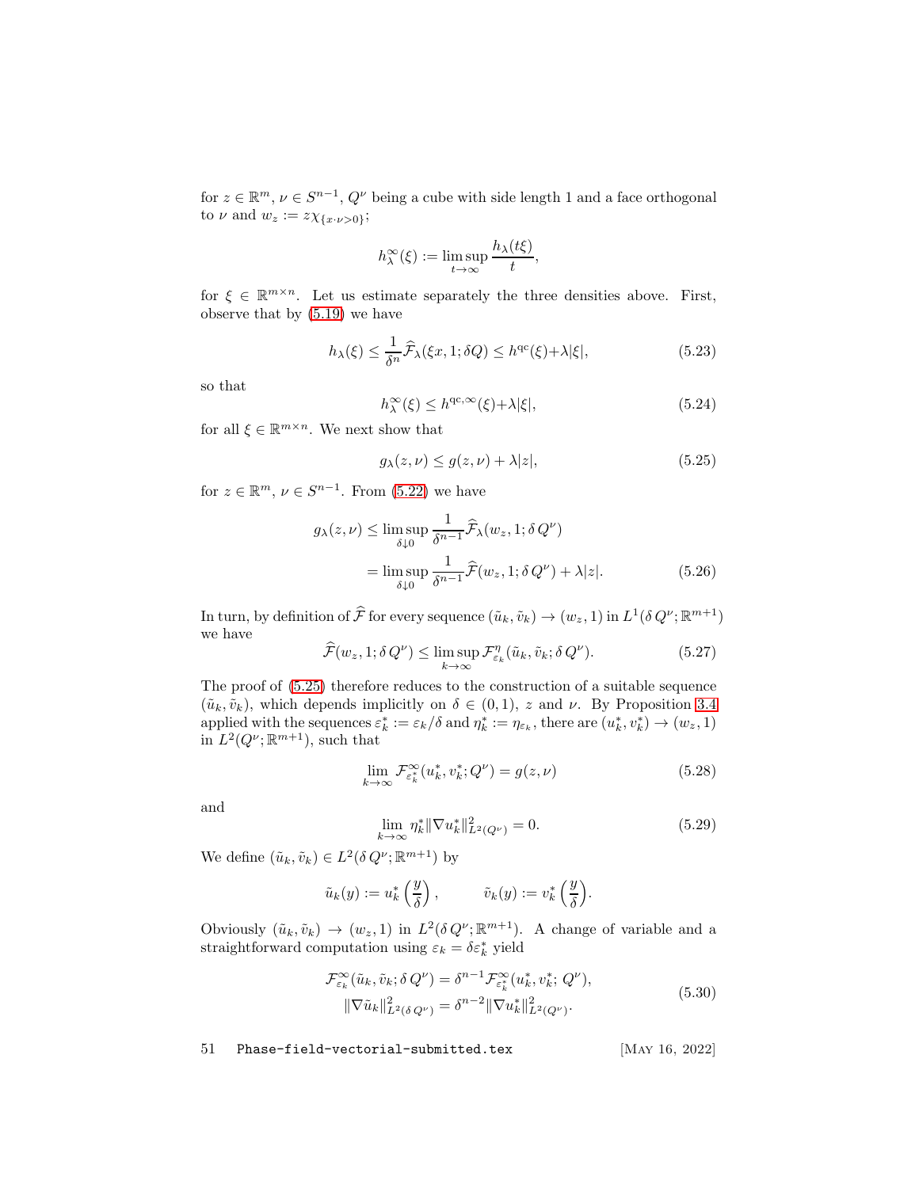for $z \in \mathbb{R}^m$, $\nu \in S^{n-1}$, $Q^\nu$ being a cube with side length 1 and a face orthogonal to $\nu$ and $w_z := z\chi_{\{x\cdot\nu>0\}}$;

$$h_\lambda^\infty(\xi) := \limsup_{t\to\infty} \frac{h_\lambda(t\xi)}{t},$$

for $\xi \in \mathbb{R}^{m\times n}$. Let us estimate separately the three densities above. First, observe that by (5.19) we have

$$h_\lambda(\xi) \le \frac{1}{\delta^n}\widehat{\mathcal{F}}_\lambda(\xi x, 1; \delta Q) \le h^{\mathrm{qc}}(\xi) + \lambda|\xi|, \tag{5.23}$$

so that

$$h_\lambda^\infty(\xi) \le h^{\mathrm{qc},\infty}(\xi) + \lambda|\xi|, \tag{5.24}$$

for all $\xi \in \mathbb{R}^{m\times n}$. We next show that

$$g_\lambda(z,\nu) \le g(z,\nu) + \lambda|z|, \tag{5.25}$$

for $z \in \mathbb{R}^m$, $\nu \in S^{n-1}$. From (5.22) we have

$$\begin{aligned} g_\lambda(z,\nu) &\le \limsup_{\delta\downarrow 0} \frac{1}{\delta^{n-1}}\widehat{\mathcal{F}}_\lambda(w_z, 1; \delta\, Q^\nu) \\ &= \limsup_{\delta\downarrow 0} \frac{1}{\delta^{n-1}}\widehat{\mathcal{F}}(w_z, 1; \delta\, Q^\nu) + \lambda|z|. \end{aligned} \tag{5.26}$$

In turn, by definition of $\widehat{\mathcal{F}}$ for every sequence $(\tilde u_k, \tilde v_k) \to (w_z, 1)$ in $L^1(\delta\, Q^\nu; \mathbb{R}^{m+1})$ we have

$$\widehat{\mathcal{F}}(w_z, 1; \delta\, Q^\nu) \le \limsup_{k\to\infty} \mathcal{F}^\eta_{\varepsilon_k}(\tilde u_k, \tilde v_k; \delta\, Q^\nu). \tag{5.27}$$

The proof of (5.25) therefore reduces to the construction of a suitable sequence $(\tilde u_k, \tilde v_k)$, which depends implicitly on $\delta \in (0,1)$, $z$ and $\nu$. By Proposition 3.4 applied with the sequences $\varepsilon_k^* := \varepsilon_k/\delta$ and $\eta_k^* := \eta_{\varepsilon_k}$, there are $(u_k^*, v_k^*) \to (w_z, 1)$ in $L^2(Q^\nu; \mathbb{R}^{m+1})$, such that

$$\lim_{k\to\infty} \mathcal{F}^\infty_{\varepsilon_k^*}(u_k^*, v_k^*; Q^\nu) = g(z,\nu) \tag{5.28}$$

and

$$\lim_{k\to\infty} \eta_k^* \|\nabla u_k^*\|^2_{L^2(Q^\nu)} = 0. \tag{5.29}$$

We define $(\tilde u_k, \tilde v_k) \in L^2(\delta\, Q^\nu; \mathbb{R}^{m+1})$ by

$$\tilde u_k(y) := u_k^*\left(\frac{y}{\delta}\right), \qquad \tilde v_k(y) := v_k^*\left(\frac{y}{\delta}\right).$$

Obviously $(\tilde u_k, \tilde v_k) \to (w_z, 1)$ in $L^2(\delta\, Q^\nu; \mathbb{R}^{m+1})$. A change of variable and a straightforward computation using $\varepsilon_k = \delta\varepsilon_k^*$ yield

$$\begin{aligned} \mathcal{F}^\infty_{\varepsilon_k}(\tilde u_k, \tilde v_k; \delta\, Q^\nu) &= \delta^{n-1}\mathcal{F}^\infty_{\varepsilon_k^*}(u_k^*, v_k^*; Q^\nu), \\ \|\nabla \tilde u_k\|^2_{L^2(\delta\, Q^\nu)} &= \delta^{n-2}\|\nabla u_k^*\|^2_{L^2(Q^\nu)}. \end{aligned} \tag{5.30}$$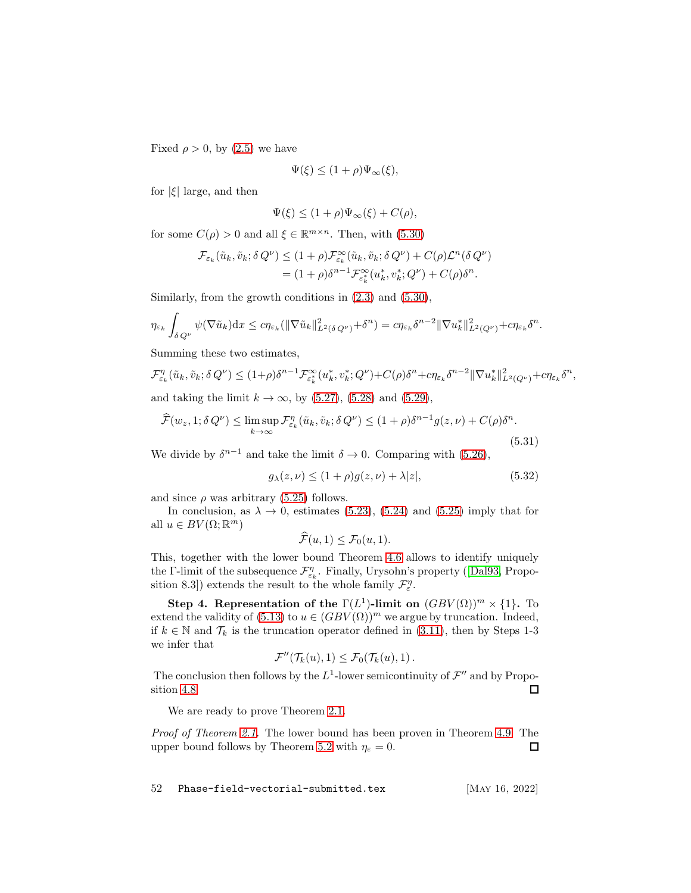Fixed $\rho > 0$, by (2.5) we have

$$\Psi(\xi) \leq (1+\rho)\Psi_\infty(\xi),$$

for $|\xi|$ large, and then

$$\Psi(\xi) \leq (1+\rho)\Psi_\infty(\xi) + C(\rho),$$

for some $C(\rho) > 0$ and all $\xi \in \mathbb{R}^{m\times n}$. Then, with (5.30)

$$\begin{aligned}\mathcal{F}_{\varepsilon_k}(\tilde u_k, \tilde v_k; \delta\, Q^\nu) &\leq (1+\rho)\mathcal{F}^\infty_{\varepsilon_k}(\tilde u_k, \tilde v_k; \delta\, Q^\nu) + C(\rho)\mathcal{L}^n(\delta\, Q^\nu) \\ &= (1+\rho)\delta^{n-1}\mathcal{F}^\infty_{\varepsilon_k^*}(u_k^*, v_k^*; Q^\nu) + C(\rho)\delta^n.\end{aligned}$$

Similarly, from the growth conditions in (2.3) and (5.30),

$$\eta_{\varepsilon_k}\int_{\delta\, Q^\nu}\psi(\nabla \tilde u_k)\mathrm{d}x \leq c\eta_{\varepsilon_k}(\|\nabla \tilde u_k\|^2_{L^2(\delta\, Q^\nu)} + \delta^n) = c\eta_{\varepsilon_k}\delta^{n-2}\|\nabla u_k^*\|^2_{L^2(Q^\nu)} + c\eta_{\varepsilon_k}\delta^n.$$

Summing these two estimates,

$$\mathcal{F}^\eta_{\varepsilon_k}(\tilde u_k, \tilde v_k; \delta\, Q^\nu) \leq (1+\rho)\delta^{n-1}\mathcal{F}^\infty_{\varepsilon_k^*}(u_k^*, v_k^*; Q^\nu) + C(\rho)\delta^n + c\eta_{\varepsilon_k}\delta^{n-2}\|\nabla u_k^*\|^2_{L^2(Q^\nu)} + c\eta_{\varepsilon_k}\delta^n,$$

and taking the limit $k\to\infty$, by (5.27), (5.28) and (5.29),

$$\widehat{\mathcal{F}}(w_z, 1; \delta\, Q^\nu) \leq \limsup_{k\to\infty}\mathcal{F}^\eta_{\varepsilon_k}(\tilde u_k, \tilde v_k; \delta\, Q^\nu) \leq (1+\rho)\delta^{n-1}g(z,\nu) + C(\rho)\delta^n. \tag{5.31}$$

We divide by $\delta^{n-1}$ and take the limit $\delta\to 0$. Comparing with (5.26),

$$g_\lambda(z,\nu) \leq (1+\rho)g(z,\nu) + \lambda|z|, \tag{5.32}$$

and since $\rho$ was arbitrary (5.25) follows.

In conclusion, as $\lambda \to 0$, estimates (5.23), (5.24) and (5.25) imply that for all $u \in BV(\Omega;\mathbb{R}^m)$

$$\widehat{\mathcal{F}}(u,1) \leq \mathcal{F}_0(u,1).$$

This, together with the lower bound Theorem 4.6 allows to identify uniquely the $\Gamma$-limit of the subsequence $\mathcal{F}^\eta_{\varepsilon_k}$. Finally, Urysohn's property ([Dal93, Proposition 8.3]) extends the result to the whole family $\mathcal{F}^\eta_\varepsilon$.

**Step 4. Representation of the $\Gamma(L^1)$-limit on $(GBV(\Omega))^m \times \{1\}$.** To extend the validity of (5.13) to $u \in (GBV(\Omega))^m$ we argue by truncation. Indeed, if $k\in\mathbb{N}$ and $\mathcal{T}_k$ is the truncation operator defined in (3.11), then by Steps 1-3 we infer that

$$\mathcal{F}''(\mathcal{T}_k(u), 1) \leq \mathcal{F}_0(\mathcal{T}_k(u), 1)\,.$$

The conclusion then follows by the $L^1$-lower semicontinuity of $\mathcal{F}''$ and by Proposition 4.8. □

We are ready to prove Theorem 2.1.

*Proof of Theorem 2.1.* The lower bound has been proven in Theorem 4.9. The upper bound follows by Theorem 5.2 with $\eta_\varepsilon = 0$. □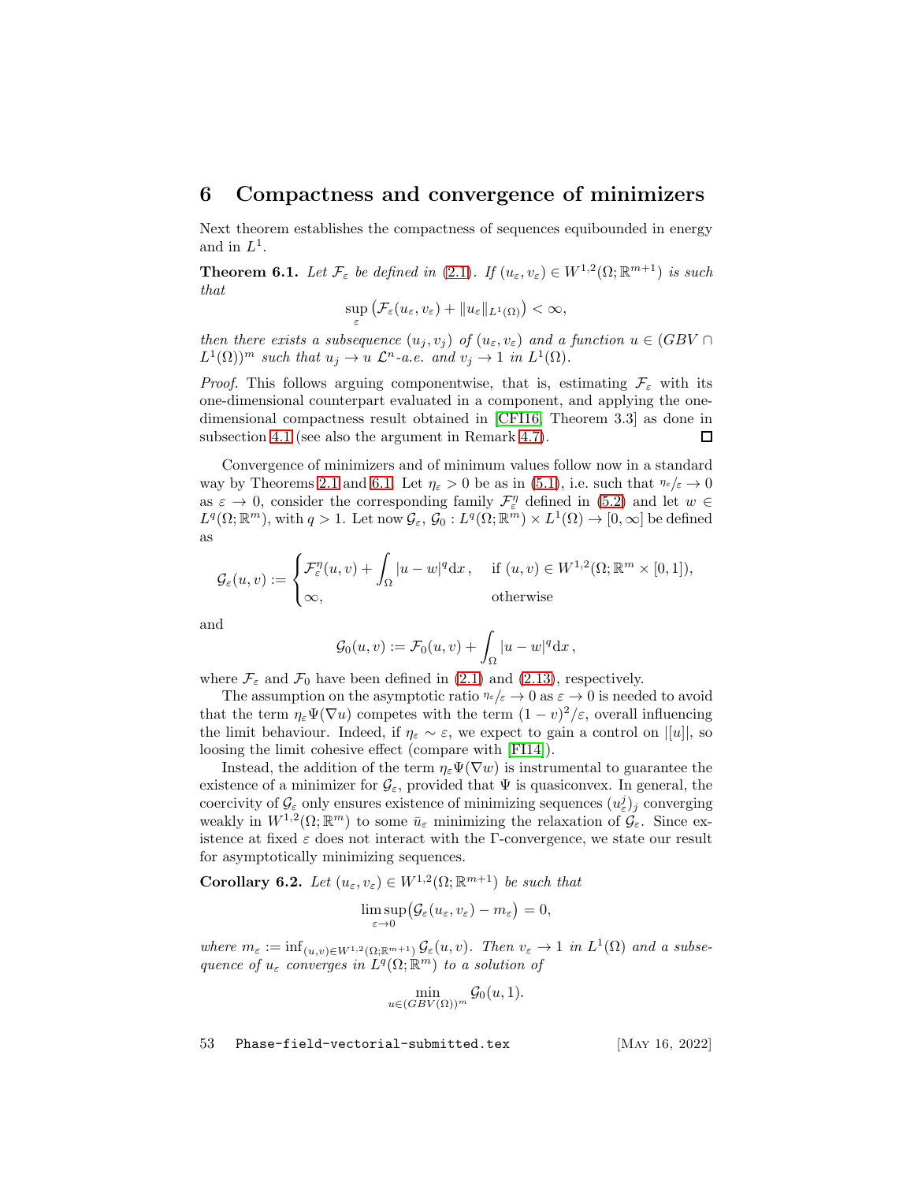## 6 Compactness and convergence of minimizers

Next theorem establishes the compactness of sequences equibounded in energy and in $L^1$.

**Theorem 6.1.** *Let $\mathcal{F}_\varepsilon$ be defined in (2.1). If $(u_\varepsilon, v_\varepsilon) \in W^{1,2}(\Omega;\mathbb{R}^{m+1})$ is such that*

$$\sup_\varepsilon \big(\mathcal{F}_\varepsilon(u_\varepsilon, v_\varepsilon) + \|u_\varepsilon\|_{L^1(\Omega)}\big) < \infty,$$

*then there exists a subsequence $(u_j, v_j)$ of $(u_\varepsilon, v_\varepsilon)$ and a function $u \in (GBV \cap L^1(\Omega))^m$ such that $u_j \to u$ $\mathcal{L}^n$-a.e. and $v_j \to 1$ in $L^1(\Omega)$.*

*Proof.* This follows arguing componentwise, that is, estimating $\mathcal{F}_\varepsilon$ with its one-dimensional counterpart evaluated in a component, and applying the one-dimensional compactness result obtained in [CFI16, Theorem 3.3] as done in subsection 4.1 (see also the argument in Remark 4.7). □

Convergence of minimizers and of minimum values follow now in a standard way by Theorems 2.1 and 6.1. Let $\eta_\varepsilon > 0$ be as in (5.1), i.e. such that ${}^{\eta_\varepsilon}/_{\varepsilon} \to 0$ as $\varepsilon \to 0$, consider the corresponding family $\mathcal{F}^\eta_\varepsilon$ defined in (5.2) and let $w \in L^q(\Omega;\mathbb{R}^m)$, with $q > 1$. Let now $\mathcal{G}_\varepsilon$, $\mathcal{G}_0 : L^q(\Omega;\mathbb{R}^m) \times L^1(\Omega) \to [0,\infty]$ be defined as

$$\mathcal{G}_\varepsilon(u,v) := \begin{cases} \mathcal{F}^\eta_\varepsilon(u,v) + \displaystyle\int_\Omega |u-w|^q \mathrm{d}x\,, & \text{if } (u,v) \in W^{1,2}(\Omega;\mathbb{R}^m \times [0,1]),\\ \infty, & \text{otherwise} \end{cases}$$

and

$$\mathcal{G}_0(u,v) := \mathcal{F}_0(u,v) + \int_\Omega |u-w|^q \mathrm{d}x\,,$$

where $\mathcal{F}_\varepsilon$ and $\mathcal{F}_0$ have been defined in (2.1) and (2.13), respectively.

The assumption on the asymptotic ratio ${}^{\eta_\varepsilon}/_{\varepsilon} \to 0$ as $\varepsilon \to 0$ is needed to avoid that the term $\eta_\varepsilon \Psi(\nabla u)$ competes with the term $(1-v)^2/\varepsilon$, overall influencing the limit behaviour. Indeed, if $\eta_\varepsilon \sim \varepsilon$, we expect to gain a control on $|[u]|$, so loosing the limit cohesive effect (compare with [FI14]).

Instead, the addition of the term $\eta_\varepsilon \Psi(\nabla w)$ is instrumental to guarantee the existence of a minimizer for $\mathcal{G}_\varepsilon$, provided that $\Psi$ is quasiconvex. In general, the coercivity of $\mathcal{G}_\varepsilon$ only ensures existence of minimizing sequences $(u^j_\varepsilon)_j$ converging weakly in $W^{1,2}(\Omega;\mathbb{R}^m)$ to some $\bar{u}_\varepsilon$ minimizing the relaxation of $\mathcal{G}_\varepsilon$. Since existence at fixed $\varepsilon$ does not interact with the $\Gamma$-convergence, we state our result for asymptotically minimizing sequences.

**Corollary 6.2.** *Let $(u_\varepsilon, v_\varepsilon) \in W^{1,2}(\Omega;\mathbb{R}^{m+1})$ be such that*

$$\limsup_{\varepsilon\to 0}\big(\mathcal{G}_\varepsilon(u_\varepsilon, v_\varepsilon) - m_\varepsilon\big) = 0,$$

*where $m_\varepsilon := \inf_{(u,v)\in W^{1,2}(\Omega;\mathbb{R}^{m+1})} \mathcal{G}_\varepsilon(u,v)$. Then $v_\varepsilon \to 1$ in $L^1(\Omega)$ and a subsequence of $u_\varepsilon$ converges in $L^q(\Omega;\mathbb{R}^m)$ to a solution of*

$$\min_{u\in(GBV(\Omega))^m} \mathcal{G}_0(u,1).$$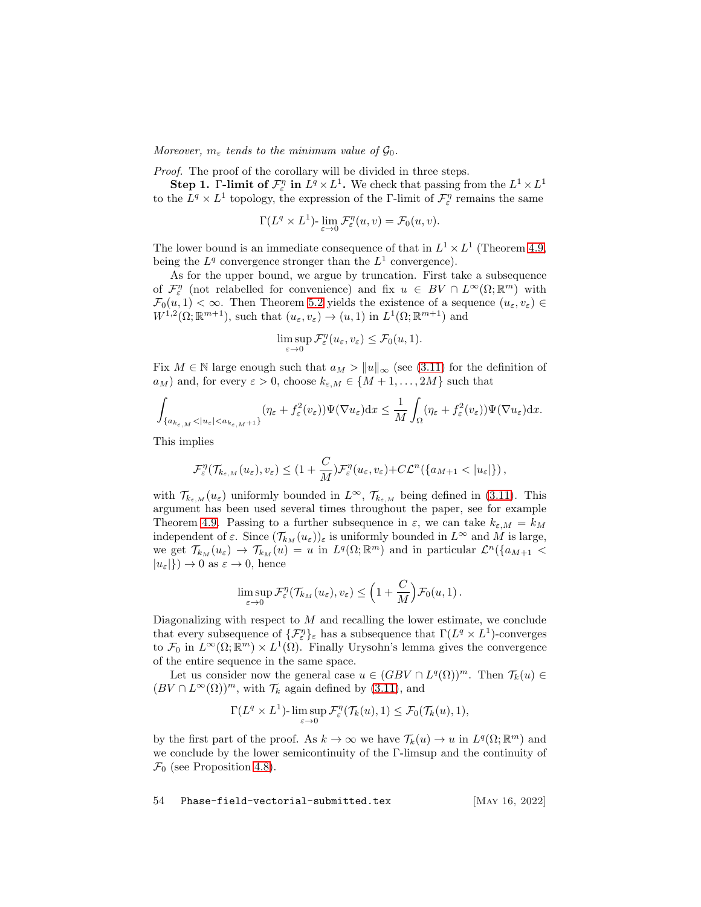*Moreover, $m_\varepsilon$ tends to the minimum value of $\mathcal{G}_0$.*

*Proof.* The proof of the corollary will be divided in three steps.

**Step 1. Γ-limit of $\mathcal{F}^\eta_\varepsilon$ in $L^q \times L^1$.** We check that passing from the $L^1 \times L^1$ to the $L^q \times L^1$ topology, the expression of the Γ-limit of $\mathcal{F}^\eta_\varepsilon$ remains the same

$$\Gamma(L^q \times L^1)\text{-}\lim_{\varepsilon\to 0} \mathcal{F}^\eta_\varepsilon(u,v) = \mathcal{F}_0(u,v).$$

The lower bound is an immediate consequence of that in $L^1 \times L^1$ (Theorem 4.9, being the $L^q$ convergence stronger than the $L^1$ convergence).

As for the upper bound, we argue by truncation. First take a subsequence of $\mathcal{F}^\eta_\varepsilon$ (not relabelled for convenience) and fix $u \in BV \cap L^\infty(\Omega;\mathbb{R}^m)$ with $\mathcal{F}_0(u,1) < \infty$. Then Theorem 5.2 yields the existence of a sequence $(u_\varepsilon, v_\varepsilon) \in W^{1,2}(\Omega;\mathbb{R}^{m+1})$, such that $(u_\varepsilon, v_\varepsilon) \to (u,1)$ in $L^1(\Omega;\mathbb{R}^{m+1})$ and

$$\limsup_{\varepsilon\to 0} \mathcal{F}^\eta_\varepsilon(u_\varepsilon, v_\varepsilon) \le \mathcal{F}_0(u,1).$$

Fix $M \in \mathbb{N}$ large enough such that $a_M > \|u\|_\infty$ (see (3.11) for the definition of $a_M$) and, for every $\varepsilon > 0$, choose $k_{\varepsilon,M} \in \{M+1, \dots, 2M\}$ such that

$$\int_{\{a_{k_{\varepsilon,M}} < |u_\varepsilon| < a_{k_{\varepsilon,M}+1}\}} (\eta_\varepsilon + f^2_\varepsilon(v_\varepsilon))\Psi(\nabla u_\varepsilon)\mathrm{d}x \le \frac{1}{M}\int_\Omega (\eta_\varepsilon + f^2_\varepsilon(v_\varepsilon))\Psi(\nabla u_\varepsilon)\mathrm{d}x.$$

This implies

$$\mathcal{F}^\eta_\varepsilon(\mathcal{T}_{k_{\varepsilon,M}}(u_\varepsilon), v_\varepsilon) \le (1 + \frac{C}{M})\mathcal{F}^\eta_\varepsilon(u_\varepsilon, v_\varepsilon) + C\mathcal{L}^n(\{a_{M+1} < |u_\varepsilon|\}),$$

with $\mathcal{T}_{k_{\varepsilon,M}}(u_\varepsilon)$ uniformly bounded in $L^\infty$, $\mathcal{T}_{k_{\varepsilon,M}}$ being defined in (3.11). This argument has been used several times throughout the paper, see for example Theorem 4.9. Passing to a further subsequence in $\varepsilon$, we can take $k_{\varepsilon,M} = k_M$ independent of $\varepsilon$. Since $(\mathcal{T}_{k_M}(u_\varepsilon))_\varepsilon$ is uniformly bounded in $L^\infty$ and $M$ is large, we get $\mathcal{T}_{k_M}(u_\varepsilon) \to \mathcal{T}_{k_M}(u) = u$ in $L^q(\Omega;\mathbb{R}^m)$ and in particular $\mathcal{L}^n(\{a_{M+1} < |u_\varepsilon|\}) \to 0$ as $\varepsilon \to 0$, hence

$$\limsup_{\varepsilon\to 0} \mathcal{F}^\eta_\varepsilon(\mathcal{T}_{k_M}(u_\varepsilon), v_\varepsilon) \le \Big(1 + \frac{C}{M}\Big)\mathcal{F}_0(u,1).$$

Diagonalizing with respect to $M$ and recalling the lower estimate, we conclude that every subsequence of $\{\mathcal{F}^\eta_\varepsilon\}_\varepsilon$ has a subsequence that $\Gamma(L^q \times L^1)$-converges to $\mathcal{F}_0$ in $L^\infty(\Omega;\mathbb{R}^m) \times L^1(\Omega)$. Finally Urysohn's lemma gives the convergence of the entire sequence in the same space.

Let us consider now the general case $u \in (GBV \cap L^q(\Omega))^m$. Then $\mathcal{T}_k(u) \in (BV \cap L^\infty(\Omega))^m$, with $\mathcal{T}_k$ again defined by (3.11), and

$$\Gamma(L^q \times L^1)\text{-}\limsup_{\varepsilon\to 0} \mathcal{F}^\eta_\varepsilon(\mathcal{T}_k(u), 1) \le \mathcal{F}_0(\mathcal{T}_k(u), 1),$$

by the first part of the proof. As $k \to \infty$ we have $\mathcal{T}_k(u) \to u$ in $L^q(\Omega;\mathbb{R}^m)$ and we conclude by the lower semicontinuity of the Γ-limsup and the continuity of $\mathcal{F}_0$ (see Proposition 4.8).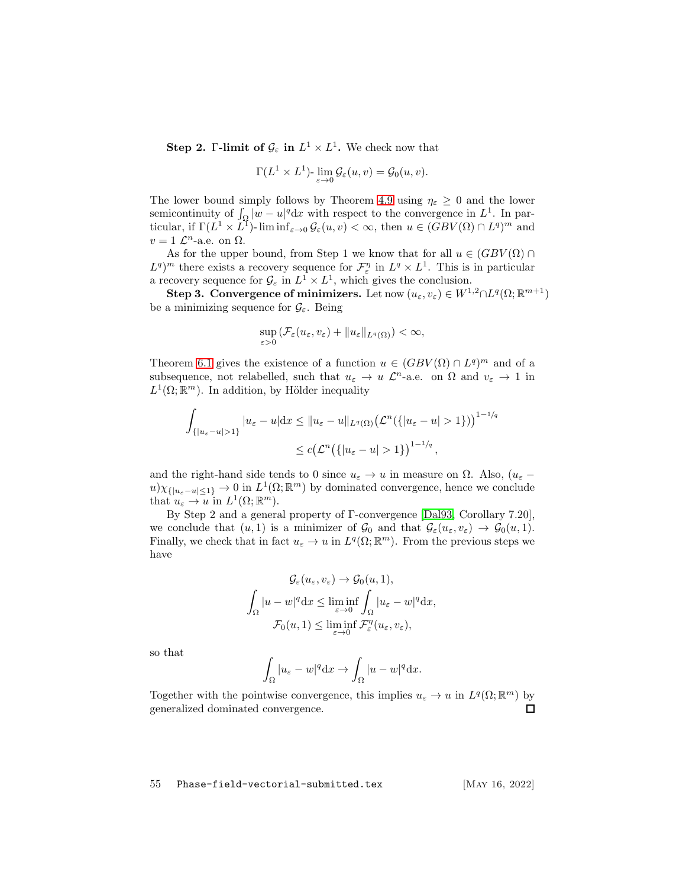**Step 2. $\Gamma$-limit of $\mathcal{G}_\varepsilon$ in $L^1 \times L^1$.** We check now that

$$\Gamma(L^1 \times L^1)\text{-}\lim_{\varepsilon \to 0} \mathcal{G}_\varepsilon(u, v) = \mathcal{G}_0(u, v).$$

The lower bound simply follows by Theorem 4.9 using $\eta_\varepsilon \geq 0$ and the lower semicontinuity of $\int_\Omega |w - u|^q \mathrm{d}x$ with respect to the convergence in $L^1$. In particular, if $\Gamma(L^1 \times L^1)\text{-}\liminf_{\varepsilon \to 0} \mathcal{G}_\varepsilon(u, v) < \infty$, then $u \in (GBV(\Omega) \cap L^q)^m$ and $v = 1$ $\mathcal{L}^n$-a.e. on $\Omega$.

As for the upper bound, from Step 1 we know that for all $u \in (GBV(\Omega) \cap L^q)^m$ there exists a recovery sequence for $\mathcal{F}_\varepsilon^\eta$ in $L^q \times L^1$. This is in particular a recovery sequence for $\mathcal{G}_\varepsilon$ in $L^1 \times L^1$, which gives the conclusion.

**Step 3. Convergence of minimizers.** Let now $(u_\varepsilon, v_\varepsilon) \in W^{1,2} \cap L^q(\Omega; \mathbb{R}^{m+1})$ be a minimizing sequence for $\mathcal{G}_\varepsilon$. Being

$$\sup_{\varepsilon > 0} \left( \mathcal{F}_\varepsilon(u_\varepsilon, v_\varepsilon) + \|u_\varepsilon\|_{L^q(\Omega)} \right) < \infty,$$

Theorem 6.1 gives the existence of a function $u \in (GBV(\Omega) \cap L^q)^m$ and of a subsequence, not relabelled, such that $u_\varepsilon \to u$ $\mathcal{L}^n$-a.e. on $\Omega$ and $v_\varepsilon \to 1$ in $L^1(\Omega; \mathbb{R}^m)$. In addition, by Hölder inequality

$$\begin{aligned}
\int_{\{|u_\varepsilon - u| > 1\}} |u_\varepsilon - u| \mathrm{d}x &\leq \|u_\varepsilon - u\|_{L^q(\Omega)} \big( \mathcal{L}^n(\{|u_\varepsilon - u| > 1\}) \big)^{1 - 1/q} \\
&\leq c \big( \mathcal{L}^n \big( \{|u_\varepsilon - u| > 1\} \big)^{1 - 1/q},
\end{aligned}$$

and the right-hand side tends to 0 since $u_\varepsilon \to u$ in measure on $\Omega$. Also, $(u_\varepsilon - u)\chi_{\{|u_\varepsilon - u| \leq 1\}} \to 0$ in $L^1(\Omega; \mathbb{R}^m)$ by dominated convergence, hence we conclude that $u_\varepsilon \to u$ in $L^1(\Omega; \mathbb{R}^m)$.

By Step 2 and a general property of $\Gamma$-convergence [Dal93, Corollary 7.20], we conclude that $(u, 1)$ is a minimizer of $\mathcal{G}_0$ and that $\mathcal{G}_\varepsilon(u_\varepsilon, v_\varepsilon) \to \mathcal{G}_0(u, 1)$. Finally, we check that in fact $u_\varepsilon \to u$ in $L^q(\Omega; \mathbb{R}^m)$. From the previous steps we have

$$\begin{gathered}
\mathcal{G}_\varepsilon(u_\varepsilon, v_\varepsilon) \to \mathcal{G}_0(u, 1), \\
\int_\Omega |u - w|^q \mathrm{d}x \leq \liminf_{\varepsilon \to 0} \int_\Omega |u_\varepsilon - w|^q \mathrm{d}x, \\
\mathcal{F}_0(u, 1) \leq \liminf_{\varepsilon \to 0} \mathcal{F}_\varepsilon^\eta(u_\varepsilon, v_\varepsilon),
\end{gathered}$$

so that

$$\int_\Omega |u_\varepsilon - w|^q \mathrm{d}x \to \int_\Omega |u - w|^q \mathrm{d}x.$$

Together with the pointwise convergence, this implies $u_\varepsilon \to u$ in $L^q(\Omega; \mathbb{R}^m)$ by generalized dominated convergence. ☐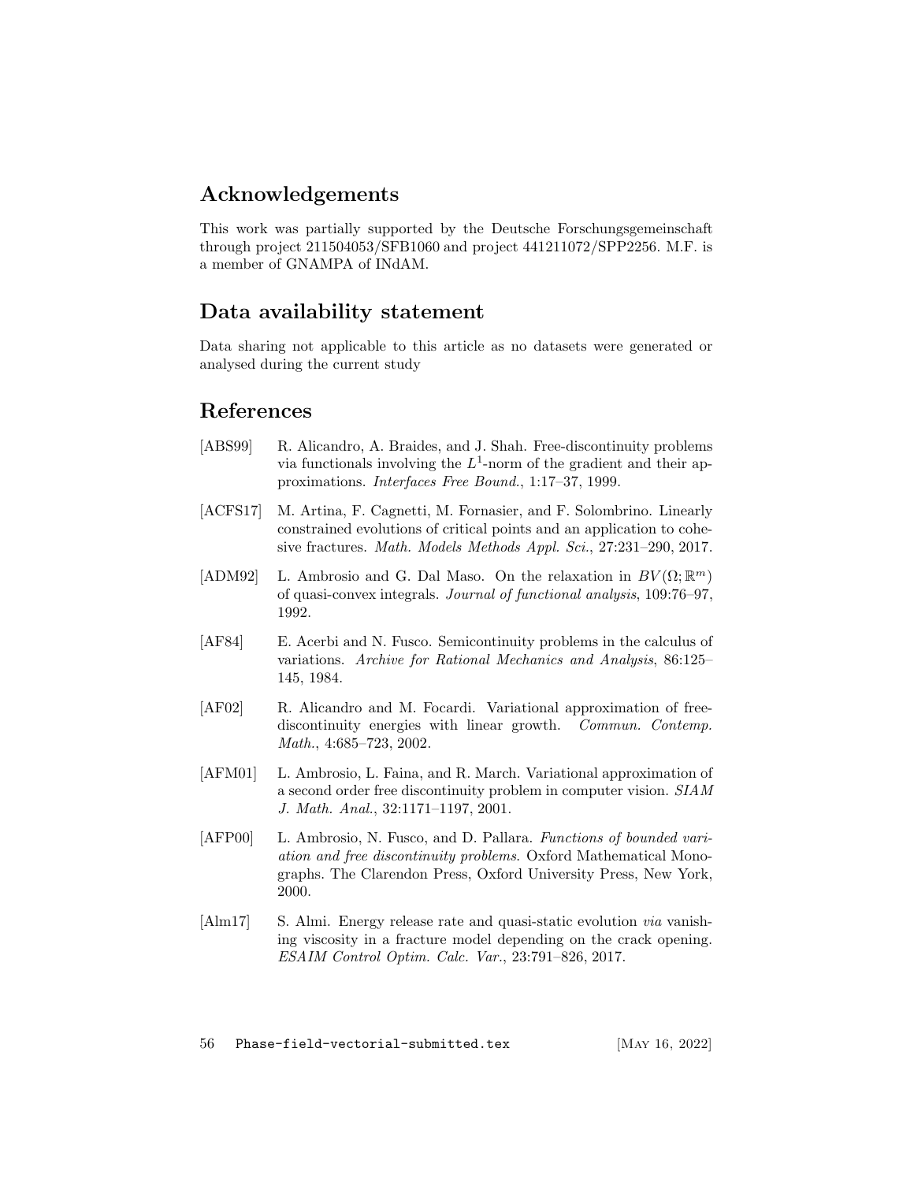## Acknowledgements

This work was partially supported by the Deutsche Forschungsgemeinschaft through project 211504053/SFB1060 and project 441211072/SPP2256. M.F. is a member of GNAMPA of INdAM.

## Data availability statement

Data sharing not applicable to this article as no datasets were generated or analysed during the current study

## References

[ABS99] R. Alicandro, A. Braides, and J. Shah. Free-discontinuity problems via functionals involving the $L^1$-norm of the gradient and their approximations. *Interfaces Free Bound.*, 1:17–37, 1999.

[ACFS17] M. Artina, F. Cagnetti, M. Fornasier, and F. Solombrino. Linearly constrained evolutions of critical points and an application to cohesive fractures. *Math. Models Methods Appl. Sci.*, 27:231–290, 2017.

[ADM92] L. Ambrosio and G. Dal Maso. On the relaxation in $BV(\Omega;\mathbb{R}^m)$ of quasi-convex integrals. *Journal of functional analysis*, 109:76–97, 1992.

[AF84] E. Acerbi and N. Fusco. Semicontinuity problems in the calculus of variations. *Archive for Rational Mechanics and Analysis*, 86:125–145, 1984.

[AF02] R. Alicandro and M. Focardi. Variational approximation of free-discontinuity energies with linear growth. *Commun. Contemp. Math.*, 4:685–723, 2002.

[AFM01] L. Ambrosio, L. Faina, and R. March. Variational approximation of a second order free discontinuity problem in computer vision. *SIAM J. Math. Anal.*, 32:1171–1197, 2001.

[AFP00] L. Ambrosio, N. Fusco, and D. Pallara. *Functions of bounded variation and free discontinuity problems*. Oxford Mathematical Monographs. The Clarendon Press, Oxford University Press, New York, 2000.

[Alm17] S. Almi. Energy release rate and quasi-static evolution *via* vanishing viscosity in a fracture model depending on the crack opening. *ESAIM Control Optim. Calc. Var.*, 23:791–826, 2017.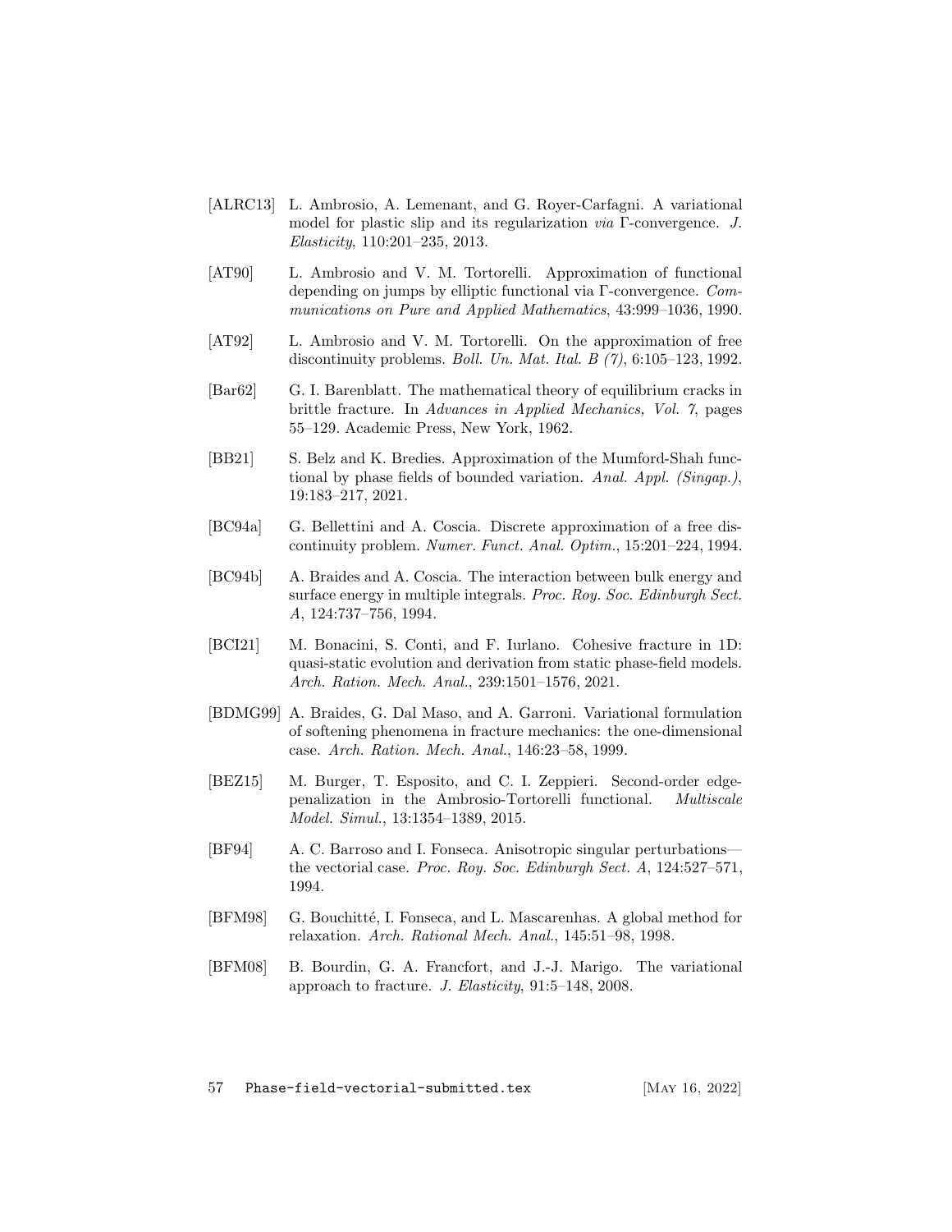[ALRC13] L. Ambrosio, A. Lemenant, and G. Royer-Carfagni. A variational model for plastic slip and its regularization *via* $\Gamma$-convergence. *J. Elasticity*, 110:201–235, 2013.

[AT90] L. Ambrosio and V. M. Tortorelli. Approximation of functional depending on jumps by elliptic functional via $\Gamma$-convergence. *Communications on Pure and Applied Mathematics*, 43:999–1036, 1990.

[AT92] L. Ambrosio and V. M. Tortorelli. On the approximation of free discontinuity problems. *Boll. Un. Mat. Ital. B (7)*, 6:105–123, 1992.

[Bar62] G. I. Barenblatt. The mathematical theory of equilibrium cracks in brittle fracture. In *Advances in Applied Mechanics, Vol. 7*, pages 55–129. Academic Press, New York, 1962.

[BB21] S. Belz and K. Bredies. Approximation of the Mumford-Shah functional by phase fields of bounded variation. *Anal. Appl. (Singap.)*, 19:183–217, 2021.

[BC94a] G. Bellettini and A. Coscia. Discrete approximation of a free discontinuity problem. *Numer. Funct. Anal. Optim.*, 15:201–224, 1994.

[BC94b] A. Braides and A. Coscia. The interaction between bulk energy and surface energy in multiple integrals. *Proc. Roy. Soc. Edinburgh Sect. A*, 124:737–756, 1994.

[BCI21] M. Bonacini, S. Conti, and F. Iurlano. Cohesive fracture in 1D: quasi-static evolution and derivation from static phase-field models. *Arch. Ration. Mech. Anal.*, 239:1501–1576, 2021.

[BDMG99] A. Braides, G. Dal Maso, and A. Garroni. Variational formulation of softening phenomena in fracture mechanics: the one-dimensional case. *Arch. Ration. Mech. Anal.*, 146:23–58, 1999.

[BEZ15] M. Burger, T. Esposito, and C. I. Zeppieri. Second-order edge-penalization in the Ambrosio-Tortorelli functional. *Multiscale Model. Simul.*, 13:1354–1389, 2015.

[BF94] A. C. Barroso and I. Fonseca. Anisotropic singular perturbations—the vectorial case. *Proc. Roy. Soc. Edinburgh Sect. A*, 124:527–571, 1994.

[BFM98] G. Bouchitté, I. Fonseca, and L. Mascarenhas. A global method for relaxation. *Arch. Rational Mech. Anal.*, 145:51–98, 1998.

[BFM08] B. Bourdin, G. A. Francfort, and J.-J. Marigo. The variational approach to fracture. *J. Elasticity*, 91:5–148, 2008.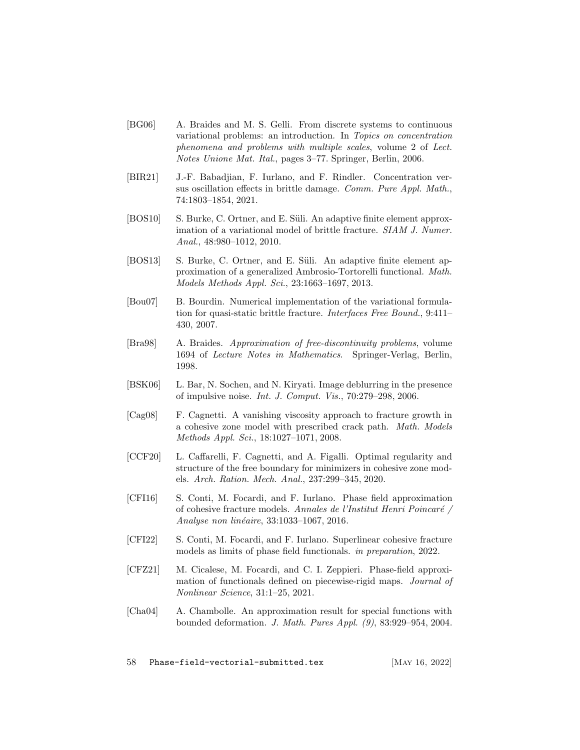[BG06] A. Braides and M. S. Gelli. From discrete systems to continuous variational problems: an introduction. In *Topics on concentration phenomena and problems with multiple scales*, volume 2 of *Lect. Notes Unione Mat. Ital.*, pages 3–77. Springer, Berlin, 2006.

[BIR21] J.-F. Babadjian, F. Iurlano, and F. Rindler. Concentration versus oscillation effects in brittle damage. *Comm. Pure Appl. Math.*, 74:1803–1854, 2021.

[BOS10] S. Burke, C. Ortner, and E. Süli. An adaptive finite element approximation of a variational model of brittle fracture. *SIAM J. Numer. Anal.*, 48:980–1012, 2010.

[BOS13] S. Burke, C. Ortner, and E. Süli. An adaptive finite element approximation of a generalized Ambrosio-Tortorelli functional. *Math. Models Methods Appl. Sci.*, 23:1663–1697, 2013.

[Bou07] B. Bourdin. Numerical implementation of the variational formulation for quasi-static brittle fracture. *Interfaces Free Bound.*, 9:411–430, 2007.

[Bra98] A. Braides. *Approximation of free-discontinuity problems*, volume 1694 of *Lecture Notes in Mathematics*. Springer-Verlag, Berlin, 1998.

[BSK06] L. Bar, N. Sochen, and N. Kiryati. Image deblurring in the presence of impulsive noise. *Int. J. Comput. Vis.*, 70:279–298, 2006.

[Cag08] F. Cagnetti. A vanishing viscosity approach to fracture growth in a cohesive zone model with prescribed crack path. *Math. Models Methods Appl. Sci.*, 18:1027–1071, 2008.

[CCF20] L. Caffarelli, F. Cagnetti, and A. Figalli. Optimal regularity and structure of the free boundary for minimizers in cohesive zone models. *Arch. Ration. Mech. Anal.*, 237:299–345, 2020.

[CFI16] S. Conti, M. Focardi, and F. Iurlano. Phase field approximation of cohesive fracture models. *Annales de l'Institut Henri Poincaré / Analyse non linéaire*, 33:1033–1067, 2016.

[CFI22] S. Conti, M. Focardi, and F. Iurlano. Superlinear cohesive fracture models as limits of phase field functionals. *in preparation*, 2022.

[CFZ21] M. Cicalese, M. Focardi, and C. I. Zeppieri. Phase-field approximation of functionals defined on piecewise-rigid maps. *Journal of Nonlinear Science*, 31:1–25, 2021.

[Cha04] A. Chambolle. An approximation result for special functions with bounded deformation. *J. Math. Pures Appl. (9)*, 83:929–954, 2004.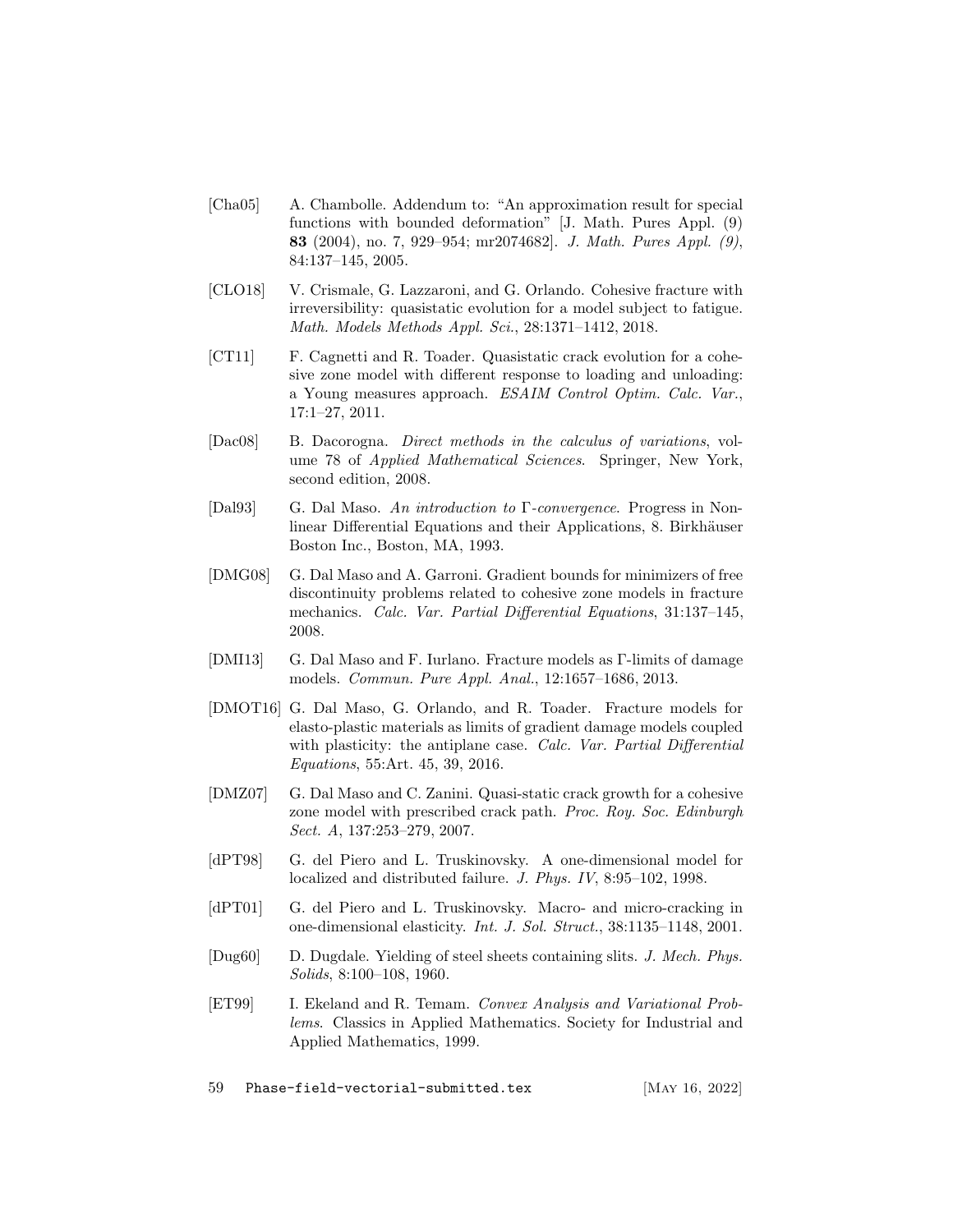[Cha05] A. Chambolle. Addendum to: "An approximation result for special functions with bounded deformation" [J. Math. Pures Appl. (9) **83** (2004), no. 7, 929–954; mr2074682]. *J. Math. Pures Appl. (9)*, 84:137–145, 2005.

[CLO18] V. Crismale, G. Lazzaroni, and G. Orlando. Cohesive fracture with irreversibility: quasistatic evolution for a model subject to fatigue. *Math. Models Methods Appl. Sci.*, 28:1371–1412, 2018.

[CT11] F. Cagnetti and R. Toader. Quasistatic crack evolution for a cohesive zone model with different response to loading and unloading: a Young measures approach. *ESAIM Control Optim. Calc. Var.*, 17:1–27, 2011.

[Dac08] B. Dacorogna. *Direct methods in the calculus of variations*, volume 78 of *Applied Mathematical Sciences*. Springer, New York, second edition, 2008.

[Dal93] G. Dal Maso. *An introduction to Γ-convergence*. Progress in Nonlinear Differential Equations and their Applications, 8. Birkhäuser Boston Inc., Boston, MA, 1993.

[DMG08] G. Dal Maso and A. Garroni. Gradient bounds for minimizers of free discontinuity problems related to cohesive zone models in fracture mechanics. *Calc. Var. Partial Differential Equations*, 31:137–145, 2008.

[DMI13] G. Dal Maso and F. Iurlano. Fracture models as Γ-limits of damage models. *Commun. Pure Appl. Anal.*, 12:1657–1686, 2013.

[DMOT16] G. Dal Maso, G. Orlando, and R. Toader. Fracture models for elasto-plastic materials as limits of gradient damage models coupled with plasticity: the antiplane case. *Calc. Var. Partial Differential Equations*, 55:Art. 45, 39, 2016.

[DMZ07] G. Dal Maso and C. Zanini. Quasi-static crack growth for a cohesive zone model with prescribed crack path. *Proc. Roy. Soc. Edinburgh Sect. A*, 137:253–279, 2007.

[dPT98] G. del Piero and L. Truskinovsky. A one-dimensional model for localized and distributed failure. *J. Phys. IV*, 8:95–102, 1998.

[dPT01] G. del Piero and L. Truskinovsky. Macro- and micro-cracking in one-dimensional elasticity. *Int. J. Sol. Struct.*, 38:1135–1148, 2001.

[Dug60] D. Dugdale. Yielding of steel sheets containing slits. *J. Mech. Phys. Solids*, 8:100–108, 1960.

[ET99] I. Ekeland and R. Temam. *Convex Analysis and Variational Problems*. Classics in Applied Mathematics. Society for Industrial and Applied Mathematics, 1999.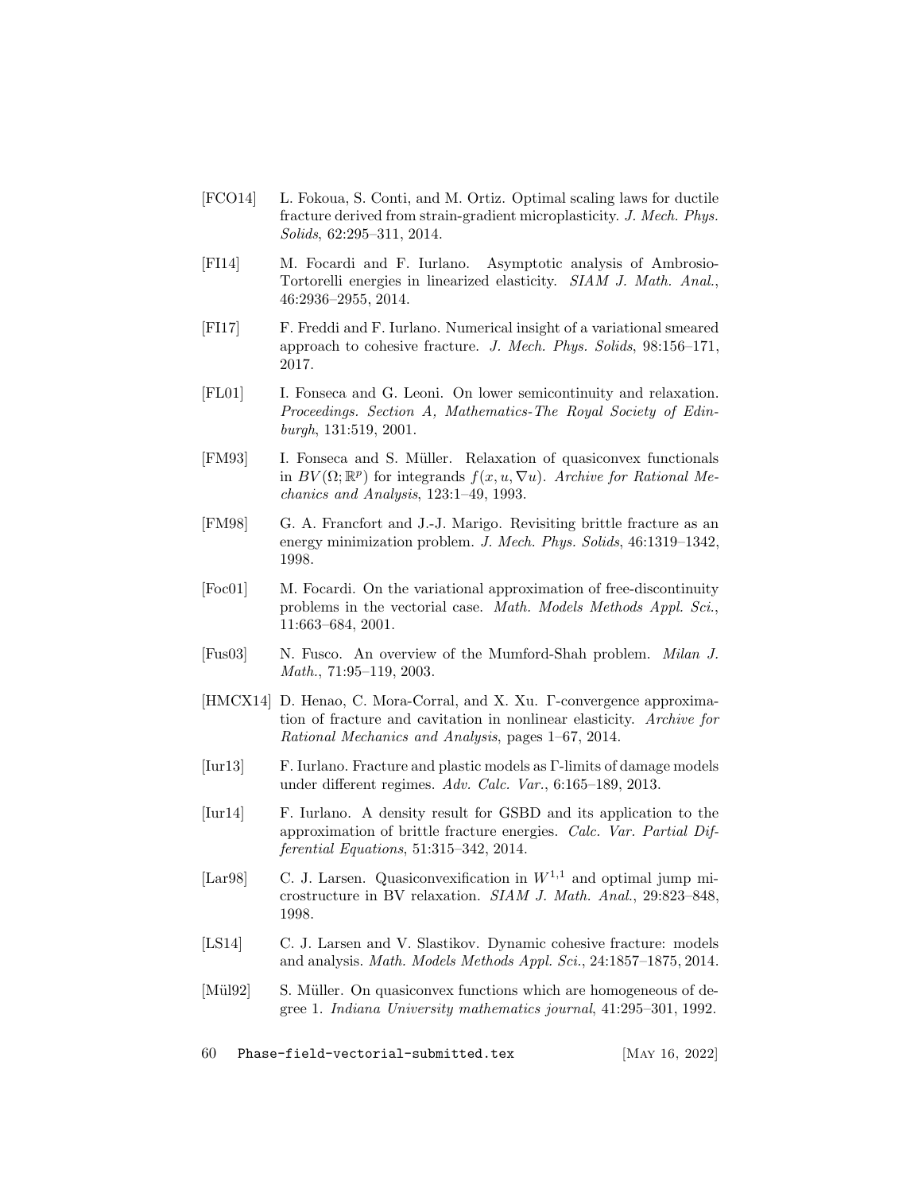[FCO14] L. Fokoua, S. Conti, and M. Ortiz. Optimal scaling laws for ductile fracture derived from strain-gradient microplasticity. *J. Mech. Phys. Solids*, 62:295–311, 2014.

[FI14] M. Focardi and F. Iurlano. Asymptotic analysis of Ambrosio-Tortorelli energies in linearized elasticity. *SIAM J. Math. Anal.*, 46:2936–2955, 2014.

[FI17] F. Freddi and F. Iurlano. Numerical insight of a variational smeared approach to cohesive fracture. *J. Mech. Phys. Solids*, 98:156–171, 2017.

[FL01] I. Fonseca and G. Leoni. On lower semicontinuity and relaxation. *Proceedings. Section A, Mathematics-The Royal Society of Edinburgh*, 131:519, 2001.

[FM93] I. Fonseca and S. Müller. Relaxation of quasiconvex functionals in $BV(\Omega;\mathbb{R}^p)$ for integrands $f(x,u,\nabla u)$. *Archive for Rational Mechanics and Analysis*, 123:1–49, 1993.

[FM98] G. A. Francfort and J.-J. Marigo. Revisiting brittle fracture as an energy minimization problem. *J. Mech. Phys. Solids*, 46:1319–1342, 1998.

[Foc01] M. Focardi. On the variational approximation of free-discontinuity problems in the vectorial case. *Math. Models Methods Appl. Sci.*, 11:663–684, 2001.

[Fus03] N. Fusco. An overview of the Mumford-Shah problem. *Milan J. Math.*, 71:95–119, 2003.

[HMCX14] D. Henao, C. Mora-Corral, and X. Xu. Γ-convergence approximation of fracture and cavitation in nonlinear elasticity. *Archive for Rational Mechanics and Analysis*, pages 1–67, 2014.

[Iur13] F. Iurlano. Fracture and plastic models as Γ-limits of damage models under different regimes. *Adv. Calc. Var.*, 6:165–189, 2013.

[Iur14] F. Iurlano. A density result for GSBD and its application to the approximation of brittle fracture energies. *Calc. Var. Partial Differential Equations*, 51:315–342, 2014.

[Lar98] C. J. Larsen. Quasiconvexification in $W^{1,1}$ and optimal jump microstructure in BV relaxation. *SIAM J. Math. Anal.*, 29:823–848, 1998.

[LS14] C. J. Larsen and V. Slastikov. Dynamic cohesive fracture: models and analysis. *Math. Models Methods Appl. Sci.*, 24:1857–1875, 2014.

[Mül92] S. Müller. On quasiconvex functions which are homogeneous of degree 1. *Indiana University mathematics journal*, 41:295–301, 1992.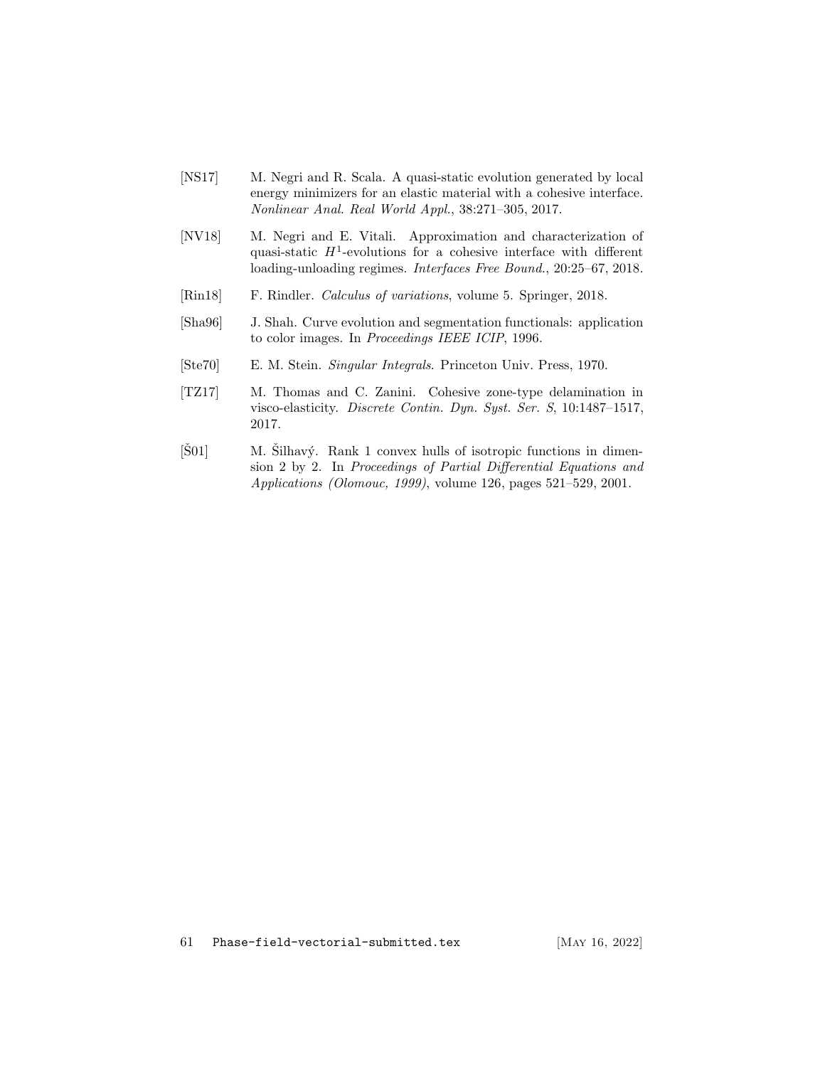[NS17] M. Negri and R. Scala. A quasi-static evolution generated by local energy minimizers for an elastic material with a cohesive interface. *Nonlinear Anal. Real World Appl.*, 38:271–305, 2017.

[NV18] M. Negri and E. Vitali. Approximation and characterization of quasi-static $H^1$-evolutions for a cohesive interface with different loading-unloading regimes. *Interfaces Free Bound.*, 20:25–67, 2018.

[Rin18] F. Rindler. *Calculus of variations*, volume 5. Springer, 2018.

[Sha96] J. Shah. Curve evolution and segmentation functionals: application to color images. In *Proceedings IEEE ICIP*, 1996.

[Ste70] E. M. Stein. *Singular Integrals*. Princeton Univ. Press, 1970.

[TZ17] M. Thomas and C. Zanini. Cohesive zone-type delamination in visco-elasticity. *Discrete Contin. Dyn. Syst. Ser. S*, 10:1487–1517, 2017.

[Š01] M. Šilhavý. Rank 1 convex hulls of isotropic functions in dimension 2 by 2. In *Proceedings of Partial Differential Equations and Applications (Olomouc, 1999)*, volume 126, pages 521–529, 2001.